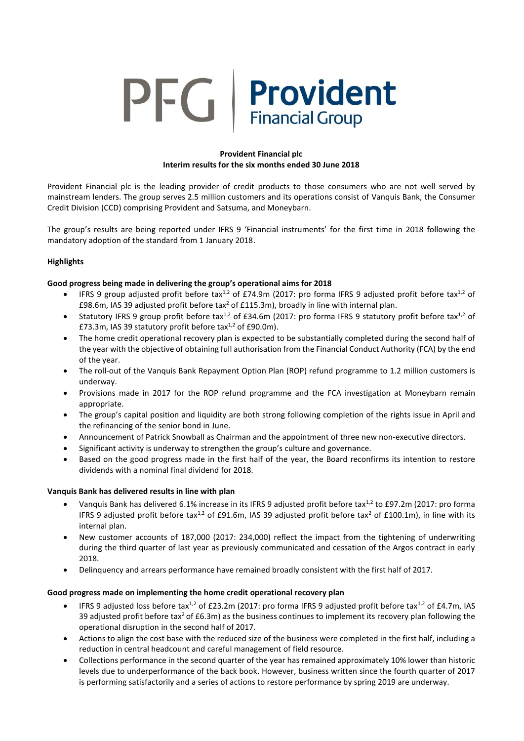# PFG | Provident Financial Group

**Provident Financial plc**
**Interim results for the six months ended 30 June 2018**

Provident Financial plc is the leading provider of credit products to those consumers who are not well served by mainstream lenders. The group serves 2.5 million customers and its operations consist of Vanquis Bank, the Consumer Credit Division (CCD) comprising Provident and Satsuma, and Moneybarn.

The group's results are being reported under IFRS 9 'Financial instruments' for the first time in 2018 following the mandatory adoption of the standard from 1 January 2018.

## Highlights

**Good progress being made in delivering the group's operational aims for 2018**

- IFRS 9 group adjusted profit before tax[1,2] of £74.9m (2017: pro forma IFRS 9 adjusted profit before tax[1,2] of £98.6m, IAS 39 adjusted profit before tax[2] of £115.3m), broadly in line with internal plan.
- Statutory IFRS 9 group profit before tax[1,2] of £34.6m (2017: pro forma IFRS 9 statutory profit before tax[1,2] of £73.3m, IAS 39 statutory profit before tax[1,2] of £90.0m).
- The home credit operational recovery plan is expected to be substantially completed during the second half of the year with the objective of obtaining full authorisation from the Financial Conduct Authority (FCA) by the end of the year.
- The roll-out of the Vanquis Bank Repayment Option Plan (ROP) refund programme to 1.2 million customers is underway.
- Provisions made in 2017 for the ROP refund programme and the FCA investigation at Moneybarn remain appropriate.
- The group's capital position and liquidity are both strong following completion of the rights issue in April and the refinancing of the senior bond in June.
- Announcement of Patrick Snowball as Chairman and the appointment of three new non-executive directors.
- Significant activity is underway to strengthen the group's culture and governance.
- Based on the good progress made in the first half of the year, the Board reconfirms its intention to restore dividends with a nominal final dividend for 2018.

**Vanquis Bank has delivered results in line with plan**

- Vanquis Bank has delivered 6.1% increase in its IFRS 9 adjusted profit before tax[1,2] to £97.2m (2017: pro forma IFRS 9 adjusted profit before tax[1,2] of £91.6m, IAS 39 adjusted profit before tax[2] of £100.1m), in line with its internal plan.
- New customer accounts of 187,000 (2017: 234,000) reflect the impact from the tightening of underwriting during the third quarter of last year as previously communicated and cessation of the Argos contract in early 2018.
- Delinquency and arrears performance have remained broadly consistent with the first half of 2017.

**Good progress made on implementing the home credit operational recovery plan**

- IFRS 9 adjusted loss before tax[1,2] of £23.2m (2017: pro forma IFRS 9 adjusted profit before tax[1,2] of £4.7m, IAS 39 adjusted profit before tax[2] of £6.3m) as the business continues to implement its recovery plan following the operational disruption in the second half of 2017.
- Actions to align the cost base with the reduced size of the business were completed in the first half, including a reduction in central headcount and careful management of field resource.
- Collections performance in the second quarter of the year has remained approximately 10% lower than historic levels due to underperformance of the back book. However, business written since the fourth quarter of 2017 is performing satisfactorily and a series of actions to restore performance by spring 2019 are underway.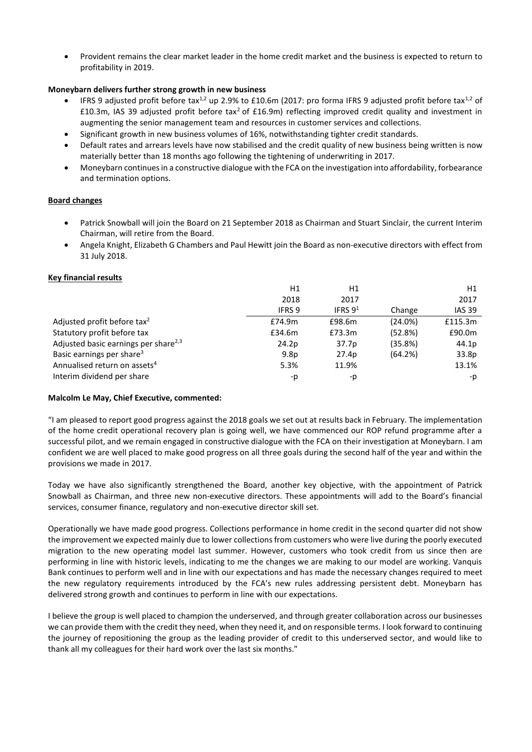- Provident remains the clear market leader in the home credit market and the business is expected to return to profitability in 2019.

**Moneybarn delivers further strong growth in new business**

- IFRS 9 adjusted profit before tax[1,2] up 2.9% to £10.6m (2017: pro forma IFRS 9 adjusted profit before tax[1,2] of £10.3m, IAS 39 adjusted profit before tax[2] of £16.9m) reflecting improved credit quality and investment in augmenting the senior management team and resources in customer services and collections.
- Significant growth in new business volumes of 16%, notwithstanding tighter credit standards.
- Default rates and arrears levels have now stabilised and the credit quality of new business being written is now materially better than 18 months ago following the tightening of underwriting in 2017.
- Moneybarn continues in a constructive dialogue with the FCA on the investigation into affordability, forbearance and termination options.

**Board changes**

- Patrick Snowball will join the Board on 21 September 2018 as Chairman and Stuart Sinclair, the current Interim Chairman, will retire from the Board.
- Angela Knight, Elizabeth G Chambers and Paul Hewitt join the Board as non-executive directors with effect from 31 July 2018.

**Key financial results**

| | H1 2018 IFRS 9 | H1 2017 IFRS 9[1] | Change | H1 2017 IAS 39 |
|---|---|---|---|---|
| Adjusted profit before tax[2] | £74.9m | £98.6m | (24.0%) | £115.3m |
| Statutory profit before tax | £34.6m | £73.3m | (52.8%) | £90.0m |
| Adjusted basic earnings per share[2,3] | 24.2p | 37.7p | (35.8%) | 44.1p |
| Basic earnings per share[3] | 9.8p | 27.4p | (64.2%) | 33.8p |
| Annualised return on assets[4] | 5.3% | 11.9% | | 13.1% |
| Interim dividend per share | -p | -p | | -p |

**Malcolm Le May, Chief Executive, commented:**

"I am pleased to report good progress against the 2018 goals we set out at results back in February. The implementation of the home credit operational recovery plan is going well, we have commenced our ROP refund programme after a successful pilot, and we remain engaged in constructive dialogue with the FCA on their investigation at Moneybarn. I am confident we are well placed to make good progress on all three goals during the second half of the year and within the provisions we made in 2017.

Today we have also significantly strengthened the Board, another key objective, with the appointment of Patrick Snowball as Chairman, and three new non-executive directors. These appointments will add to the Board's financial services, consumer finance, regulatory and non-executive director skill set.

Operationally we have made good progress. Collections performance in home credit in the second quarter did not show the improvement we expected mainly due to lower collections from customers who were live during the poorly executed migration to the new operating model last summer. However, customers who took credit from us since then are performing in line with historic levels, indicating to me the changes we are making to our model are working. Vanquis Bank continues to perform well and in line with our expectations and has made the necessary changes required to meet the new regulatory requirements introduced by the FCA's new rules addressing persistent debt. Moneybarn has delivered strong growth and continues to perform in line with our expectations.

I believe the group is well placed to champion the underserved, and through greater collaboration across our businesses we can provide them with the credit they need, when they need it, and on responsible terms. I look forward to continuing the journey of repositioning the group as the leading provider of credit to this underserved sector, and would like to thank all my colleagues for their hard work over the last six months."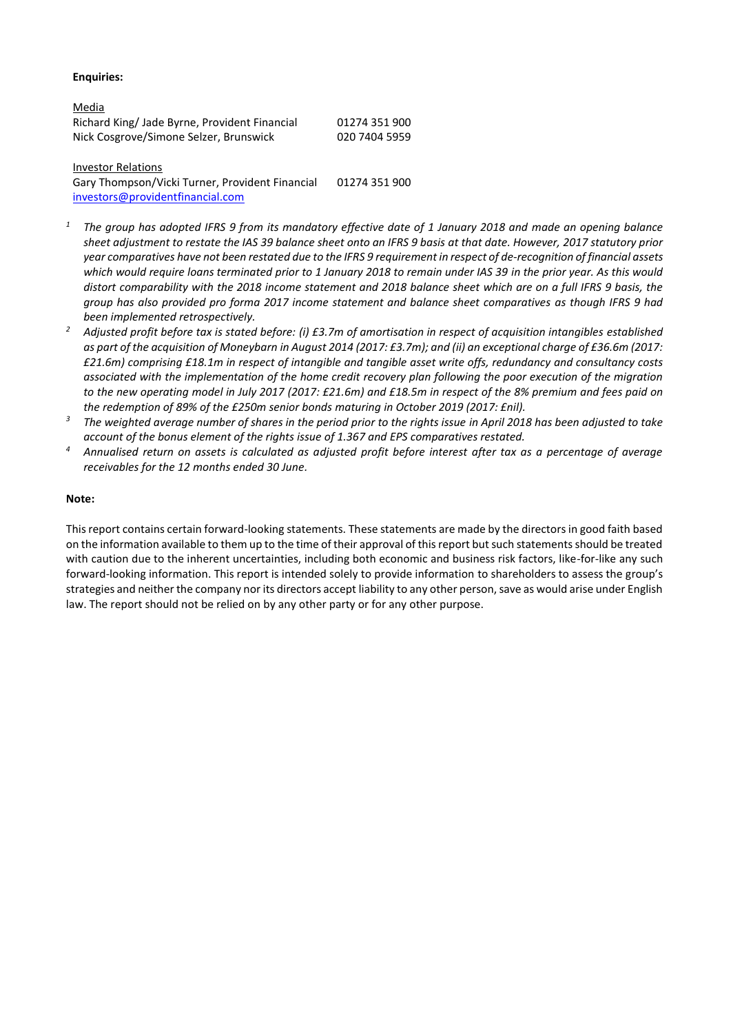**Enquiries:**

Media

| | |
|---|---|
| Richard King/ Jade Byrne, Provident Financial | 01274 351 900 |
| Nick Cosgrove/Simone Selzer, Brunswick | 020 7404 5959 |

Investor Relations

| | |
|---|---|
| Gary Thompson/Vicki Turner, Provident Financial | 01274 351 900 |
| investors@providentfinancial.com | |

[1] *The group has adopted IFRS 9 from its mandatory effective date of 1 January 2018 and made an opening balance sheet adjustment to restate the IAS 39 balance sheet onto an IFRS 9 basis at that date. However, 2017 statutory prior year comparatives have not been restated due to the IFRS 9 requirement in respect of de-recognition of financial assets which would require loans terminated prior to 1 January 2018 to remain under IAS 39 in the prior year. As this would distort comparability with the 2018 income statement and 2018 balance sheet which are on a full IFRS 9 basis, the group has also provided pro forma 2017 income statement and balance sheet comparatives as though IFRS 9 had been implemented retrospectively.*

[2] *Adjusted profit before tax is stated before: (i) £3.7m of amortisation in respect of acquisition intangibles established as part of the acquisition of Moneybarn in August 2014 (2017: £3.7m); and (ii) an exceptional charge of £36.6m (2017: £21.6m) comprising £18.1m in respect of intangible and tangible asset write offs, redundancy and consultancy costs associated with the implementation of the home credit recovery plan following the poor execution of the migration to the new operating model in July 2017 (2017: £21.6m) and £18.5m in respect of the 8% premium and fees paid on the redemption of 89% of the £250m senior bonds maturing in October 2019 (2017: £nil).*

[3] *The weighted average number of shares in the period prior to the rights issue in April 2018 has been adjusted to take account of the bonus element of the rights issue of 1.367 and EPS comparatives restated.*

[4] *Annualised return on assets is calculated as adjusted profit before interest after tax as a percentage of average receivables for the 12 months ended 30 June.*

**Note:**

This report contains certain forward-looking statements. These statements are made by the directors in good faith based on the information available to them up to the time of their approval of this report but such statements should be treated with caution due to the inherent uncertainties, including both economic and business risk factors, like-for-like any such forward-looking information. This report is intended solely to provide information to shareholders to assess the group's strategies and neither the company nor its directors accept liability to any other person, save as would arise under English law. The report should not be relied on by any other party or for any other purpose.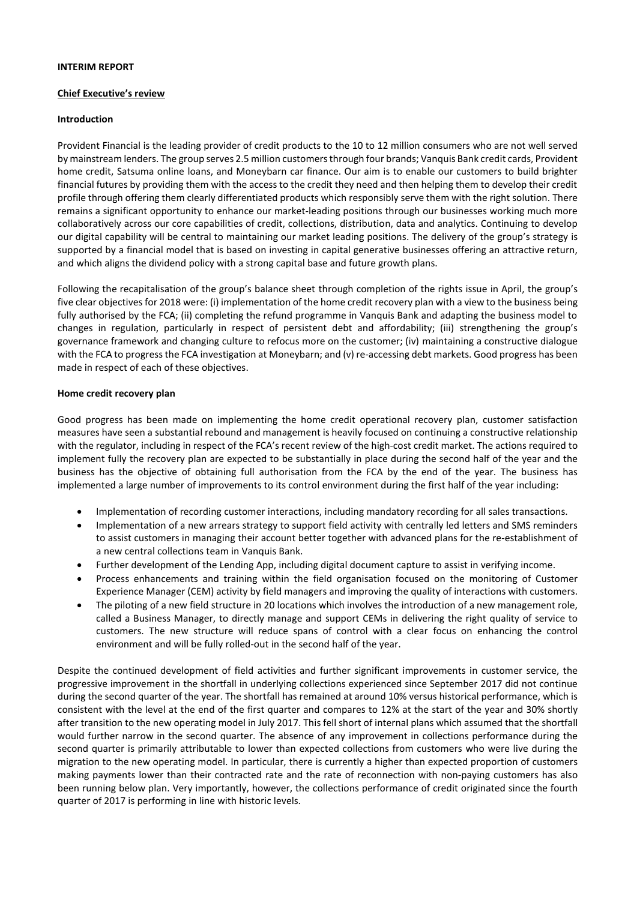**INTERIM REPORT**

**Chief Executive's review**

**Introduction**

Provident Financial is the leading provider of credit products to the 10 to 12 million consumers who are not well served by mainstream lenders. The group serves 2.5 million customers through four brands; Vanquis Bank credit cards, Provident home credit, Satsuma online loans, and Moneybarn car finance. Our aim is to enable our customers to build brighter financial futures by providing them with the access to the credit they need and then helping them to develop their credit profile through offering them clearly differentiated products which responsibly serve them with the right solution. There remains a significant opportunity to enhance our market-leading positions through our businesses working much more collaboratively across our core capabilities of credit, collections, distribution, data and analytics. Continuing to develop our digital capability will be central to maintaining our market leading positions. The delivery of the group's strategy is supported by a financial model that is based on investing in capital generative businesses offering an attractive return, and which aligns the dividend policy with a strong capital base and future growth plans.

Following the recapitalisation of the group's balance sheet through completion of the rights issue in April, the group's five clear objectives for 2018 were: (i) implementation of the home credit recovery plan with a view to the business being fully authorised by the FCA; (ii) completing the refund programme in Vanquis Bank and adapting the business model to changes in regulation, particularly in respect of persistent debt and affordability; (iii) strengthening the group's governance framework and changing culture to refocus more on the customer; (iv) maintaining a constructive dialogue with the FCA to progress the FCA investigation at Moneybarn; and (v) re-accessing debt markets. Good progress has been made in respect of each of these objectives.

**Home credit recovery plan**

Good progress has been made on implementing the home credit operational recovery plan, customer satisfaction measures have seen a substantial rebound and management is heavily focused on continuing a constructive relationship with the regulator, including in respect of the FCA's recent review of the high-cost credit market. The actions required to implement fully the recovery plan are expected to be substantially in place during the second half of the year and the business has the objective of obtaining full authorisation from the FCA by the end of the year. The business has implemented a large number of improvements to its control environment during the first half of the year including:

- Implementation of recording customer interactions, including mandatory recording for all sales transactions.
- Implementation of a new arrears strategy to support field activity with centrally led letters and SMS reminders to assist customers in managing their account better together with advanced plans for the re-establishment of a new central collections team in Vanquis Bank.
- Further development of the Lending App, including digital document capture to assist in verifying income.
- Process enhancements and training within the field organisation focused on the monitoring of Customer Experience Manager (CEM) activity by field managers and improving the quality of interactions with customers.
- The piloting of a new field structure in 20 locations which involves the introduction of a new management role, called a Business Manager, to directly manage and support CEMs in delivering the right quality of service to customers. The new structure will reduce spans of control with a clear focus on enhancing the control environment and will be fully rolled-out in the second half of the year.

Despite the continued development of field activities and further significant improvements in customer service, the progressive improvement in the shortfall in underlying collections experienced since September 2017 did not continue during the second quarter of the year. The shortfall has remained at around 10% versus historical performance, which is consistent with the level at the end of the first quarter and compares to 12% at the start of the year and 30% shortly after transition to the new operating model in July 2017. This fell short of internal plans which assumed that the shortfall would further narrow in the second quarter. The absence of any improvement in collections performance during the second quarter is primarily attributable to lower than expected collections from customers who were live during the migration to the new operating model. In particular, there is currently a higher than expected proportion of customers making payments lower than their contracted rate and the rate of reconnection with non-paying customers has also been running below plan. Very importantly, however, the collections performance of credit originated since the fourth quarter of 2017 is performing in line with historic levels.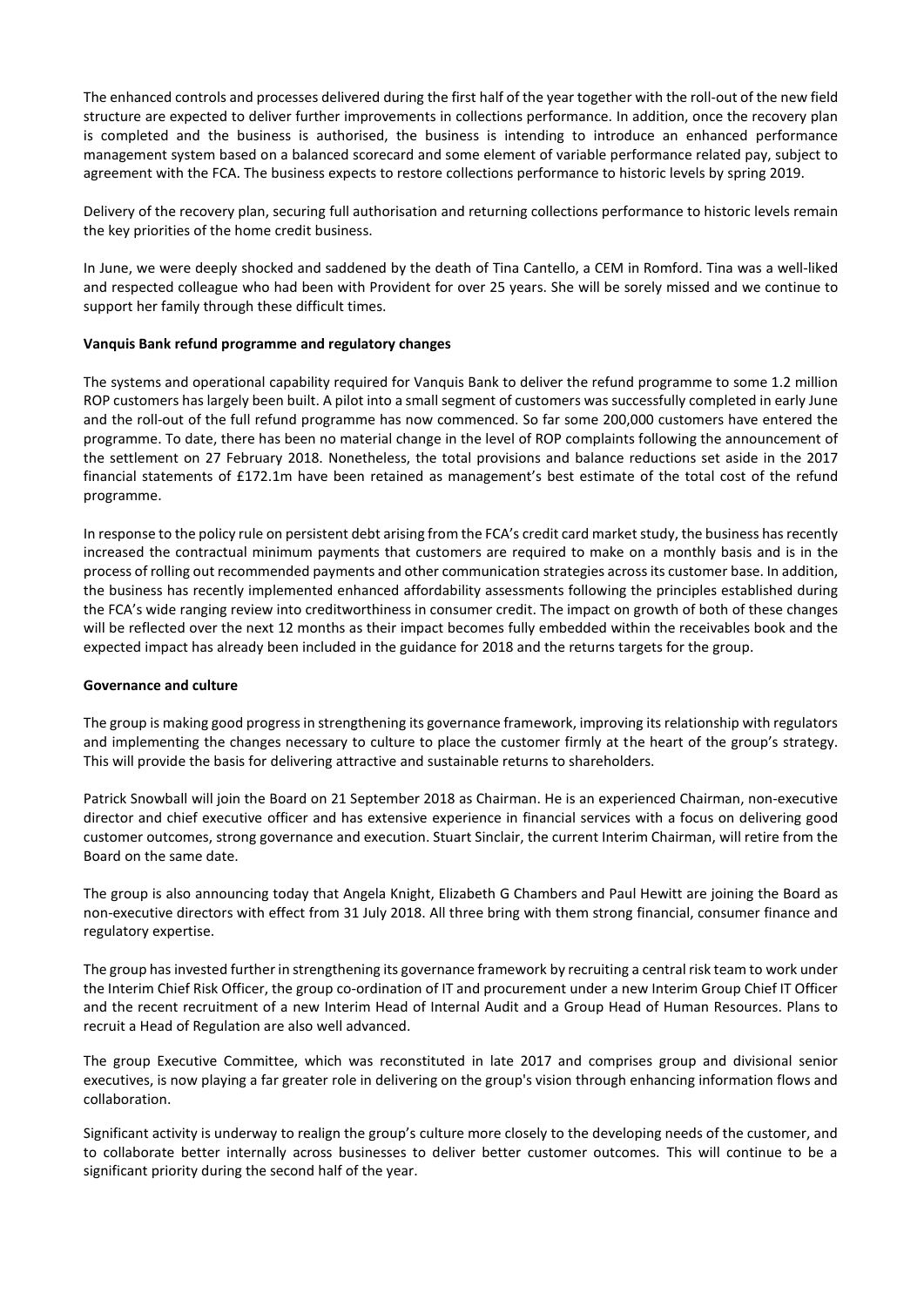The enhanced controls and processes delivered during the first half of the year together with the roll-out of the new field structure are expected to deliver further improvements in collections performance. In addition, once the recovery plan is completed and the business is authorised, the business is intending to introduce an enhanced performance management system based on a balanced scorecard and some element of variable performance related pay, subject to agreement with the FCA. The business expects to restore collections performance to historic levels by spring 2019.

Delivery of the recovery plan, securing full authorisation and returning collections performance to historic levels remain the key priorities of the home credit business.

In June, we were deeply shocked and saddened by the death of Tina Cantello, a CEM in Romford. Tina was a well-liked and respected colleague who had been with Provident for over 25 years. She will be sorely missed and we continue to support her family through these difficult times.

**Vanquis Bank refund programme and regulatory changes**

The systems and operational capability required for Vanquis Bank to deliver the refund programme to some 1.2 million ROP customers has largely been built. A pilot into a small segment of customers was successfully completed in early June and the roll-out of the full refund programme has now commenced. So far some 200,000 customers have entered the programme. To date, there has been no material change in the level of ROP complaints following the announcement of the settlement on 27 February 2018. Nonetheless, the total provisions and balance reductions set aside in the 2017 financial statements of £172.1m have been retained as management's best estimate of the total cost of the refund programme.

In response to the policy rule on persistent debt arising from the FCA's credit card market study, the business has recently increased the contractual minimum payments that customers are required to make on a monthly basis and is in the process of rolling out recommended payments and other communication strategies across its customer base. In addition, the business has recently implemented enhanced affordability assessments following the principles established during the FCA's wide ranging review into creditworthiness in consumer credit. The impact on growth of both of these changes will be reflected over the next 12 months as their impact becomes fully embedded within the receivables book and the expected impact has already been included in the guidance for 2018 and the returns targets for the group.

**Governance and culture**

The group is making good progress in strengthening its governance framework, improving its relationship with regulators and implementing the changes necessary to culture to place the customer firmly at the heart of the group's strategy. This will provide the basis for delivering attractive and sustainable returns to shareholders.

Patrick Snowball will join the Board on 21 September 2018 as Chairman. He is an experienced Chairman, non-executive director and chief executive officer and has extensive experience in financial services with a focus on delivering good customer outcomes, strong governance and execution. Stuart Sinclair, the current Interim Chairman, will retire from the Board on the same date.

The group is also announcing today that Angela Knight, Elizabeth G Chambers and Paul Hewitt are joining the Board as non-executive directors with effect from 31 July 2018. All three bring with them strong financial, consumer finance and regulatory expertise.

The group has invested further in strengthening its governance framework by recruiting a central risk team to work under the Interim Chief Risk Officer, the group co-ordination of IT and procurement under a new Interim Group Chief IT Officer and the recent recruitment of a new Interim Head of Internal Audit and a Group Head of Human Resources. Plans to recruit a Head of Regulation are also well advanced.

The group Executive Committee, which was reconstituted in late 2017 and comprises group and divisional senior executives, is now playing a far greater role in delivering on the group's vision through enhancing information flows and collaboration.

Significant activity is underway to realign the group's culture more closely to the developing needs of the customer, and to collaborate better internally across businesses to deliver better customer outcomes. This will continue to be a significant priority during the second half of the year.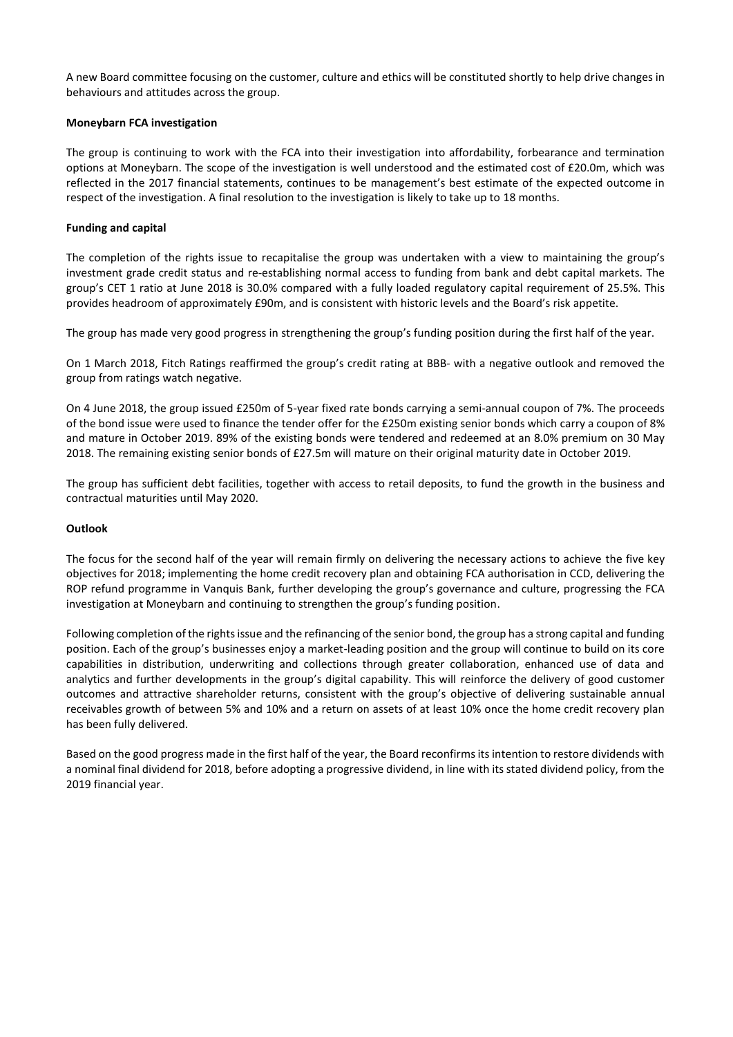A new Board committee focusing on the customer, culture and ethics will be constituted shortly to help drive changes in behaviours and attitudes across the group.

**Moneybarn FCA investigation**

The group is continuing to work with the FCA into their investigation into affordability, forbearance and termination options at Moneybarn. The scope of the investigation is well understood and the estimated cost of £20.0m, which was reflected in the 2017 financial statements, continues to be management's best estimate of the expected outcome in respect of the investigation. A final resolution to the investigation is likely to take up to 18 months.

**Funding and capital**

The completion of the rights issue to recapitalise the group was undertaken with a view to maintaining the group's investment grade credit status and re-establishing normal access to funding from bank and debt capital markets. The group's CET 1 ratio at June 2018 is 30.0% compared with a fully loaded regulatory capital requirement of 25.5%. This provides headroom of approximately £90m, and is consistent with historic levels and the Board's risk appetite.

The group has made very good progress in strengthening the group's funding position during the first half of the year.

On 1 March 2018, Fitch Ratings reaffirmed the group's credit rating at BBB- with a negative outlook and removed the group from ratings watch negative.

On 4 June 2018, the group issued £250m of 5-year fixed rate bonds carrying a semi-annual coupon of 7%. The proceeds of the bond issue were used to finance the tender offer for the £250m existing senior bonds which carry a coupon of 8% and mature in October 2019. 89% of the existing bonds were tendered and redeemed at an 8.0% premium on 30 May 2018. The remaining existing senior bonds of £27.5m will mature on their original maturity date in October 2019.

The group has sufficient debt facilities, together with access to retail deposits, to fund the growth in the business and contractual maturities until May 2020.

**Outlook**

The focus for the second half of the year will remain firmly on delivering the necessary actions to achieve the five key objectives for 2018; implementing the home credit recovery plan and obtaining FCA authorisation in CCD, delivering the ROP refund programme in Vanquis Bank, further developing the group's governance and culture, progressing the FCA investigation at Moneybarn and continuing to strengthen the group's funding position.

Following completion of the rights issue and the refinancing of the senior bond, the group has a strong capital and funding position. Each of the group's businesses enjoy a market-leading position and the group will continue to build on its core capabilities in distribution, underwriting and collections through greater collaboration, enhanced use of data and analytics and further developments in the group's digital capability. This will reinforce the delivery of good customer outcomes and attractive shareholder returns, consistent with the group's objective of delivering sustainable annual receivables growth of between 5% and 10% and a return on assets of at least 10% once the home credit recovery plan has been fully delivered.

Based on the good progress made in the first half of the year, the Board reconfirms its intention to restore dividends with a nominal final dividend for 2018, before adopting a progressive dividend, in line with its stated dividend policy, from the 2019 financial year.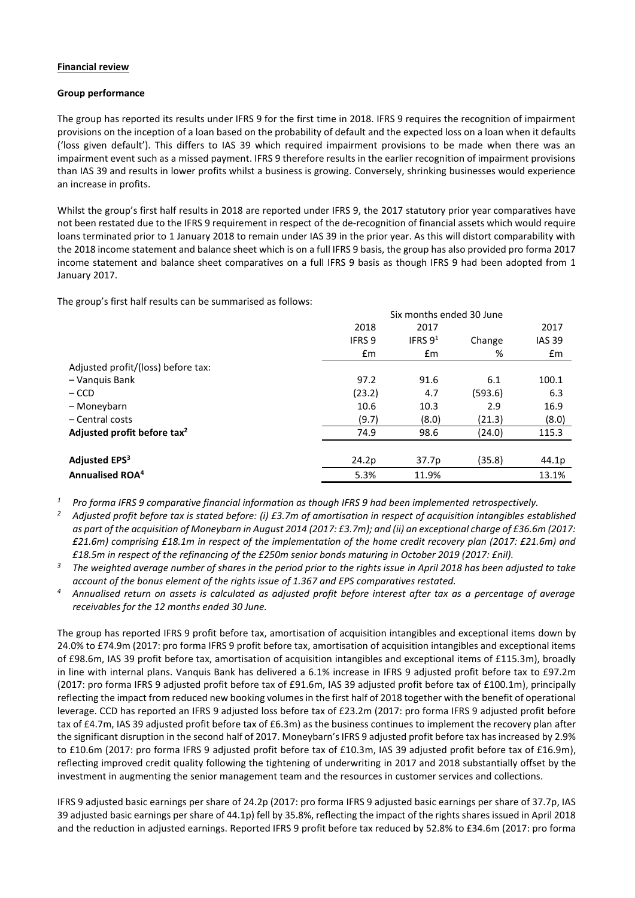**Financial review**

**Group performance**

The group has reported its results under IFRS 9 for the first time in 2018. IFRS 9 requires the recognition of impairment provisions on the inception of a loan based on the probability of default and the expected loss on a loan when it defaults ('loss given default'). This differs to IAS 39 which required impairment provisions to be made when there was an impairment event such as a missed payment. IFRS 9 therefore results in the earlier recognition of impairment provisions than IAS 39 and results in lower profits whilst a business is growing. Conversely, shrinking businesses would experience an increase in profits.

Whilst the group's first half results in 2018 are reported under IFRS 9, the 2017 statutory prior year comparatives have not been restated due to the IFRS 9 requirement in respect of the de-recognition of financial assets which would require loans terminated prior to 1 January 2018 to remain under IAS 39 in the prior year. As this will distort comparability with the 2018 income statement and balance sheet which is on a full IFRS 9 basis, the group has also provided pro forma 2017 income statement and balance sheet comparatives on a full IFRS 9 basis as though IFRS 9 had been adopted from 1 January 2017.

The group's first half results can be summarised as follows:

| | Six months ended 30 June | | | |
|---|---|---|---|---|
| | 2018 | 2017 | | 2017 |
| | IFRS 9 | IFRS 9[1] | Change | IAS 39 |
| | £m | £m | % | £m |
| Adjusted profit/(loss) before tax: | | | | |
| – Vanquis Bank | 97.2 | 91.6 | 6.1 | 100.1 |
| – CCD | (23.2) | 4.7 | (593.6) | 6.3 |
| – Moneybarn | 10.6 | 10.3 | 2.9 | 16.9 |
| – Central costs | (9.7) | (8.0) | (21.3) | (8.0) |
| **Adjusted profit before tax[2]** | 74.9 | 98.6 | (24.0) | 115.3 |
| **Adjusted EPS[3]** | 24.2p | 37.7p | (35.8) | 44.1p |
| **Annualised ROA[4]** | 5.3% | 11.9% | | 13.1% |

[1] *Pro forma IFRS 9 comparative financial information as though IFRS 9 had been implemented retrospectively.*

[2] *Adjusted profit before tax is stated before: (i) £3.7m of amortisation in respect of acquisition intangibles established as part of the acquisition of Moneybarn in August 2014 (2017: £3.7m); and (ii) an exceptional charge of £36.6m (2017: £21.6m) comprising £18.1m in respect of the implementation of the home credit recovery plan (2017: £21.6m) and £18.5m in respect of the refinancing of the £250m senior bonds maturing in October 2019 (2017: £nil).*

[3] *The weighted average number of shares in the period prior to the rights issue in April 2018 has been adjusted to take account of the bonus element of the rights issue of 1.367 and EPS comparatives restated.*

[4] *Annualised return on assets is calculated as adjusted profit before interest after tax as a percentage of average receivables for the 12 months ended 30 June.*

The group has reported IFRS 9 profit before tax, amortisation of acquisition intangibles and exceptional items down by 24.0% to £74.9m (2017: pro forma IFRS 9 profit before tax, amortisation of acquisition intangibles and exceptional items of £98.6m, IAS 39 profit before tax, amortisation of acquisition intangibles and exceptional items of £115.3m), broadly in line with internal plans. Vanquis Bank has delivered a 6.1% increase in IFRS 9 adjusted profit before tax to £97.2m (2017: pro forma IFRS 9 adjusted profit before tax of £91.6m, IAS 39 adjusted profit before tax of £100.1m), principally reflecting the impact from reduced new booking volumes in the first half of 2018 together with the benefit of operational leverage. CCD has reported an IFRS 9 adjusted loss before tax of £23.2m (2017: pro forma IFRS 9 adjusted profit before tax of £4.7m, IAS 39 adjusted profit before tax of £6.3m) as the business continues to implement the recovery plan after the significant disruption in the second half of 2017. Moneybarn's IFRS 9 adjusted profit before tax has increased by 2.9% to £10.6m (2017: pro forma IFRS 9 adjusted profit before tax of £10.3m, IAS 39 adjusted profit before tax of £16.9m), reflecting improved credit quality following the tightening of underwriting in 2017 and 2018 substantially offset by the investment in augmenting the senior management team and the resources in customer services and collections.

IFRS 9 adjusted basic earnings per share of 24.2p (2017: pro forma IFRS 9 adjusted basic earnings per share of 37.7p, IAS 39 adjusted basic earnings per share of 44.1p) fell by 35.8%, reflecting the impact of the rights shares issued in April 2018 and the reduction in adjusted earnings. Reported IFRS 9 profit before tax reduced by 52.8% to £34.6m (2017: pro forma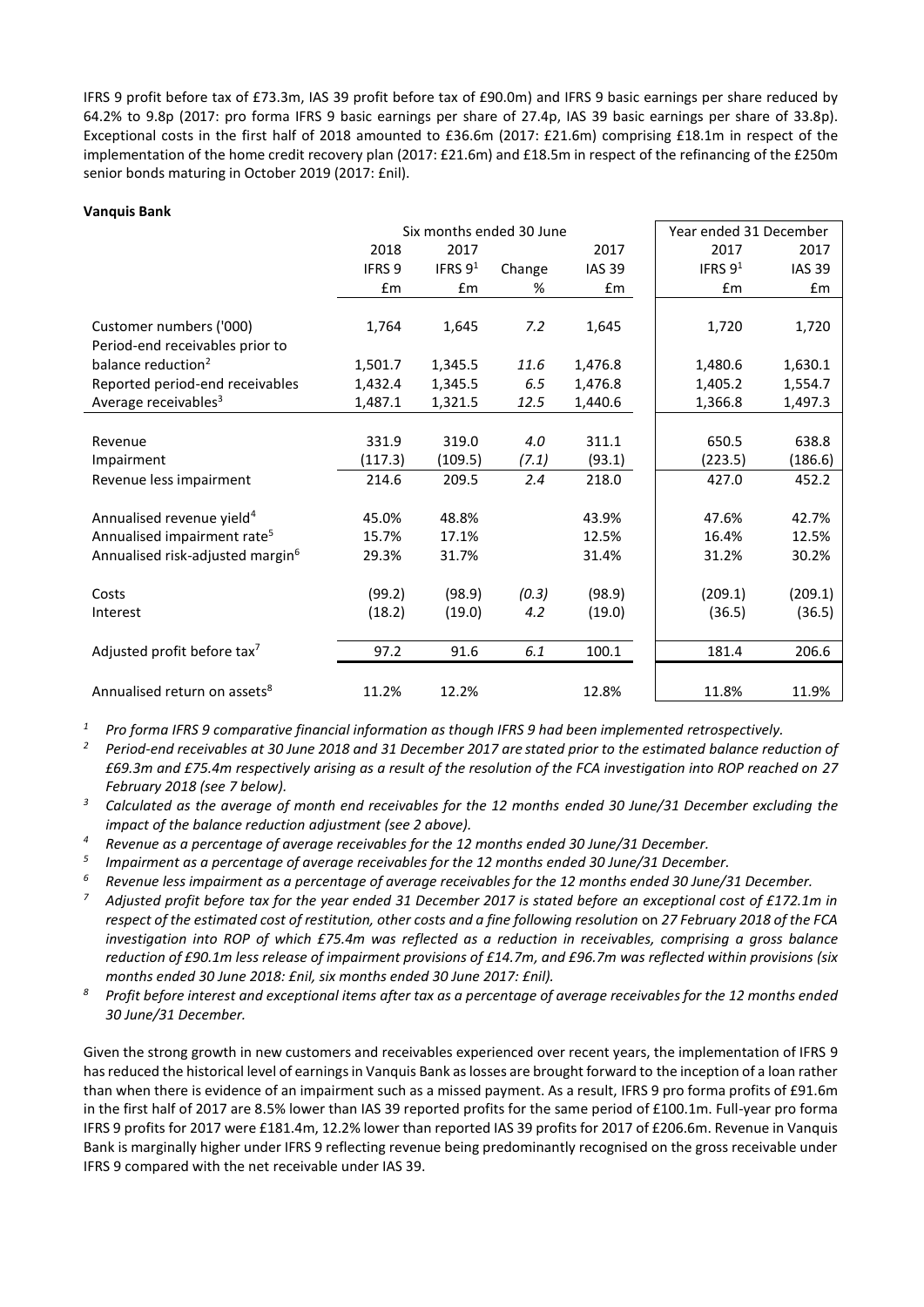IFRS 9 profit before tax of £73.3m, IAS 39 profit before tax of £90.0m) and IFRS 9 basic earnings per share reduced by 64.2% to 9.8p (2017: pro forma IFRS 9 basic earnings per share of 27.4p, IAS 39 basic earnings per share of 33.8p). Exceptional costs in the first half of 2018 amounted to £36.6m (2017: £21.6m) comprising £18.1m in respect of the implementation of the home credit recovery plan (2017: £21.6m) and £18.5m in respect of the refinancing of the £250m senior bonds maturing in October 2019 (2017: £nil).

**Vanquis Bank**

| | Six months ended 30 June | | | | Year ended 31 December | |
|---|---|---|---|---|---|---|
| | 2018 | 2017 | | 2017 | 2017 | 2017 |
| | IFRS 9 | IFRS 9[1] | Change | IAS 39 | IFRS 9[1] | IAS 39 |
| | £m | £m | % | £m | £m | £m |
| Customer numbers ('000) | 1,764 | 1,645 | *7.2* | 1,645 | 1,720 | 1,720 |
| Period-end receivables prior to balance reduction[2] | 1,501.7 | 1,345.5 | *11.6* | 1,476.8 | 1,480.6 | 1,630.1 |
| Reported period-end receivables | 1,432.4 | 1,345.5 | *6.5* | 1,476.8 | 1,405.2 | 1,554.7 |
| Average receivables[3] | 1,487.1 | 1,321.5 | *12.5* | 1,440.6 | 1,366.8 | 1,497.3 |
| Revenue | 331.9 | 319.0 | *4.0* | 311.1 | 650.5 | 638.8 |
| Impairment | (117.3) | (109.5) | *(7.1)* | (93.1) | (223.5) | (186.6) |
| Revenue less impairment | 214.6 | 209.5 | *2.4* | 218.0 | 427.0 | 452.2 |
| Annualised revenue yield[4] | 45.0% | 48.8% | | 43.9% | 47.6% | 42.7% |
| Annualised impairment rate[5] | 15.7% | 17.1% | | 12.5% | 16.4% | 12.5% |
| Annualised risk-adjusted margin[6] | 29.3% | 31.7% | | 31.4% | 31.2% | 30.2% |
| Costs | (99.2) | (98.9) | *(0.3)* | (98.9) | (209.1) | (209.1) |
| Interest | (18.2) | (19.0) | *4.2* | (19.0) | (36.5) | (36.5) |
| Adjusted profit before tax[7] | 97.2 | 91.6 | *6.1* | 100.1 | 181.4 | 206.6 |
| Annualised return on assets[8] | 11.2% | 12.2% | | 12.8% | 11.8% | 11.9% |

*[1] Pro forma IFRS 9 comparative financial information as though IFRS 9 had been implemented retrospectively.*

*[2] Period-end receivables at 30 June 2018 and 31 December 2017 are stated prior to the estimated balance reduction of £69.3m and £75.4m respectively arising as a result of the resolution of the FCA investigation into ROP reached on 27 February 2018 (see 7 below).*

*[3] Calculated as the average of month end receivables for the 12 months ended 30 June/31 December excluding the impact of the balance reduction adjustment (see 2 above).*

*[4] Revenue as a percentage of average receivables for the 12 months ended 30 June/31 December.*

*[5] Impairment as a percentage of average receivables for the 12 months ended 30 June/31 December.*

*[6] Revenue less impairment as a percentage of average receivables for the 12 months ended 30 June/31 December.*

*[7] Adjusted profit before tax for the year ended 31 December 2017 is stated before an exceptional cost of £172.1m in respect of the estimated cost of restitution, other costs and a fine following resolution on 27 February 2018 of the FCA investigation into ROP of which £75.4m was reflected as a reduction in receivables, comprising a gross balance reduction of £90.1m less release of impairment provisions of £14.7m, and £96.7m was reflected within provisions (six months ended 30 June 2018: £nil, six months ended 30 June 2017: £nil).*

*[8] Profit before interest and exceptional items after tax as a percentage of average receivables for the 12 months ended 30 June/31 December.*

Given the strong growth in new customers and receivables experienced over recent years, the implementation of IFRS 9 has reduced the historical level of earnings in Vanquis Bank as losses are brought forward to the inception of a loan rather than when there is evidence of an impairment such as a missed payment. As a result, IFRS 9 pro forma profits of £91.6m in the first half of 2017 are 8.5% lower than IAS 39 reported profits for the same period of £100.1m. Full-year pro forma IFRS 9 profits for 2017 were £181.4m, 12.2% lower than reported IAS 39 profits for 2017 of £206.6m. Revenue in Vanquis Bank is marginally higher under IFRS 9 reflecting revenue being predominantly recognised on the gross receivable under IFRS 9 compared with the net receivable under IAS 39.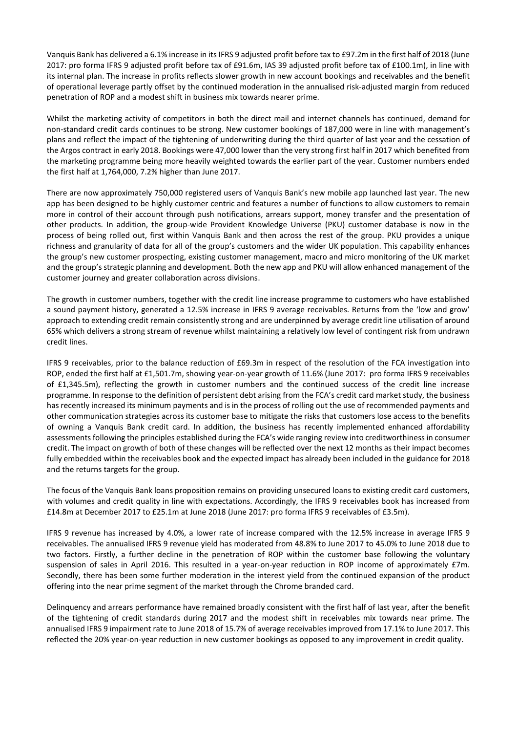Vanquis Bank has delivered a 6.1% increase in its IFRS 9 adjusted profit before tax to £97.2m in the first half of 2018 (June 2017: pro forma IFRS 9 adjusted profit before tax of £91.6m, IAS 39 adjusted profit before tax of £100.1m), in line with its internal plan. The increase in profits reflects slower growth in new account bookings and receivables and the benefit of operational leverage partly offset by the continued moderation in the annualised risk-adjusted margin from reduced penetration of ROP and a modest shift in business mix towards nearer prime.

Whilst the marketing activity of competitors in both the direct mail and internet channels has continued, demand for non-standard credit cards continues to be strong. New customer bookings of 187,000 were in line with management's plans and reflect the impact of the tightening of underwriting during the third quarter of last year and the cessation of the Argos contract in early 2018. Bookings were 47,000 lower than the very strong first half in 2017 which benefited from the marketing programme being more heavily weighted towards the earlier part of the year. Customer numbers ended the first half at 1,764,000, 7.2% higher than June 2017.

There are now approximately 750,000 registered users of Vanquis Bank's new mobile app launched last year. The new app has been designed to be highly customer centric and features a number of functions to allow customers to remain more in control of their account through push notifications, arrears support, money transfer and the presentation of other products. In addition, the group-wide Provident Knowledge Universe (PKU) customer database is now in the process of being rolled out, first within Vanquis Bank and then across the rest of the group. PKU provides a unique richness and granularity of data for all of the group's customers and the wider UK population. This capability enhances the group's new customer prospecting, existing customer management, macro and micro monitoring of the UK market and the group's strategic planning and development. Both the new app and PKU will allow enhanced management of the customer journey and greater collaboration across divisions.

The growth in customer numbers, together with the credit line increase programme to customers who have established a sound payment history, generated a 12.5% increase in IFRS 9 average receivables. Returns from the 'low and grow' approach to extending credit remain consistently strong and are underpinned by average credit line utilisation of around 65% which delivers a strong stream of revenue whilst maintaining a relatively low level of contingent risk from undrawn credit lines.

IFRS 9 receivables, prior to the balance reduction of £69.3m in respect of the resolution of the FCA investigation into ROP, ended the first half at £1,501.7m, showing year-on-year growth of 11.6% (June 2017: pro forma IFRS 9 receivables of £1,345.5m), reflecting the growth in customer numbers and the continued success of the credit line increase programme. In response to the definition of persistent debt arising from the FCA's credit card market study, the business has recently increased its minimum payments and is in the process of rolling out the use of recommended payments and other communication strategies across its customer base to mitigate the risks that customers lose access to the benefits of owning a Vanquis Bank credit card. In addition, the business has recently implemented enhanced affordability assessments following the principles established during the FCA's wide ranging review into creditworthiness in consumer credit. The impact on growth of both of these changes will be reflected over the next 12 months as their impact becomes fully embedded within the receivables book and the expected impact has already been included in the guidance for 2018 and the returns targets for the group.

The focus of the Vanquis Bank loans proposition remains on providing unsecured loans to existing credit card customers, with volumes and credit quality in line with expectations. Accordingly, the IFRS 9 receivables book has increased from £14.8m at December 2017 to £25.1m at June 2018 (June 2017: pro forma IFRS 9 receivables of £3.5m).

IFRS 9 revenue has increased by 4.0%, a lower rate of increase compared with the 12.5% increase in average IFRS 9 receivables. The annualised IFRS 9 revenue yield has moderated from 48.8% to June 2017 to 45.0% to June 2018 due to two factors. Firstly, a further decline in the penetration of ROP within the customer base following the voluntary suspension of sales in April 2016. This resulted in a year-on-year reduction in ROP income of approximately £7m. Secondly, there has been some further moderation in the interest yield from the continued expansion of the product offering into the near prime segment of the market through the Chrome branded card.

Delinquency and arrears performance have remained broadly consistent with the first half of last year, after the benefit of the tightening of credit standards during 2017 and the modest shift in receivables mix towards near prime. The annualised IFRS 9 impairment rate to June 2018 of 15.7% of average receivables improved from 17.1% to June 2017. This reflected the 20% year-on-year reduction in new customer bookings as opposed to any improvement in credit quality.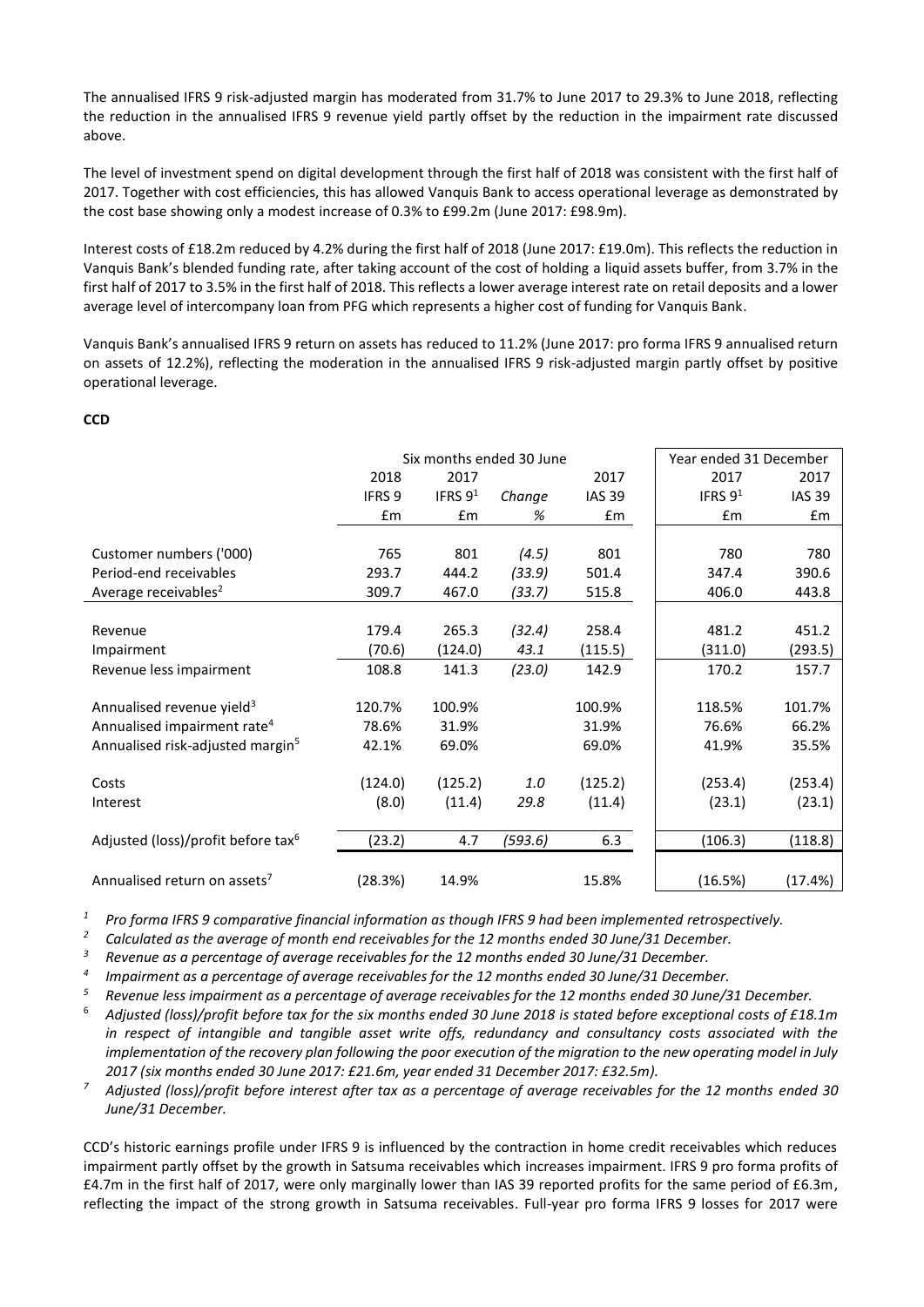The annualised IFRS 9 risk-adjusted margin has moderated from 31.7% to June 2017 to 29.3% to June 2018, reflecting the reduction in the annualised IFRS 9 revenue yield partly offset by the reduction in the impairment rate discussed above.

The level of investment spend on digital development through the first half of 2018 was consistent with the first half of 2017. Together with cost efficiencies, this has allowed Vanquis Bank to access operational leverage as demonstrated by the cost base showing only a modest increase of 0.3% to £99.2m (June 2017: £98.9m).

Interest costs of £18.2m reduced by 4.2% during the first half of 2018 (June 2017: £19.0m). This reflects the reduction in Vanquis Bank's blended funding rate, after taking account of the cost of holding a liquid assets buffer, from 3.7% in the first half of 2017 to 3.5% in the first half of 2018. This reflects a lower average interest rate on retail deposits and a lower average level of intercompany loan from PFG which represents a higher cost of funding for Vanquis Bank.

Vanquis Bank's annualised IFRS 9 return on assets has reduced to 11.2% (June 2017: pro forma IFRS 9 annualised return on assets of 12.2%), reflecting the moderation in the annualised IFRS 9 risk-adjusted margin partly offset by positive operational leverage.

**CCD**

| | Six months ended 30 June | | | | Year ended 31 December | |
|---|---|---|---|---|---|---|
| | 2018 | 2017 | | 2017 | 2017 | 2017 |
| | IFRS 9 | IFRS 9[1] | *Change* | IAS 39 | IFRS 9[1] | IAS 39 |
| | £m | £m | *%* | £m | £m | £m |
| Customer numbers ('000) | 765 | 801 | *(4.5)* | 801 | 780 | 780 |
| Period-end receivables | 293.7 | 444.2 | *(33.9)* | 501.4 | 347.4 | 390.6 |
| Average receivables[2] | 309.7 | 467.0 | *(33.7)* | 515.8 | 406.0 | 443.8 |
| Revenue | 179.4 | 265.3 | *(32.4)* | 258.4 | 481.2 | 451.2 |
| Impairment | (70.6) | (124.0) | *43.1* | (115.5) | (311.0) | (293.5) |
| Revenue less impairment | 108.8 | 141.3 | *(23.0)* | 142.9 | 170.2 | 157.7 |
| Annualised revenue yield[3] | 120.7% | 100.9% | | 100.9% | 118.5% | 101.7% |
| Annualised impairment rate[4] | 78.6% | 31.9% | | 31.9% | 76.6% | 66.2% |
| Annualised risk-adjusted margin[5] | 42.1% | 69.0% | | 69.0% | 41.9% | 35.5% |
| Costs | (124.0) | (125.2) | *1.0* | (125.2) | (253.4) | (253.4) |
| Interest | (8.0) | (11.4) | *29.8* | (11.4) | (23.1) | (23.1) |
| Adjusted (loss)/profit before tax[6] | (23.2) | 4.7 | *(593.6)* | 6.3 | (106.3) | (118.8) |
| Annualised return on assets[7] | (28.3%) | 14.9% | | 15.8% | (16.5%) | (17.4%) |

[1] *Pro forma IFRS 9 comparative financial information as though IFRS 9 had been implemented retrospectively.*

[2] *Calculated as the average of month end receivables for the 12 months ended 30 June/31 December.*

[3] *Revenue as a percentage of average receivables for the 12 months ended 30 June/31 December.*

[4] *Impairment as a percentage of average receivables for the 12 months ended 30 June/31 December.*

[5] *Revenue less impairment as a percentage of average receivables for the 12 months ended 30 June/31 December.*

[6] *Adjusted (loss)/profit before tax for the six months ended 30 June 2018 is stated before exceptional costs of £18.1m in respect of intangible and tangible asset write offs, redundancy and consultancy costs associated with the implementation of the recovery plan following the poor execution of the migration to the new operating model in July 2017 (six months ended 30 June 2017: £21.6m, year ended 31 December 2017: £32.5m).*

[7] *Adjusted (loss)/profit before interest after tax as a percentage of average receivables for the 12 months ended 30 June/31 December.*

CCD's historic earnings profile under IFRS 9 is influenced by the contraction in home credit receivables which reduces impairment partly offset by the growth in Satsuma receivables which increases impairment. IFRS 9 pro forma profits of £4.7m in the first half of 2017, were only marginally lower than IAS 39 reported profits for the same period of £6.3m, reflecting the impact of the strong growth in Satsuma receivables. Full-year pro forma IFRS 9 losses for 2017 were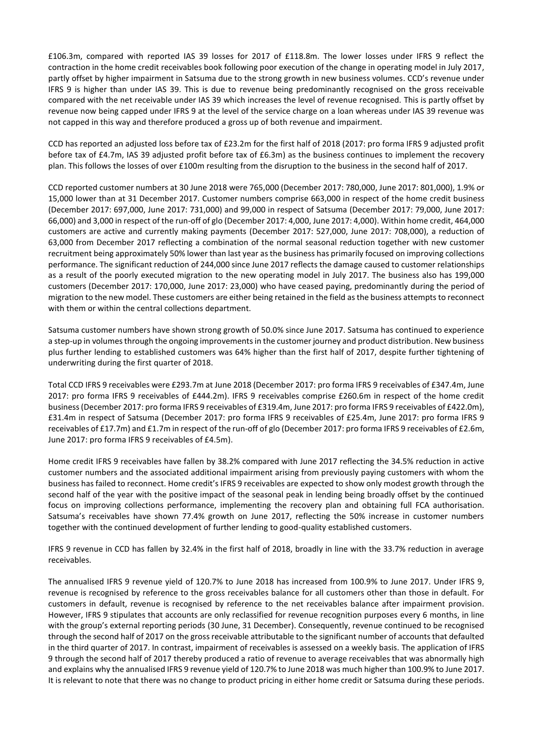£106.3m, compared with reported IAS 39 losses for 2017 of £118.8m. The lower losses under IFRS 9 reflect the contraction in the home credit receivables book following poor execution of the change in operating model in July 2017, partly offset by higher impairment in Satsuma due to the strong growth in new business volumes. CCD's revenue under IFRS 9 is higher than under IAS 39. This is due to revenue being predominantly recognised on the gross receivable compared with the net receivable under IAS 39 which increases the level of revenue recognised. This is partly offset by revenue now being capped under IFRS 9 at the level of the service charge on a loan whereas under IAS 39 revenue was not capped in this way and therefore produced a gross up of both revenue and impairment.

CCD has reported an adjusted loss before tax of £23.2m for the first half of 2018 (2017: pro forma IFRS 9 adjusted profit before tax of £4.7m, IAS 39 adjusted profit before tax of £6.3m) as the business continues to implement the recovery plan. This follows the losses of over £100m resulting from the disruption to the business in the second half of 2017.

CCD reported customer numbers at 30 June 2018 were 765,000 (December 2017: 780,000, June 2017: 801,000), 1.9% or 15,000 lower than at 31 December 2017. Customer numbers comprise 663,000 in respect of the home credit business (December 2017: 697,000, June 2017: 731,000) and 99,000 in respect of Satsuma (December 2017: 79,000, June 2017: 66,000) and 3,000 in respect of the run-off of glo (December 2017: 4,000, June 2017: 4,000). Within home credit, 464,000 customers are active and currently making payments (December 2017: 527,000, June 2017: 708,000), a reduction of 63,000 from December 2017 reflecting a combination of the normal seasonal reduction together with new customer recruitment being approximately 50% lower than last year as the business has primarily focused on improving collections performance. The significant reduction of 244,000 since June 2017 reflects the damage caused to customer relationships as a result of the poorly executed migration to the new operating model in July 2017. The business also has 199,000 customers (December 2017: 170,000, June 2017: 23,000) who have ceased paying, predominantly during the period of migration to the new model. These customers are either being retained in the field as the business attempts to reconnect with them or within the central collections department.

Satsuma customer numbers have shown strong growth of 50.0% since June 2017. Satsuma has continued to experience a step-up in volumes through the ongoing improvements in the customer journey and product distribution. New business plus further lending to established customers was 64% higher than the first half of 2017, despite further tightening of underwriting during the first quarter of 2018.

Total CCD IFRS 9 receivables were £293.7m at June 2018 (December 2017: pro forma IFRS 9 receivables of £347.4m, June 2017: pro forma IFRS 9 receivables of £444.2m). IFRS 9 receivables comprise £260.6m in respect of the home credit business (December 2017: pro forma IFRS 9 receivables of £319.4m, June 2017: pro forma IFRS 9 receivables of £422.0m), £31.4m in respect of Satsuma (December 2017: pro forma IFRS 9 receivables of £25.4m, June 2017: pro forma IFRS 9 receivables of £17.7m) and £1.7m in respect of the run-off of glo (December 2017: pro forma IFRS 9 receivables of £2.6m, June 2017: pro forma IFRS 9 receivables of £4.5m).

Home credit IFRS 9 receivables have fallen by 38.2% compared with June 2017 reflecting the 34.5% reduction in active customer numbers and the associated additional impairment arising from previously paying customers with whom the business has failed to reconnect. Home credit's IFRS 9 receivables are expected to show only modest growth through the second half of the year with the positive impact of the seasonal peak in lending being broadly offset by the continued focus on improving collections performance, implementing the recovery plan and obtaining full FCA authorisation. Satsuma's receivables have shown 77.4% growth on June 2017, reflecting the 50% increase in customer numbers together with the continued development of further lending to good-quality established customers.

IFRS 9 revenue in CCD has fallen by 32.4% in the first half of 2018, broadly in line with the 33.7% reduction in average receivables.

The annualised IFRS 9 revenue yield of 120.7% to June 2018 has increased from 100.9% to June 2017. Under IFRS 9, revenue is recognised by reference to the gross receivables balance for all customers other than those in default. For customers in default, revenue is recognised by reference to the net receivables balance after impairment provision. However, IFRS 9 stipulates that accounts are only reclassified for revenue recognition purposes every 6 months, in line with the group's external reporting periods (30 June, 31 December). Consequently, revenue continued to be recognised through the second half of 2017 on the gross receivable attributable to the significant number of accounts that defaulted in the third quarter of 2017. In contrast, impairment of receivables is assessed on a weekly basis. The application of IFRS 9 through the second half of 2017 thereby produced a ratio of revenue to average receivables that was abnormally high and explains why the annualised IFRS 9 revenue yield of 120.7% to June 2018 was much higher than 100.9% to June 2017. It is relevant to note that there was no change to product pricing in either home credit or Satsuma during these periods.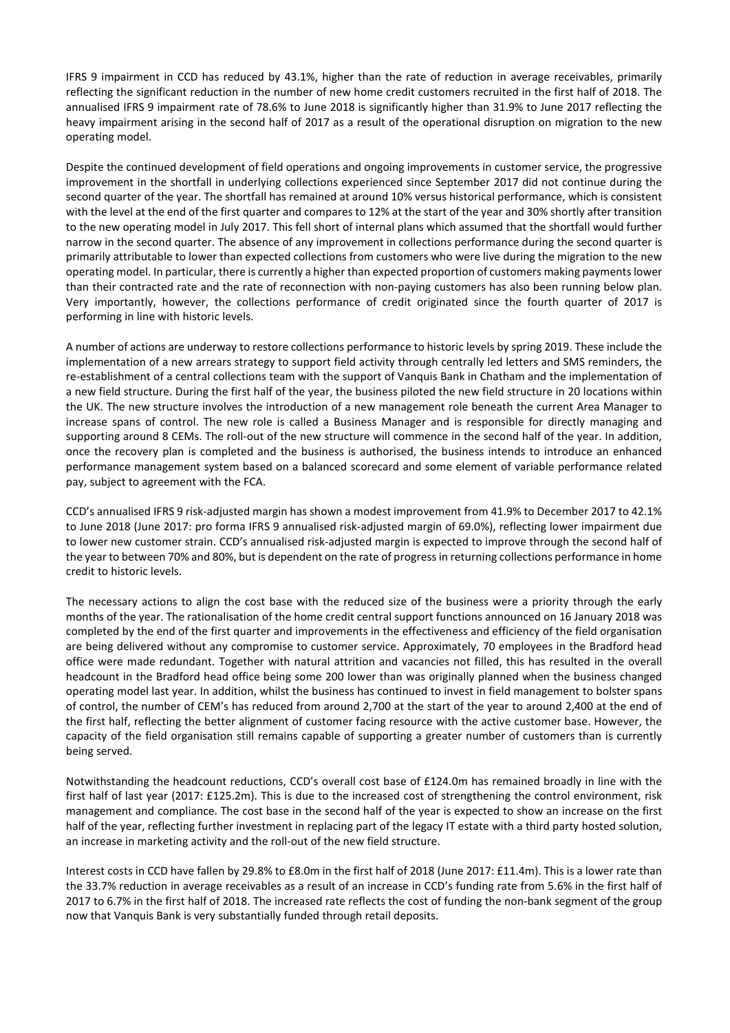IFRS 9 impairment in CCD has reduced by 43.1%, higher than the rate of reduction in average receivables, primarily reflecting the significant reduction in the number of new home credit customers recruited in the first half of 2018. The annualised IFRS 9 impairment rate of 78.6% to June 2018 is significantly higher than 31.9% to June 2017 reflecting the heavy impairment arising in the second half of 2017 as a result of the operational disruption on migration to the new operating model.

Despite the continued development of field operations and ongoing improvements in customer service, the progressive improvement in the shortfall in underlying collections experienced since September 2017 did not continue during the second quarter of the year. The shortfall has remained at around 10% versus historical performance, which is consistent with the level at the end of the first quarter and compares to 12% at the start of the year and 30% shortly after transition to the new operating model in July 2017. This fell short of internal plans which assumed that the shortfall would further narrow in the second quarter. The absence of any improvement in collections performance during the second quarter is primarily attributable to lower than expected collections from customers who were live during the migration to the new operating model. In particular, there is currently a higher than expected proportion of customers making payments lower than their contracted rate and the rate of reconnection with non-paying customers has also been running below plan. Very importantly, however, the collections performance of credit originated since the fourth quarter of 2017 is performing in line with historic levels.

A number of actions are underway to restore collections performance to historic levels by spring 2019. These include the implementation of a new arrears strategy to support field activity through centrally led letters and SMS reminders, the re-establishment of a central collections team with the support of Vanquis Bank in Chatham and the implementation of a new field structure. During the first half of the year, the business piloted the new field structure in 20 locations within the UK. The new structure involves the introduction of a new management role beneath the current Area Manager to increase spans of control. The new role is called a Business Manager and is responsible for directly managing and supporting around 8 CEMs. The roll-out of the new structure will commence in the second half of the year. In addition, once the recovery plan is completed and the business is authorised, the business intends to introduce an enhanced performance management system based on a balanced scorecard and some element of variable performance related pay, subject to agreement with the FCA.

CCD's annualised IFRS 9 risk-adjusted margin has shown a modest improvement from 41.9% to December 2017 to 42.1% to June 2018 (June 2017: pro forma IFRS 9 annualised risk-adjusted margin of 69.0%), reflecting lower impairment due to lower new customer strain. CCD's annualised risk-adjusted margin is expected to improve through the second half of the year to between 70% and 80%, but is dependent on the rate of progress in returning collections performance in home credit to historic levels.

The necessary actions to align the cost base with the reduced size of the business were a priority through the early months of the year. The rationalisation of the home credit central support functions announced on 16 January 2018 was completed by the end of the first quarter and improvements in the effectiveness and efficiency of the field organisation are being delivered without any compromise to customer service. Approximately, 70 employees in the Bradford head office were made redundant. Together with natural attrition and vacancies not filled, this has resulted in the overall headcount in the Bradford head office being some 200 lower than was originally planned when the business changed operating model last year. In addition, whilst the business has continued to invest in field management to bolster spans of control, the number of CEM's has reduced from around 2,700 at the start of the year to around 2,400 at the end of the first half, reflecting the better alignment of customer facing resource with the active customer base. However, the capacity of the field organisation still remains capable of supporting a greater number of customers than is currently being served.

Notwithstanding the headcount reductions, CCD's overall cost base of £124.0m has remained broadly in line with the first half of last year (2017: £125.2m). This is due to the increased cost of strengthening the control environment, risk management and compliance. The cost base in the second half of the year is expected to show an increase on the first half of the year, reflecting further investment in replacing part of the legacy IT estate with a third party hosted solution, an increase in marketing activity and the roll-out of the new field structure.

Interest costs in CCD have fallen by 29.8% to £8.0m in the first half of 2018 (June 2017: £11.4m). This is a lower rate than the 33.7% reduction in average receivables as a result of an increase in CCD's funding rate from 5.6% in the first half of 2017 to 6.7% in the first half of 2018. The increased rate reflects the cost of funding the non-bank segment of the group now that Vanquis Bank is very substantially funded through retail deposits.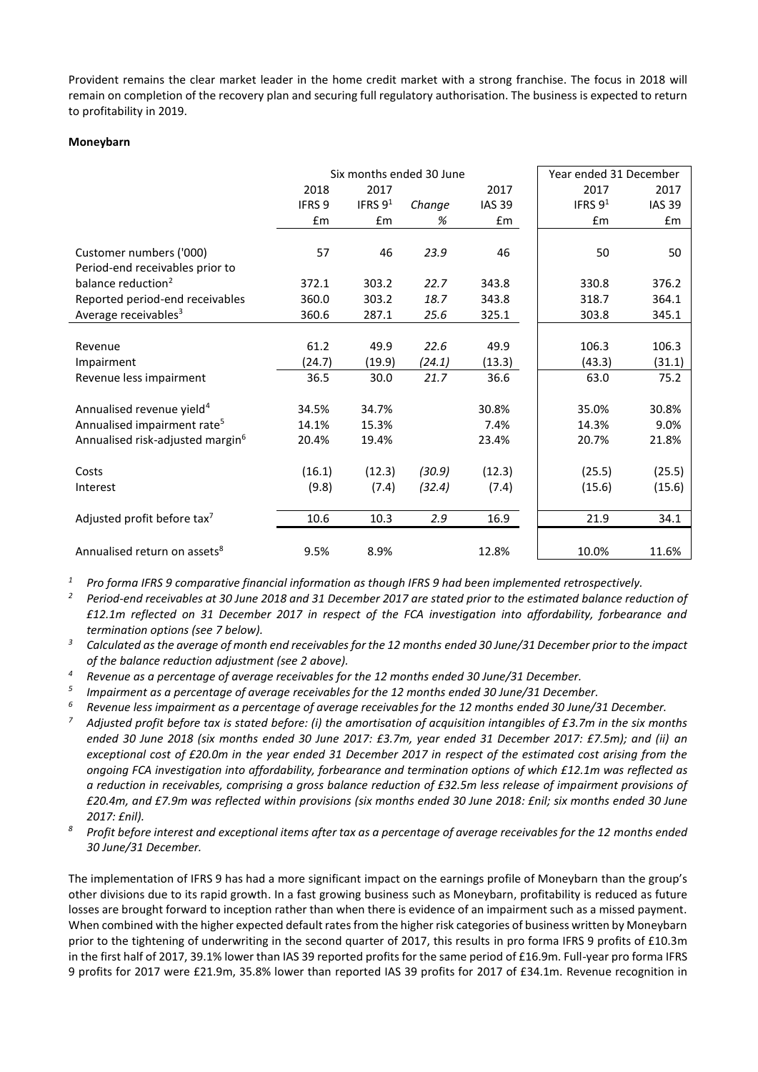Provident remains the clear market leader in the home credit market with a strong franchise. The focus in 2018 will remain on completion of the recovery plan and securing full regulatory authorisation. The business is expected to return to profitability in 2019.

**Moneybarn**

| | Six months ended 30 June | | | | Year ended 31 December | |
|---|---|---|---|---|---|---|
| | 2018 | 2017 | | 2017 | 2017 | 2017 |
| | IFRS 9 | IFRS 9[1] | *Change* | IAS 39 | IFRS 9[1] | IAS 39 |
| | £m | £m | *%* | £m | £m | £m |
| Customer numbers ('000) | 57 | 46 | *23.9* | 46 | 50 | 50 |
| Period-end receivables prior to balance reduction[2] | 372.1 | 303.2 | *22.7* | 343.8 | 330.8 | 376.2 |
| Reported period-end receivables | 360.0 | 303.2 | *18.7* | 343.8 | 318.7 | 364.1 |
| Average receivables[3] | 360.6 | 287.1 | *25.6* | 325.1 | 303.8 | 345.1 |
| Revenue | 61.2 | 49.9 | *22.6* | 49.9 | 106.3 | 106.3 |
| Impairment | (24.7) | (19.9) | *(24.1)* | (13.3) | (43.3) | (31.1) |
| Revenue less impairment | 36.5 | 30.0 | *21.7* | 36.6 | 63.0 | 75.2 |
| Annualised revenue yield[4] | 34.5% | 34.7% | | 30.8% | 35.0% | 30.8% |
| Annualised impairment rate[5] | 14.1% | 15.3% | | 7.4% | 14.3% | 9.0% |
| Annualised risk-adjusted margin[6] | 20.4% | 19.4% | | 23.4% | 20.7% | 21.8% |
| Costs | (16.1) | (12.3) | *(30.9)* | (12.3) | (25.5) | (25.5) |
| Interest | (9.8) | (7.4) | *(32.4)* | (7.4) | (15.6) | (15.6) |
| Adjusted profit before tax[7] | 10.6 | 10.3 | *2.9* | 16.9 | 21.9 | 34.1 |
| Annualised return on assets[8] | 9.5% | 8.9% | | 12.8% | 10.0% | 11.6% |

[1] *Pro forma IFRS 9 comparative financial information as though IFRS 9 had been implemented retrospectively.*

[2] *Period-end receivables at 30 June 2018 and 31 December 2017 are stated prior to the estimated balance reduction of £12.1m reflected on 31 December 2017 in respect of the FCA investigation into affordability, forbearance and termination options (see 7 below).*

[3] *Calculated as the average of month end receivables for the 12 months ended 30 June/31 December prior to the impact of the balance reduction adjustment (see 2 above).*

[4] *Revenue as a percentage of average receivables for the 12 months ended 30 June/31 December.*

[5] *Impairment as a percentage of average receivables for the 12 months ended 30 June/31 December.*

[6] *Revenue less impairment as a percentage of average receivables for the 12 months ended 30 June/31 December.*

[7] *Adjusted profit before tax is stated before: (i) the amortisation of acquisition intangibles of £3.7m in the six months ended 30 June 2018 (six months ended 30 June 2017: £3.7m, year ended 31 December 2017: £7.5m); and (ii) an exceptional cost of £20.0m in the year ended 31 December 2017 in respect of the estimated cost arising from the ongoing FCA investigation into affordability, forbearance and termination options of which £12.1m was reflected as a reduction in receivables, comprising a gross balance reduction of £32.5m less release of impairment provisions of £20.4m, and £7.9m was reflected within provisions (six months ended 30 June 2018: £nil; six months ended 30 June 2017: £nil).*

[8] *Profit before interest and exceptional items after tax as a percentage of average receivables for the 12 months ended 30 June/31 December.*

The implementation of IFRS 9 has had a more significant impact on the earnings profile of Moneybarn than the group's other divisions due to its rapid growth. In a fast growing business such as Moneybarn, profitability is reduced as future losses are brought forward to inception rather than when there is evidence of an impairment such as a missed payment. When combined with the higher expected default rates from the higher risk categories of business written by Moneybarn prior to the tightening of underwriting in the second quarter of 2017, this results in pro forma IFRS 9 profits of £10.3m in the first half of 2017, 39.1% lower than IAS 39 reported profits for the same period of £16.9m. Full-year pro forma IFRS 9 profits for 2017 were £21.9m, 35.8% lower than reported IAS 39 profits for 2017 of £34.1m. Revenue recognition in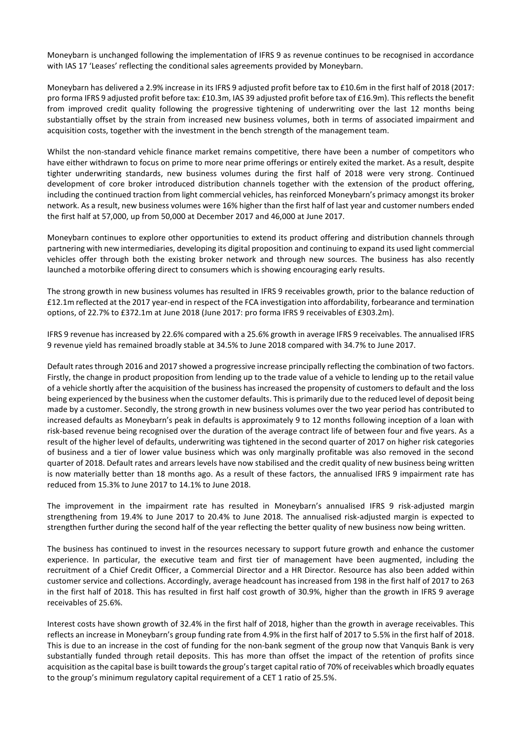Moneybarn is unchanged following the implementation of IFRS 9 as revenue continues to be recognised in accordance with IAS 17 'Leases' reflecting the conditional sales agreements provided by Moneybarn.

Moneybarn has delivered a 2.9% increase in its IFRS 9 adjusted profit before tax to £10.6m in the first half of 2018 (2017: pro forma IFRS 9 adjusted profit before tax: £10.3m, IAS 39 adjusted profit before tax of £16.9m). This reflects the benefit from improved credit quality following the progressive tightening of underwriting over the last 12 months being substantially offset by the strain from increased new business volumes, both in terms of associated impairment and acquisition costs, together with the investment in the bench strength of the management team.

Whilst the non-standard vehicle finance market remains competitive, there have been a number of competitors who have either withdrawn to focus on prime to more near prime offerings or entirely exited the market. As a result, despite tighter underwriting standards, new business volumes during the first half of 2018 were very strong. Continued development of core broker introduced distribution channels together with the extension of the product offering, including the continued traction from light commercial vehicles, has reinforced Moneybarn's primacy amongst its broker network. As a result, new business volumes were 16% higher than the first half of last year and customer numbers ended the first half at 57,000, up from 50,000 at December 2017 and 46,000 at June 2017.

Moneybarn continues to explore other opportunities to extend its product offering and distribution channels through partnering with new intermediaries, developing its digital proposition and continuing to expand its used light commercial vehicles offer through both the existing broker network and through new sources. The business has also recently launched a motorbike offering direct to consumers which is showing encouraging early results.

The strong growth in new business volumes has resulted in IFRS 9 receivables growth, prior to the balance reduction of £12.1m reflected at the 2017 year-end in respect of the FCA investigation into affordability, forbearance and termination options, of 22.7% to £372.1m at June 2018 (June 2017: pro forma IFRS 9 receivables of £303.2m).

IFRS 9 revenue has increased by 22.6% compared with a 25.6% growth in average IFRS 9 receivables. The annualised IFRS 9 revenue yield has remained broadly stable at 34.5% to June 2018 compared with 34.7% to June 2017.

Default rates through 2016 and 2017 showed a progressive increase principally reflecting the combination of two factors. Firstly, the change in product proposition from lending up to the trade value of a vehicle to lending up to the retail value of a vehicle shortly after the acquisition of the business has increased the propensity of customers to default and the loss being experienced by the business when the customer defaults. This is primarily due to the reduced level of deposit being made by a customer. Secondly, the strong growth in new business volumes over the two year period has contributed to increased defaults as Moneybarn's peak in defaults is approximately 9 to 12 months following inception of a loan with risk-based revenue being recognised over the duration of the average contract life of between four and five years. As a result of the higher level of defaults, underwriting was tightened in the second quarter of 2017 on higher risk categories of business and a tier of lower value business which was only marginally profitable was also removed in the second quarter of 2018. Default rates and arrears levels have now stabilised and the credit quality of new business being written is now materially better than 18 months ago. As a result of these factors, the annualised IFRS 9 impairment rate has reduced from 15.3% to June 2017 to 14.1% to June 2018.

The improvement in the impairment rate has resulted in Moneybarn's annualised IFRS 9 risk-adjusted margin strengthening from 19.4% to June 2017 to 20.4% to June 2018. The annualised risk-adjusted margin is expected to strengthen further during the second half of the year reflecting the better quality of new business now being written.

The business has continued to invest in the resources necessary to support future growth and enhance the customer experience. In particular, the executive team and first tier of management have been augmented, including the recruitment of a Chief Credit Officer, a Commercial Director and a HR Director. Resource has also been added within customer service and collections. Accordingly, average headcount has increased from 198 in the first half of 2017 to 263 in the first half of 2018. This has resulted in first half cost growth of 30.9%, higher than the growth in IFRS 9 average receivables of 25.6%.

Interest costs have shown growth of 32.4% in the first half of 2018, higher than the growth in average receivables. This reflects an increase in Moneybarn's group funding rate from 4.9% in the first half of 2017 to 5.5% in the first half of 2018. This is due to an increase in the cost of funding for the non-bank segment of the group now that Vanquis Bank is very substantially funded through retail deposits. This has more than offset the impact of the retention of profits since acquisition as the capital base is built towards the group's target capital ratio of 70% of receivables which broadly equates to the group's minimum regulatory capital requirement of a CET 1 ratio of 25.5%.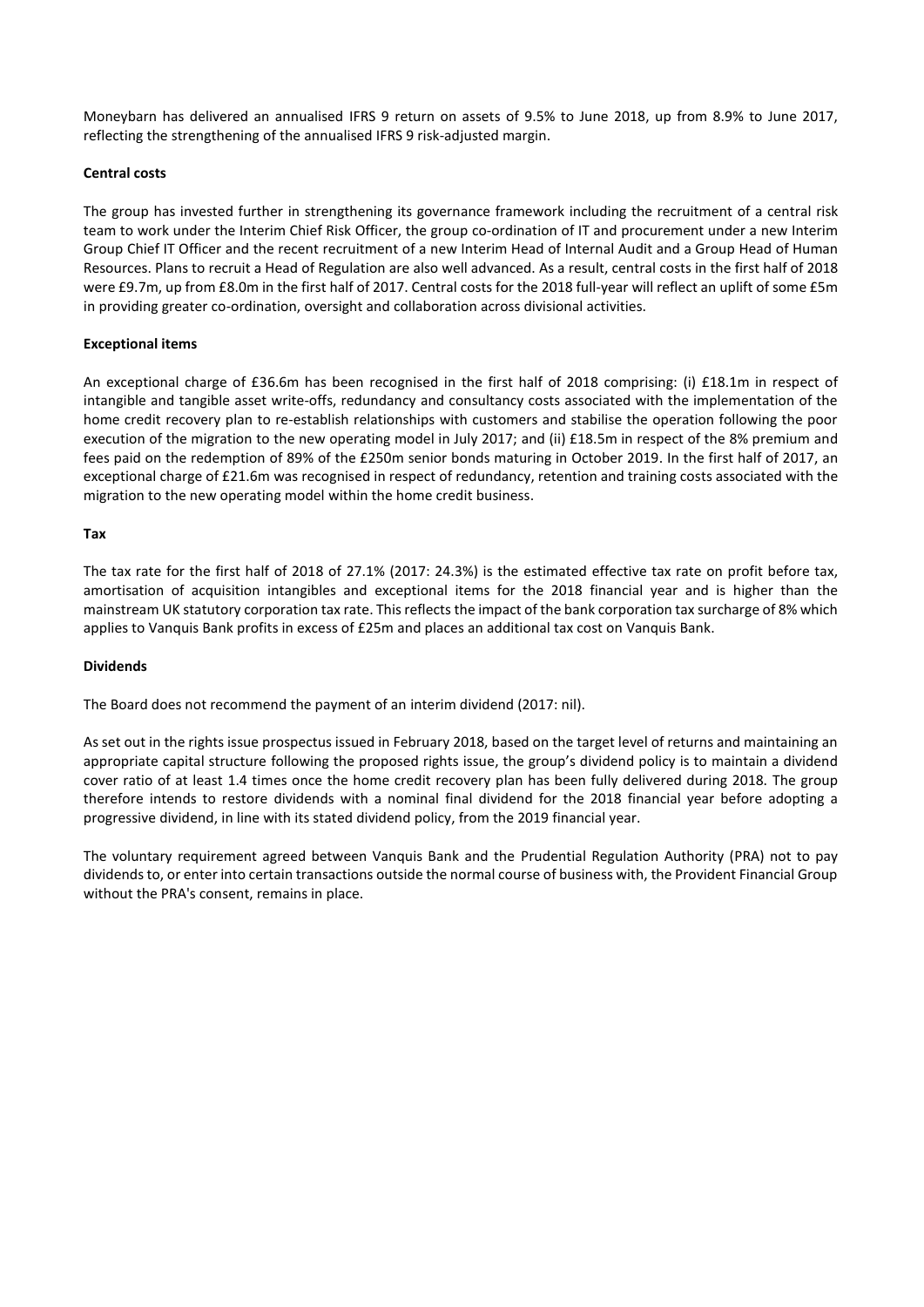Moneybarn has delivered an annualised IFRS 9 return on assets of 9.5% to June 2018, up from 8.9% to June 2017, reflecting the strengthening of the annualised IFRS 9 risk-adjusted margin.

**Central costs**

The group has invested further in strengthening its governance framework including the recruitment of a central risk team to work under the Interim Chief Risk Officer, the group co-ordination of IT and procurement under a new Interim Group Chief IT Officer and the recent recruitment of a new Interim Head of Internal Audit and a Group Head of Human Resources. Plans to recruit a Head of Regulation are also well advanced. As a result, central costs in the first half of 2018 were £9.7m, up from £8.0m in the first half of 2017. Central costs for the 2018 full-year will reflect an uplift of some £5m in providing greater co-ordination, oversight and collaboration across divisional activities.

**Exceptional items**

An exceptional charge of £36.6m has been recognised in the first half of 2018 comprising: (i) £18.1m in respect of intangible and tangible asset write-offs, redundancy and consultancy costs associated with the implementation of the home credit recovery plan to re-establish relationships with customers and stabilise the operation following the poor execution of the migration to the new operating model in July 2017; and (ii) £18.5m in respect of the 8% premium and fees paid on the redemption of 89% of the £250m senior bonds maturing in October 2019. In the first half of 2017, an exceptional charge of £21.6m was recognised in respect of redundancy, retention and training costs associated with the migration to the new operating model within the home credit business.

**Tax**

The tax rate for the first half of 2018 of 27.1% (2017: 24.3%) is the estimated effective tax rate on profit before tax, amortisation of acquisition intangibles and exceptional items for the 2018 financial year and is higher than the mainstream UK statutory corporation tax rate. This reflects the impact of the bank corporation tax surcharge of 8% which applies to Vanquis Bank profits in excess of £25m and places an additional tax cost on Vanquis Bank.

**Dividends**

The Board does not recommend the payment of an interim dividend (2017: nil).

As set out in the rights issue prospectus issued in February 2018, based on the target level of returns and maintaining an appropriate capital structure following the proposed rights issue, the group's dividend policy is to maintain a dividend cover ratio of at least 1.4 times once the home credit recovery plan has been fully delivered during 2018. The group therefore intends to restore dividends with a nominal final dividend for the 2018 financial year before adopting a progressive dividend, in line with its stated dividend policy, from the 2019 financial year.

The voluntary requirement agreed between Vanquis Bank and the Prudential Regulation Authority (PRA) not to pay dividends to, or enter into certain transactions outside the normal course of business with, the Provident Financial Group without the PRA's consent, remains in place.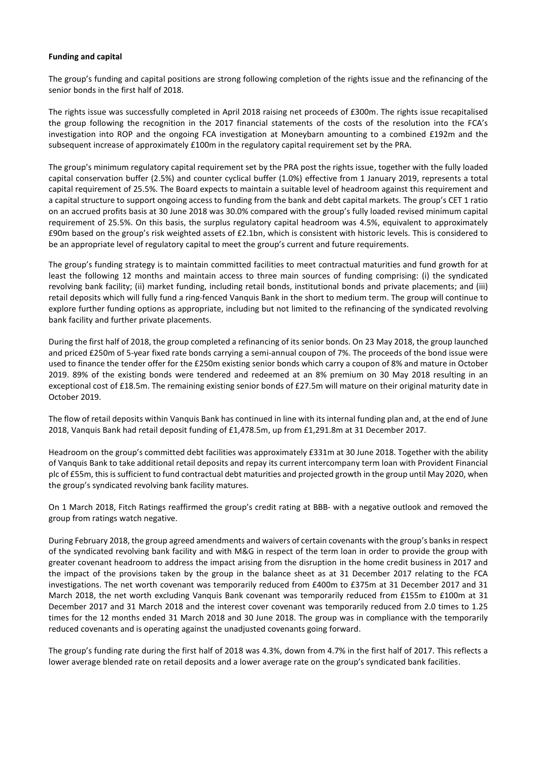**Funding and capital**

The group's funding and capital positions are strong following completion of the rights issue and the refinancing of the senior bonds in the first half of 2018.

The rights issue was successfully completed in April 2018 raising net proceeds of £300m. The rights issue recapitalised the group following the recognition in the 2017 financial statements of the costs of the resolution into the FCA's investigation into ROP and the ongoing FCA investigation at Moneybarn amounting to a combined £192m and the subsequent increase of approximately £100m in the regulatory capital requirement set by the PRA.

The group's minimum regulatory capital requirement set by the PRA post the rights issue, together with the fully loaded capital conservation buffer (2.5%) and counter cyclical buffer (1.0%) effective from 1 January 2019, represents a total capital requirement of 25.5%. The Board expects to maintain a suitable level of headroom against this requirement and a capital structure to support ongoing access to funding from the bank and debt capital markets. The group's CET 1 ratio on an accrued profits basis at 30 June 2018 was 30.0% compared with the group's fully loaded revised minimum capital requirement of 25.5%. On this basis, the surplus regulatory capital headroom was 4.5%, equivalent to approximately £90m based on the group's risk weighted assets of £2.1bn, which is consistent with historic levels. This is considered to be an appropriate level of regulatory capital to meet the group's current and future requirements.

The group's funding strategy is to maintain committed facilities to meet contractual maturities and fund growth for at least the following 12 months and maintain access to three main sources of funding comprising: (i) the syndicated revolving bank facility; (ii) market funding, including retail bonds, institutional bonds and private placements; and (iii) retail deposits which will fully fund a ring-fenced Vanquis Bank in the short to medium term. The group will continue to explore further funding options as appropriate, including but not limited to the refinancing of the syndicated revolving bank facility and further private placements.

During the first half of 2018, the group completed a refinancing of its senior bonds. On 23 May 2018, the group launched and priced £250m of 5-year fixed rate bonds carrying a semi-annual coupon of 7%. The proceeds of the bond issue were used to finance the tender offer for the £250m existing senior bonds which carry a coupon of 8% and mature in October 2019. 89% of the existing bonds were tendered and redeemed at an 8% premium on 30 May 2018 resulting in an exceptional cost of £18.5m. The remaining existing senior bonds of £27.5m will mature on their original maturity date in October 2019.

The flow of retail deposits within Vanquis Bank has continued in line with its internal funding plan and, at the end of June 2018, Vanquis Bank had retail deposit funding of £1,478.5m, up from £1,291.8m at 31 December 2017.

Headroom on the group's committed debt facilities was approximately £331m at 30 June 2018. Together with the ability of Vanquis Bank to take additional retail deposits and repay its current intercompany term loan with Provident Financial plc of £55m, this is sufficient to fund contractual debt maturities and projected growth in the group until May 2020, when the group's syndicated revolving bank facility matures.

On 1 March 2018, Fitch Ratings reaffirmed the group's credit rating at BBB- with a negative outlook and removed the group from ratings watch negative.

During February 2018, the group agreed amendments and waivers of certain covenants with the group's banks in respect of the syndicated revolving bank facility and with M&G in respect of the term loan in order to provide the group with greater covenant headroom to address the impact arising from the disruption in the home credit business in 2017 and the impact of the provisions taken by the group in the balance sheet as at 31 December 2017 relating to the FCA investigations. The net worth covenant was temporarily reduced from £400m to £375m at 31 December 2017 and 31 March 2018, the net worth excluding Vanquis Bank covenant was temporarily reduced from £155m to £100m at 31 December 2017 and 31 March 2018 and the interest cover covenant was temporarily reduced from 2.0 times to 1.25 times for the 12 months ended 31 March 2018 and 30 June 2018. The group was in compliance with the temporarily reduced covenants and is operating against the unadjusted covenants going forward.

The group's funding rate during the first half of 2018 was 4.3%, down from 4.7% in the first half of 2017. This reflects a lower average blended rate on retail deposits and a lower average rate on the group's syndicated bank facilities.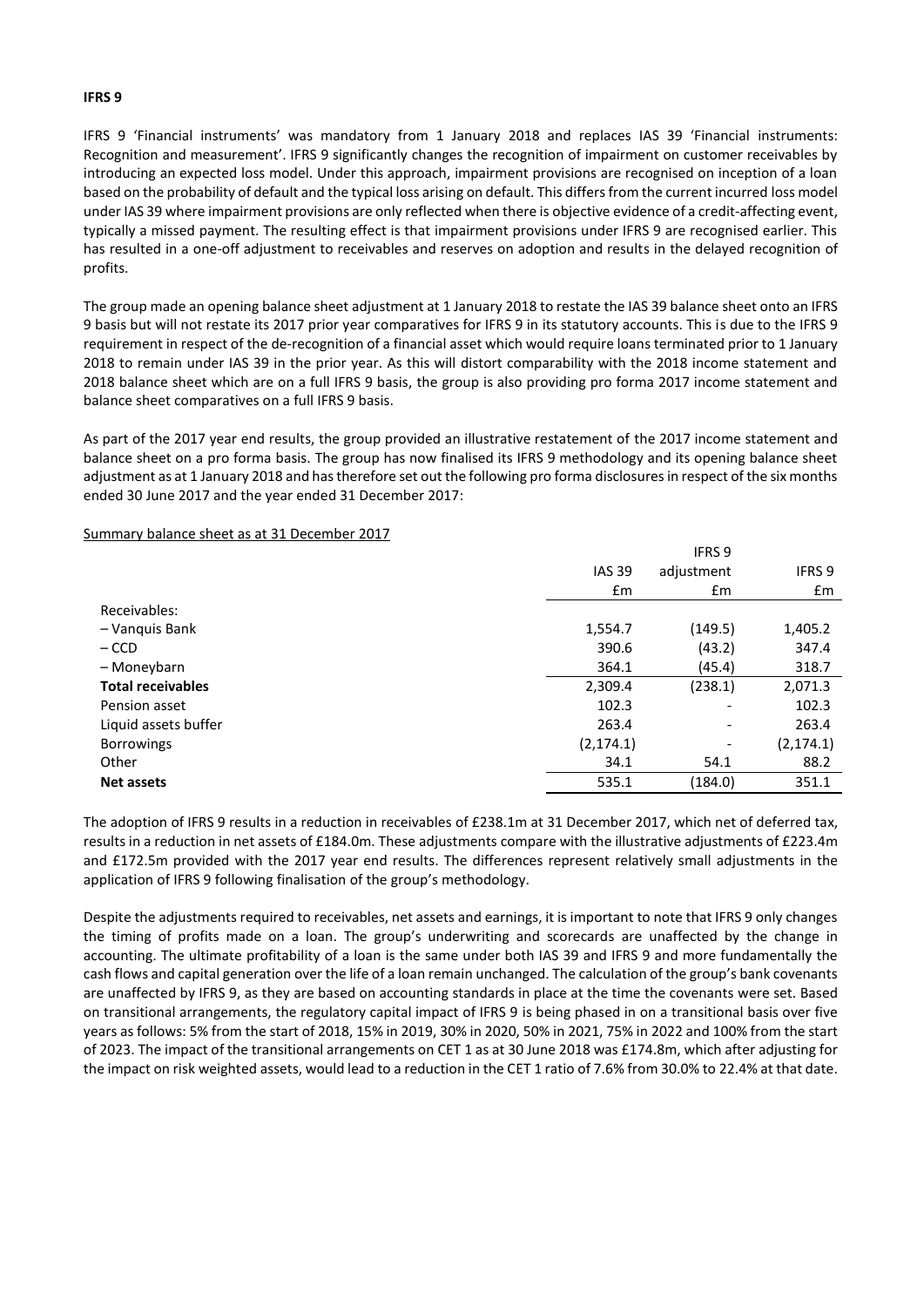## IFRS 9

IFRS 9 'Financial instruments' was mandatory from 1 January 2018 and replaces IAS 39 'Financial instruments: Recognition and measurement'. IFRS 9 significantly changes the recognition of impairment on customer receivables by introducing an expected loss model. Under this approach, impairment provisions are recognised on inception of a loan based on the probability of default and the typical loss arising on default. This differs from the current incurred loss model under IAS 39 where impairment provisions are only reflected when there is objective evidence of a credit-affecting event, typically a missed payment. The resulting effect is that impairment provisions under IFRS 9 are recognised earlier. This has resulted in a one-off adjustment to receivables and reserves on adoption and results in the delayed recognition of profits.

The group made an opening balance sheet adjustment at 1 January 2018 to restate the IAS 39 balance sheet onto an IFRS 9 basis but will not restate its 2017 prior year comparatives for IFRS 9 in its statutory accounts. This is due to the IFRS 9 requirement in respect of the de-recognition of a financial asset which would require loans terminated prior to 1 January 2018 to remain under IAS 39 in the prior year. As this will distort comparability with the 2018 income statement and 2018 balance sheet which are on a full IFRS 9 basis, the group is also providing pro forma 2017 income statement and balance sheet comparatives on a full IFRS 9 basis.

As part of the 2017 year end results, the group provided an illustrative restatement of the 2017 income statement and balance sheet on a pro forma basis. The group has now finalised its IFRS 9 methodology and its opening balance sheet adjustment as at 1 January 2018 and has therefore set out the following pro forma disclosures in respect of the six months ended 30 June 2017 and the year ended 31 December 2017:

Summary balance sheet as at 31 December 2017

| | IAS 39 | IFRS 9 adjustment | IFRS 9 |
|---|---|---|---|
| | £m | £m | £m |
| Receivables: | | | |
| – Vanquis Bank | 1,554.7 | (149.5) | 1,405.2 |
| – CCD | 390.6 | (43.2) | 347.4 |
| – Moneybarn | 364.1 | (45.4) | 318.7 |
| **Total receivables** | 2,309.4 | (238.1) | 2,071.3 |
| Pension asset | 102.3 | - | 102.3 |
| Liquid assets buffer | 263.4 | - | 263.4 |
| Borrowings | (2,174.1) | - | (2,174.1) |
| Other | 34.1 | 54.1 | 88.2 |
| **Net assets** | 535.1 | (184.0) | 351.1 |

The adoption of IFRS 9 results in a reduction in receivables of £238.1m at 31 December 2017, which net of deferred tax, results in a reduction in net assets of £184.0m. These adjustments compare with the illustrative adjustments of £223.4m and £172.5m provided with the 2017 year end results. The differences represent relatively small adjustments in the application of IFRS 9 following finalisation of the group's methodology.

Despite the adjustments required to receivables, net assets and earnings, it is important to note that IFRS 9 only changes the timing of profits made on a loan. The group's underwriting and scorecards are unaffected by the change in accounting. The ultimate profitability of a loan is the same under both IAS 39 and IFRS 9 and more fundamentally the cash flows and capital generation over the life of a loan remain unchanged. The calculation of the group's bank covenants are unaffected by IFRS 9, as they are based on accounting standards in place at the time the covenants were set. Based on transitional arrangements, the regulatory capital impact of IFRS 9 is being phased in on a transitional basis over five years as follows: 5% from the start of 2018, 15% in 2019, 30% in 2020, 50% in 2021, 75% in 2022 and 100% from the start of 2023. The impact of the transitional arrangements on CET 1 as at 30 June 2018 was £174.8m, which after adjusting for the impact on risk weighted assets, would lead to a reduction in the CET 1 ratio of 7.6% from 30.0% to 22.4% at that date.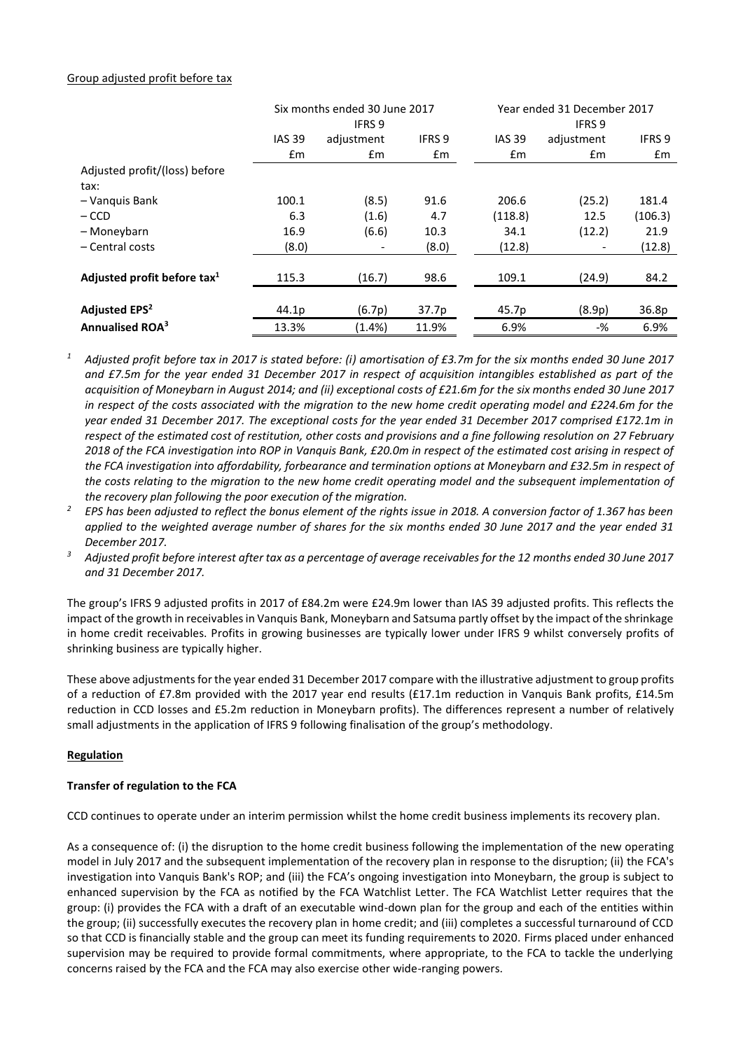Group adjusted profit before tax

| | Six months ended 30 June 2017 | | | Year ended 31 December 2017 | | |
|---|---|---|---|---|---|---|
| | IAS 39 | IFRS 9 adjustment | IFRS 9 | IAS 39 | IFRS 9 adjustment | IFRS 9 |
| | £m | £m | £m | £m | £m | £m |
| Adjusted profit/(loss) before tax: | | | | | | |
| – Vanquis Bank | 100.1 | (8.5) | 91.6 | 206.6 | (25.2) | 181.4 |
| – CCD | 6.3 | (1.6) | 4.7 | (118.8) | 12.5 | (106.3) |
| – Moneybarn | 16.9 | (6.6) | 10.3 | 34.1 | (12.2) | 21.9 |
| – Central costs | (8.0) | - | (8.0) | (12.8) | - | (12.8) |
| **Adjusted profit before tax[1]** | 115.3 | (16.7) | 98.6 | 109.1 | (24.9) | 84.2 |
| **Adjusted EPS[2]** | 44.1p | (6.7p) | 37.7p | 45.7p | (8.9p) | 36.8p |
| **Annualised ROA[3]** | 13.3% | (1.4%) | 11.9% | 6.9% | -% | 6.9% |

[1] *Adjusted profit before tax in 2017 is stated before: (i) amortisation of £3.7m for the six months ended 30 June 2017 and £7.5m for the year ended 31 December 2017 in respect of acquisition intangibles established as part of the acquisition of Moneybarn in August 2014; and (ii) exceptional costs of £21.6m for the six months ended 30 June 2017 in respect of the costs associated with the migration to the new home credit operating model and £224.6m for the year ended 31 December 2017. The exceptional costs for the year ended 31 December 2017 comprised £172.1m in respect of the estimated cost of restitution, other costs and provisions and a fine following resolution on 27 February 2018 of the FCA investigation into ROP in Vanquis Bank, £20.0m in respect of the estimated cost arising in respect of the FCA investigation into affordability, forbearance and termination options at Moneybarn and £32.5m in respect of the costs relating to the migration to the new home credit operating model and the subsequent implementation of the recovery plan following the poor execution of the migration.*

[2] *EPS has been adjusted to reflect the bonus element of the rights issue in 2018. A conversion factor of 1.367 has been applied to the weighted average number of shares for the six months ended 30 June 2017 and the year ended 31 December 2017.*

[3] *Adjusted profit before interest after tax as a percentage of average receivables for the 12 months ended 30 June 2017 and 31 December 2017.*

The group's IFRS 9 adjusted profits in 2017 of £84.2m were £24.9m lower than IAS 39 adjusted profits. This reflects the impact of the growth in receivables in Vanquis Bank, Moneybarn and Satsuma partly offset by the impact of the shrinkage in home credit receivables. Profits in growing businesses are typically lower under IFRS 9 whilst conversely profits of shrinking business are typically higher.

These above adjustments for the year ended 31 December 2017 compare with the illustrative adjustment to group profits of a reduction of £7.8m provided with the 2017 year end results (£17.1m reduction in Vanquis Bank profits, £14.5m reduction in CCD losses and £5.2m reduction in Moneybarn profits). The differences represent a number of relatively small adjustments in the application of IFRS 9 following finalisation of the group's methodology.

**Regulation**

**Transfer of regulation to the FCA**

CCD continues to operate under an interim permission whilst the home credit business implements its recovery plan.

As a consequence of: (i) the disruption to the home credit business following the implementation of the new operating model in July 2017 and the subsequent implementation of the recovery plan in response to the disruption; (ii) the FCA's investigation into Vanquis Bank's ROP; and (iii) the FCA's ongoing investigation into Moneybarn, the group is subject to enhanced supervision by the FCA as notified by the FCA Watchlist Letter. The FCA Watchlist Letter requires that the group: (i) provides the FCA with a draft of an executable wind-down plan for the group and each of the entities within the group; (ii) successfully executes the recovery plan in home credit; and (iii) completes a successful turnaround of CCD so that CCD is financially stable and the group can meet its funding requirements to 2020. Firms placed under enhanced supervision may be required to provide formal commitments, where appropriate, to the FCA to tackle the underlying concerns raised by the FCA and the FCA may also exercise other wide-ranging powers.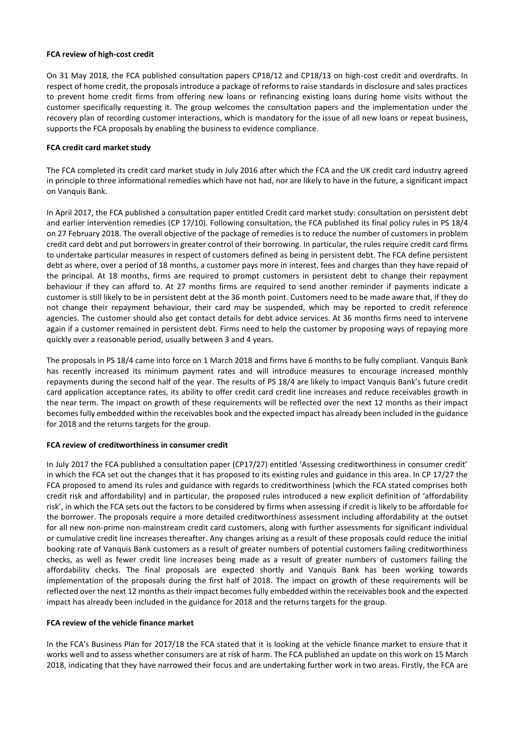**FCA review of high-cost credit**

On 31 May 2018, the FCA published consultation papers CP18/12 and CP18/13 on high-cost credit and overdrafts. In respect of home credit, the proposals introduce a package of reforms to raise standards in disclosure and sales practices to prevent home credit firms from offering new loans or refinancing existing loans during home visits without the customer specifically requesting it. The group welcomes the consultation papers and the implementation under the recovery plan of recording customer interactions, which is mandatory for the issue of all new loans or repeat business, supports the FCA proposals by enabling the business to evidence compliance.

**FCA credit card market study**

The FCA completed its credit card market study in July 2016 after which the FCA and the UK credit card industry agreed in principle to three informational remedies which have not had, nor are likely to have in the future, a significant impact on Vanquis Bank.

In April 2017, the FCA published a consultation paper entitled Credit card market study: consultation on persistent debt and earlier intervention remedies (CP 17/10). Following consultation, the FCA published its final policy rules in PS 18/4 on 27 February 2018. The overall objective of the package of remedies is to reduce the number of customers in problem credit card debt and put borrowers in greater control of their borrowing. In particular, the rules require credit card firms to undertake particular measures in respect of customers defined as being in persistent debt. The FCA define persistent debt as where, over a period of 18 months, a customer pays more in interest, fees and charges than they have repaid of the principal. At 18 months, firms are required to prompt customers in persistent debt to change their repayment behaviour if they can afford to. At 27 months firms are required to send another reminder if payments indicate a customer is still likely to be in persistent debt at the 36 month point. Customers need to be made aware that, if they do not change their repayment behaviour, their card may be suspended, which may be reported to credit reference agencies. The customer should also get contact details for debt advice services. At 36 months firms need to intervene again if a customer remained in persistent debt. Firms need to help the customer by proposing ways of repaying more quickly over a reasonable period, usually between 3 and 4 years.

The proposals in PS 18/4 came into force on 1 March 2018 and firms have 6 months to be fully compliant. Vanquis Bank has recently increased its minimum payment rates and will introduce measures to encourage increased monthly repayments during the second half of the year. The results of PS 18/4 are likely to impact Vanquis Bank's future credit card application acceptance rates, its ability to offer credit card credit line increases and reduce receivables growth in the near term. The impact on growth of these requirements will be reflected over the next 12 months as their impact becomes fully embedded within the receivables book and the expected impact has already been included in the guidance for 2018 and the returns targets for the group.

**FCA review of creditworthiness in consumer credit**

In July 2017 the FCA published a consultation paper (CP17/27) entitled 'Assessing creditworthiness in consumer credit' in which the FCA set out the changes that it has proposed to its existing rules and guidance in this area. In CP 17/27 the FCA proposed to amend its rules and guidance with regards to creditworthiness (which the FCA stated comprises both credit risk and affordability) and in particular, the proposed rules introduced a new explicit definition of 'affordability risk', in which the FCA sets out the factors to be considered by firms when assessing if credit is likely to be affordable for the borrower. The proposals require a more detailed creditworthiness assessment including affordability at the outset for all new non-prime non-mainstream credit card customers, along with further assessments for significant individual or cumulative credit line increases thereafter. Any changes arising as a result of these proposals could reduce the initial booking rate of Vanquis Bank customers as a result of greater numbers of potential customers failing creditworthiness checks, as well as fewer credit line increases being made as a result of greater numbers of customers failing the affordability checks. The final proposals are expected shortly and Vanquis Bank has been working towards implementation of the proposals during the first half of 2018. The impact on growth of these requirements will be reflected over the next 12 months as their impact becomes fully embedded within the receivables book and the expected impact has already been included in the guidance for 2018 and the returns targets for the group.

**FCA review of the vehicle finance market**

In the FCA's Business Plan for 2017/18 the FCA stated that it is looking at the vehicle finance market to ensure that it works well and to assess whether consumers are at risk of harm. The FCA published an update on this work on 15 March 2018, indicating that they have narrowed their focus and are undertaking further work in two areas. Firstly, the FCA are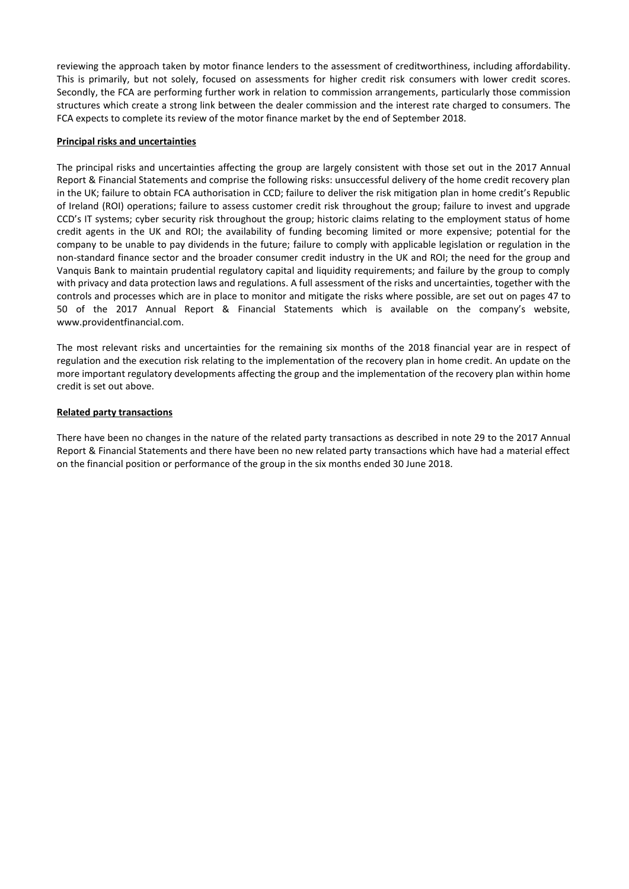reviewing the approach taken by motor finance lenders to the assessment of creditworthiness, including affordability. This is primarily, but not solely, focused on assessments for higher credit risk consumers with lower credit scores. Secondly, the FCA are performing further work in relation to commission arrangements, particularly those commission structures which create a strong link between the dealer commission and the interest rate charged to consumers. The FCA expects to complete its review of the motor finance market by the end of September 2018.

**Principal risks and uncertainties**

The principal risks and uncertainties affecting the group are largely consistent with those set out in the 2017 Annual Report & Financial Statements and comprise the following risks: unsuccessful delivery of the home credit recovery plan in the UK; failure to obtain FCA authorisation in CCD; failure to deliver the risk mitigation plan in home credit's Republic of Ireland (ROI) operations; failure to assess customer credit risk throughout the group; failure to invest and upgrade CCD's IT systems; cyber security risk throughout the group; historic claims relating to the employment status of home credit agents in the UK and ROI; the availability of funding becoming limited or more expensive; potential for the company to be unable to pay dividends in the future; failure to comply with applicable legislation or regulation in the non-standard finance sector and the broader consumer credit industry in the UK and ROI; the need for the group and Vanquis Bank to maintain prudential regulatory capital and liquidity requirements; and failure by the group to comply with privacy and data protection laws and regulations. A full assessment of the risks and uncertainties, together with the controls and processes which are in place to monitor and mitigate the risks where possible, are set out on pages 47 to 50 of the 2017 Annual Report & Financial Statements which is available on the company's website, www.providentfinancial.com.

The most relevant risks and uncertainties for the remaining six months of the 2018 financial year are in respect of regulation and the execution risk relating to the implementation of the recovery plan in home credit. An update on the more important regulatory developments affecting the group and the implementation of the recovery plan within home credit is set out above.

**Related party transactions**

There have been no changes in the nature of the related party transactions as described in note 29 to the 2017 Annual Report & Financial Statements and there have been no new related party transactions which have had a material effect on the financial position or performance of the group in the six months ended 30 June 2018.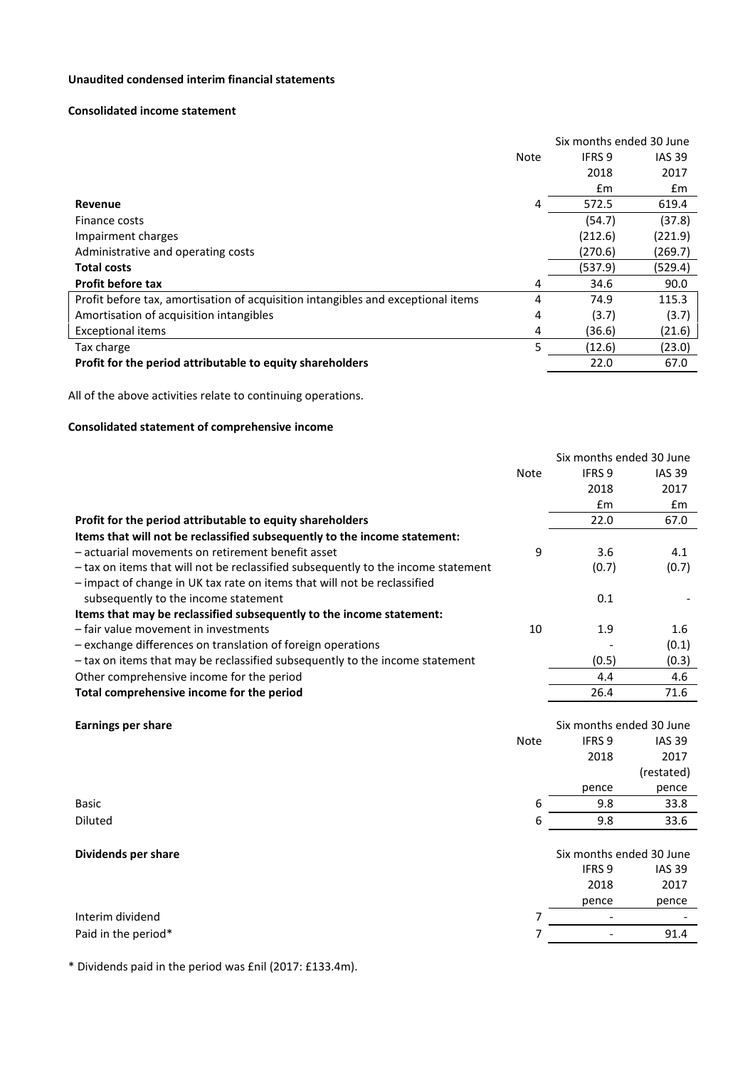**Unaudited condensed interim financial statements**

**Consolidated income statement**

| | Note | Six months ended 30 June IFRS 9 2018 £m | IAS 39 2017 £m |
|---|---|---|---|
| **Revenue** | 4 | 572.5 | 619.4 |
| Finance costs | | (54.7) | (37.8) |
| Impairment charges | | (212.6) | (221.9) |
| Administrative and operating costs | | (270.6) | (269.7) |
| **Total costs** | | (537.9) | (529.4) |
| **Profit before tax** | 4 | 34.6 | 90.0 |
| Profit before tax, amortisation of acquisition intangibles and exceptional items | 4 | 74.9 | 115.3 |
| Amortisation of acquisition intangibles | 4 | (3.7) | (3.7) |
| Exceptional items | 4 | (36.6) | (21.6) |
| Tax charge | 5 | (12.6) | (23.0) |
| **Profit for the period attributable to equity shareholders** | | 22.0 | 67.0 |

All of the above activities relate to continuing operations.

**Consolidated statement of comprehensive income**

| | Note | Six months ended 30 June IFRS 9 2018 £m | IAS 39 2017 £m |
|---|---|---|---|
| **Profit for the period attributable to equity shareholders** | | 22.0 | 67.0 |
| **Items that will not be reclassified subsequently to the income statement:** | | | |
| – actuarial movements on retirement benefit asset | 9 | 3.6 | 4.1 |
| – tax on items that will not be reclassified subsequently to the income statement | | (0.7) | (0.7) |
| – impact of change in UK tax rate on items that will not be reclassified subsequently to the income statement | | 0.1 | - |
| **Items that may be reclassified subsequently to the income statement:** | | | |
| – fair value movement in investments | 10 | 1.9 | 1.6 |
| – exchange differences on translation of foreign operations | | - | (0.1) |
| – tax on items that may be reclassified subsequently to the income statement | | (0.5) | (0.3) |
| Other comprehensive income for the period | | 4.4 | 4.6 |
| **Total comprehensive income for the period** | | 26.4 | 71.6 |

| **Earnings per share** | Note | Six months ended 30 June IFRS 9 2018 pence | IAS 39 2017 (restated) pence |
|---|---|---|---|
| Basic | 6 | 9.8 | 33.8 |
| Diluted | 6 | 9.8 | 33.6 |

| **Dividends per share** | Note | Six months ended 30 June IFRS 9 2018 pence | IAS 39 2017 pence |
|---|---|---|---|
| Interim dividend | 7 | - | - |
| Paid in the period* | 7 | - | 91.4 |

* Dividends paid in the period was £nil (2017: £133.4m).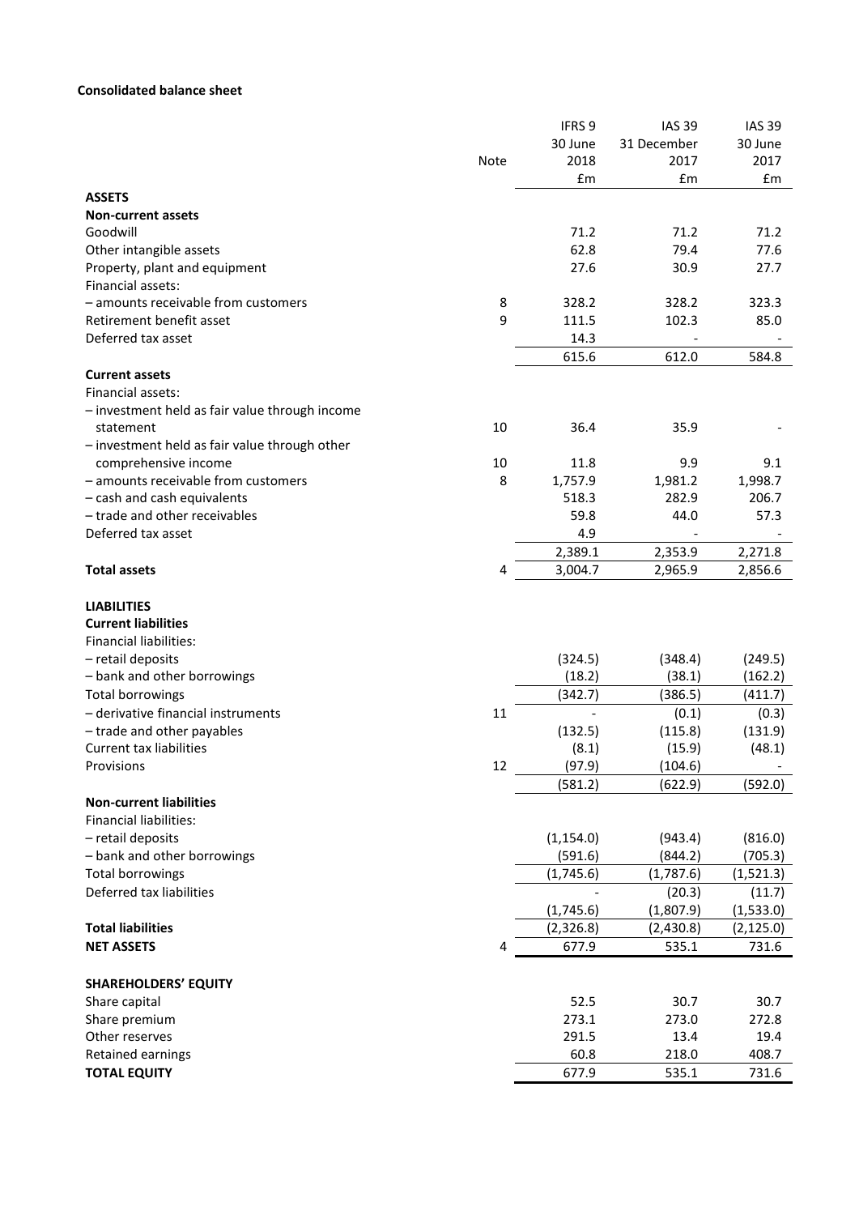**Consolidated balance sheet**

| | Note | IFRS 9<br>30 June<br>2018<br>£m | IAS 39<br>31 December<br>2017<br>£m | IAS 39<br>30 June<br>2017<br>£m |
|---|---|---|---|---|
| **ASSETS** | | | | |
| **Non-current assets** | | | | |
| Goodwill | | 71.2 | 71.2 | 71.2 |
| Other intangible assets | | 62.8 | 79.4 | 77.6 |
| Property, plant and equipment | | 27.6 | 30.9 | 27.7 |
| Financial assets: | | | | |
| – amounts receivable from customers | 8 | 328.2 | 328.2 | 323.3 |
| Retirement benefit asset | 9 | 111.5 | 102.3 | 85.0 |
| Deferred tax asset | | 14.3 | - | - |
| | | 615.6 | 612.0 | 584.8 |
| **Current assets** | | | | |
| Financial assets: | | | | |
| – investment held as fair value through income statement | 10 | 36.4 | 35.9 | - |
| – investment held as fair value through other comprehensive income | 10 | 11.8 | 9.9 | 9.1 |
| – amounts receivable from customers | 8 | 1,757.9 | 1,981.2 | 1,998.7 |
| – cash and cash equivalents | | 518.3 | 282.9 | 206.7 |
| – trade and other receivables | | 59.8 | 44.0 | 57.3 |
| Deferred tax asset | | 4.9 | - | - |
| | | 2,389.1 | 2,353.9 | 2,271.8 |
| **Total assets** | 4 | 3,004.7 | 2,965.9 | 2,856.6 |
| | | | | |
| **LIABILITIES** | | | | |
| **Current liabilities** | | | | |
| Financial liabilities: | | | | |
| – retail deposits | | (324.5) | (348.4) | (249.5) |
| – bank and other borrowings | | (18.2) | (38.1) | (162.2) |
| Total borrowings | | (342.7) | (386.5) | (411.7) |
| – derivative financial instruments | 11 | - | (0.1) | (0.3) |
| – trade and other payables | | (132.5) | (115.8) | (131.9) |
| Current tax liabilities | | (8.1) | (15.9) | (48.1) |
| Provisions | 12 | (97.9) | (104.6) | - |
| | | (581.2) | (622.9) | (592.0) |
| **Non-current liabilities** | | | | |
| Financial liabilities: | | | | |
| – retail deposits | | (1,154.0) | (943.4) | (816.0) |
| – bank and other borrowings | | (591.6) | (844.2) | (705.3) |
| Total borrowings | | (1,745.6) | (1,787.6) | (1,521.3) |
| Deferred tax liabilities | | - | (20.3) | (11.7) |
| | | (1,745.6) | (1,807.9) | (1,533.0) |
| **Total liabilities** | | (2,326.8) | (2,430.8) | (2,125.0) |
| **NET ASSETS** | 4 | 677.9 | 535.1 | 731.6 |
| | | | | |
| **SHAREHOLDERS' EQUITY** | | | | |
| Share capital | | 52.5 | 30.7 | 30.7 |
| Share premium | | 273.1 | 273.0 | 272.8 |
| Other reserves | | 291.5 | 13.4 | 19.4 |
| Retained earnings | | 60.8 | 218.0 | 408.7 |
| **TOTAL EQUITY** | | 677.9 | 535.1 | 731.6 |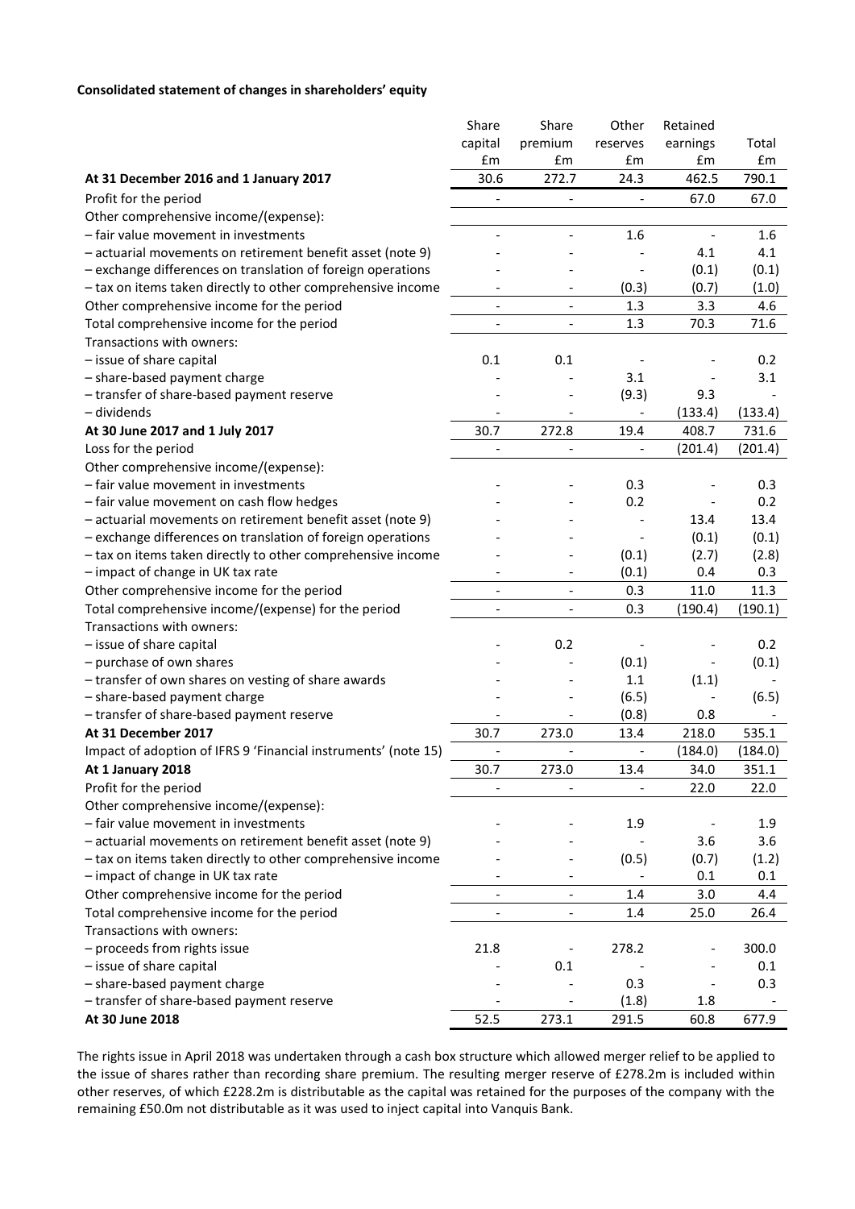**Consolidated statement of changes in shareholders' equity**

| | Share capital £m | Share premium £m | Other reserves £m | Retained earnings £m | Total £m |
|---|---|---|---|---|---|
| **At 31 December 2016 and 1 January 2017** | 30.6 | 272.7 | 24.3 | 462.5 | 790.1 |
| Profit for the period | - | - | - | 67.0 | 67.0 |
| Other comprehensive income/(expense): | | | | | |
| – fair value movement in investments | - | - | 1.6 | - | 1.6 |
| – actuarial movements on retirement benefit asset (note 9) | - | - | - | 4.1 | 4.1 |
| – exchange differences on translation of foreign operations | - | - | - | (0.1) | (0.1) |
| – tax on items taken directly to other comprehensive income | - | - | (0.3) | (0.7) | (1.0) |
| Other comprehensive income for the period | - | - | 1.3 | 3.3 | 4.6 |
| Total comprehensive income for the period | - | - | 1.3 | 70.3 | 71.6 |
| Transactions with owners: | | | | | |
| – issue of share capital | 0.1 | 0.1 | - | - | 0.2 |
| – share-based payment charge | - | - | 3.1 | - | 3.1 |
| – transfer of share-based payment reserve | - | - | (9.3) | 9.3 | - |
| – dividends | - | - | - | (133.4) | (133.4) |
| **At 30 June 2017 and 1 July 2017** | 30.7 | 272.8 | 19.4 | 408.7 | 731.6 |
| Loss for the period | - | - | - | (201.4) | (201.4) |
| Other comprehensive income/(expense): | | | | | |
| – fair value movement in investments | - | - | 0.3 | - | 0.3 |
| – fair value movement on cash flow hedges | - | - | 0.2 | - | 0.2 |
| – actuarial movements on retirement benefit asset (note 9) | - | - | - | 13.4 | 13.4 |
| – exchange differences on translation of foreign operations | - | - | - | (0.1) | (0.1) |
| – tax on items taken directly to other comprehensive income | - | - | (0.1) | (2.7) | (2.8) |
| – impact of change in UK tax rate | - | - | (0.1) | 0.4 | 0.3 |
| Other comprehensive income for the period | - | - | 0.3 | 11.0 | 11.3 |
| Total comprehensive income/(expense) for the period | - | - | 0.3 | (190.4) | (190.1) |
| Transactions with owners: | | | | | |
| – issue of share capital | - | 0.2 | - | - | 0.2 |
| – purchase of own shares | - | - | (0.1) | - | (0.1) |
| – transfer of own shares on vesting of share awards | - | - | 1.1 | (1.1) | - |
| – share-based payment charge | - | - | (6.5) | - | (6.5) |
| – transfer of share-based payment reserve | - | - | (0.8) | 0.8 | - |
| **At 31 December 2017** | 30.7 | 273.0 | 13.4 | 218.0 | 535.1 |
| Impact of adoption of IFRS 9 'Financial instruments' (note 15) | - | - | - | (184.0) | (184.0) |
| **At 1 January 2018** | 30.7 | 273.0 | 13.4 | 34.0 | 351.1 |
| Profit for the period | - | - | - | 22.0 | 22.0 |
| Other comprehensive income/(expense): | | | | | |
| – fair value movement in investments | - | - | 1.9 | - | 1.9 |
| – actuarial movements on retirement benefit asset (note 9) | - | - | - | 3.6 | 3.6 |
| – tax on items taken directly to other comprehensive income | - | - | (0.5) | (0.7) | (1.2) |
| – impact of change in UK tax rate | - | - | - | 0.1 | 0.1 |
| Other comprehensive income for the period | - | - | 1.4 | 3.0 | 4.4 |
| Total comprehensive income for the period | - | - | 1.4 | 25.0 | 26.4 |
| Transactions with owners: | | | | | |
| – proceeds from rights issue | 21.8 | - | 278.2 | - | 300.0 |
| – issue of share capital | - | 0.1 | - | - | 0.1 |
| – share-based payment charge | - | - | 0.3 | - | 0.3 |
| – transfer of share-based payment reserve | - | - | (1.8) | 1.8 | - |
| **At 30 June 2018** | 52.5 | 273.1 | 291.5 | 60.8 | 677.9 |

The rights issue in April 2018 was undertaken through a cash box structure which allowed merger relief to be applied to the issue of shares rather than recording share premium. The resulting merger reserve of £278.2m is included within other reserves, of which £228.2m is distributable as the capital was retained for the purposes of the company with the remaining £50.0m not distributable as it was used to inject capital into Vanquis Bank.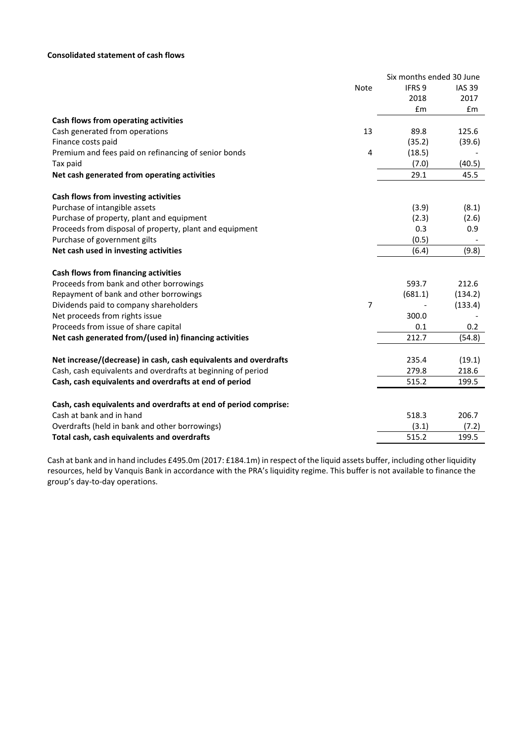**Consolidated statement of cash flows**

| | Note | Six months ended 30 June | |
|---|---|---|---|
| | | IFRS 9 | IAS 39 |
| | | 2018 | 2017 |
| | | £m | £m |
| **Cash flows from operating activities** | | | |
| Cash generated from operations | 13 | 89.8 | 125.6 |
| Finance costs paid | | (35.2) | (39.6) |
| Premium and fees paid on refinancing of senior bonds | 4 | (18.5) | - |
| Tax paid | | (7.0) | (40.5) |
| **Net cash generated from operating activities** | | 29.1 | 45.5 |
| **Cash flows from investing activities** | | | |
| Purchase of intangible assets | | (3.9) | (8.1) |
| Purchase of property, plant and equipment | | (2.3) | (2.6) |
| Proceeds from disposal of property, plant and equipment | | 0.3 | 0.9 |
| Purchase of government gilts | | (0.5) | - |
| **Net cash used in investing activities** | | (6.4) | (9.8) |
| **Cash flows from financing activities** | | | |
| Proceeds from bank and other borrowings | | 593.7 | 212.6 |
| Repayment of bank and other borrowings | | (681.1) | (134.2) |
| Dividends paid to company shareholders | 7 | - | (133.4) |
| Net proceeds from rights issue | | 300.0 | - |
| Proceeds from issue of share capital | | 0.1 | 0.2 |
| **Net cash generated from/(used in) financing activities** | | 212.7 | (54.8) |
| **Net increase/(decrease) in cash, cash equivalents and overdrafts** | | 235.4 | (19.1) |
| Cash, cash equivalents and overdrafts at beginning of period | | 279.8 | 218.6 |
| **Cash, cash equivalents and overdrafts at end of period** | | 515.2 | 199.5 |
| **Cash, cash equivalents and overdrafts at end of period comprise:** | | | |
| Cash at bank and in hand | | 518.3 | 206.7 |
| Overdrafts (held in bank and other borrowings) | | (3.1) | (7.2) |
| **Total cash, cash equivalents and overdrafts** | | 515.2 | 199.5 |

Cash at bank and in hand includes £495.0m (2017: £184.1m) in respect of the liquid assets buffer, including other liquidity resources, held by Vanquis Bank in accordance with the PRA's liquidity regime. This buffer is not available to finance the group's day-to-day operations.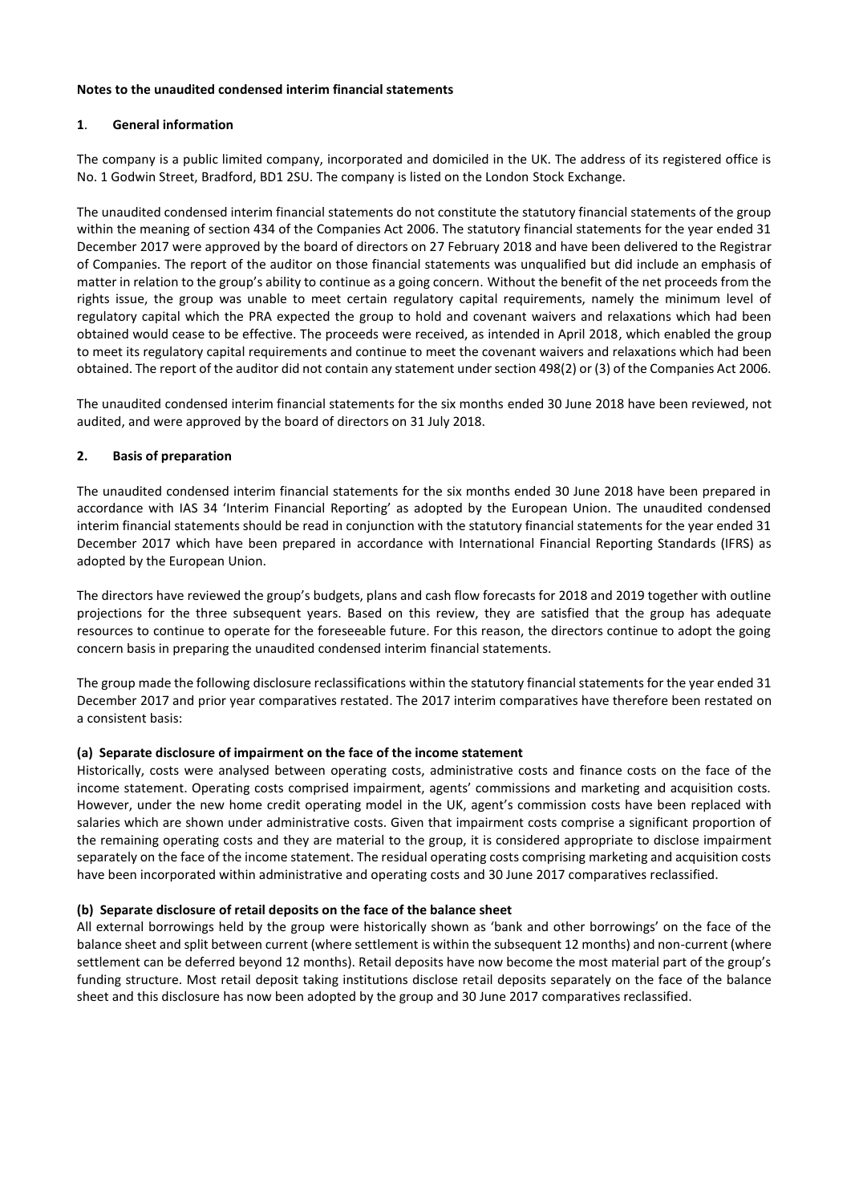**Notes to the unaudited condensed interim financial statements**

## 1. General information

The company is a public limited company, incorporated and domiciled in the UK. The address of its registered office is No. 1 Godwin Street, Bradford, BD1 2SU. The company is listed on the London Stock Exchange.

The unaudited condensed interim financial statements do not constitute the statutory financial statements of the group within the meaning of section 434 of the Companies Act 2006. The statutory financial statements for the year ended 31 December 2017 were approved by the board of directors on 27 February 2018 and have been delivered to the Registrar of Companies. The report of the auditor on those financial statements was unqualified but did include an emphasis of matter in relation to the group's ability to continue as a going concern. Without the benefit of the net proceeds from the rights issue, the group was unable to meet certain regulatory capital requirements, namely the minimum level of regulatory capital which the PRA expected the group to hold and covenant waivers and relaxations which had been obtained would cease to be effective. The proceeds were received, as intended in April 2018, which enabled the group to meet its regulatory capital requirements and continue to meet the covenant waivers and relaxations which had been obtained. The report of the auditor did not contain any statement under section 498(2) or (3) of the Companies Act 2006.

The unaudited condensed interim financial statements for the six months ended 30 June 2018 have been reviewed, not audited, and were approved by the board of directors on 31 July 2018.

## 2. Basis of preparation

The unaudited condensed interim financial statements for the six months ended 30 June 2018 have been prepared in accordance with IAS 34 'Interim Financial Reporting' as adopted by the European Union. The unaudited condensed interim financial statements should be read in conjunction with the statutory financial statements for the year ended 31 December 2017 which have been prepared in accordance with International Financial Reporting Standards (IFRS) as adopted by the European Union.

The directors have reviewed the group's budgets, plans and cash flow forecasts for 2018 and 2019 together with outline projections for the three subsequent years. Based on this review, they are satisfied that the group has adequate resources to continue to operate for the foreseeable future. For this reason, the directors continue to adopt the going concern basis in preparing the unaudited condensed interim financial statements.

The group made the following disclosure reclassifications within the statutory financial statements for the year ended 31 December 2017 and prior year comparatives restated. The 2017 interim comparatives have therefore been restated on a consistent basis:

### (a) Separate disclosure of impairment on the face of the income statement

Historically, costs were analysed between operating costs, administrative costs and finance costs on the face of the income statement. Operating costs comprised impairment, agents' commissions and marketing and acquisition costs. However, under the new home credit operating model in the UK, agent's commission costs have been replaced with salaries which are shown under administrative costs. Given that impairment costs comprise a significant proportion of the remaining operating costs and they are material to the group, it is considered appropriate to disclose impairment separately on the face of the income statement. The residual operating costs comprising marketing and acquisition costs have been incorporated within administrative and operating costs and 30 June 2017 comparatives reclassified.

### (b) Separate disclosure of retail deposits on the face of the balance sheet

All external borrowings held by the group were historically shown as 'bank and other borrowings' on the face of the balance sheet and split between current (where settlement is within the subsequent 12 months) and non-current (where settlement can be deferred beyond 12 months). Retail deposits have now become the most material part of the group's funding structure. Most retail deposit taking institutions disclose retail deposits separately on the face of the balance sheet and this disclosure has now been adopted by the group and 30 June 2017 comparatives reclassified.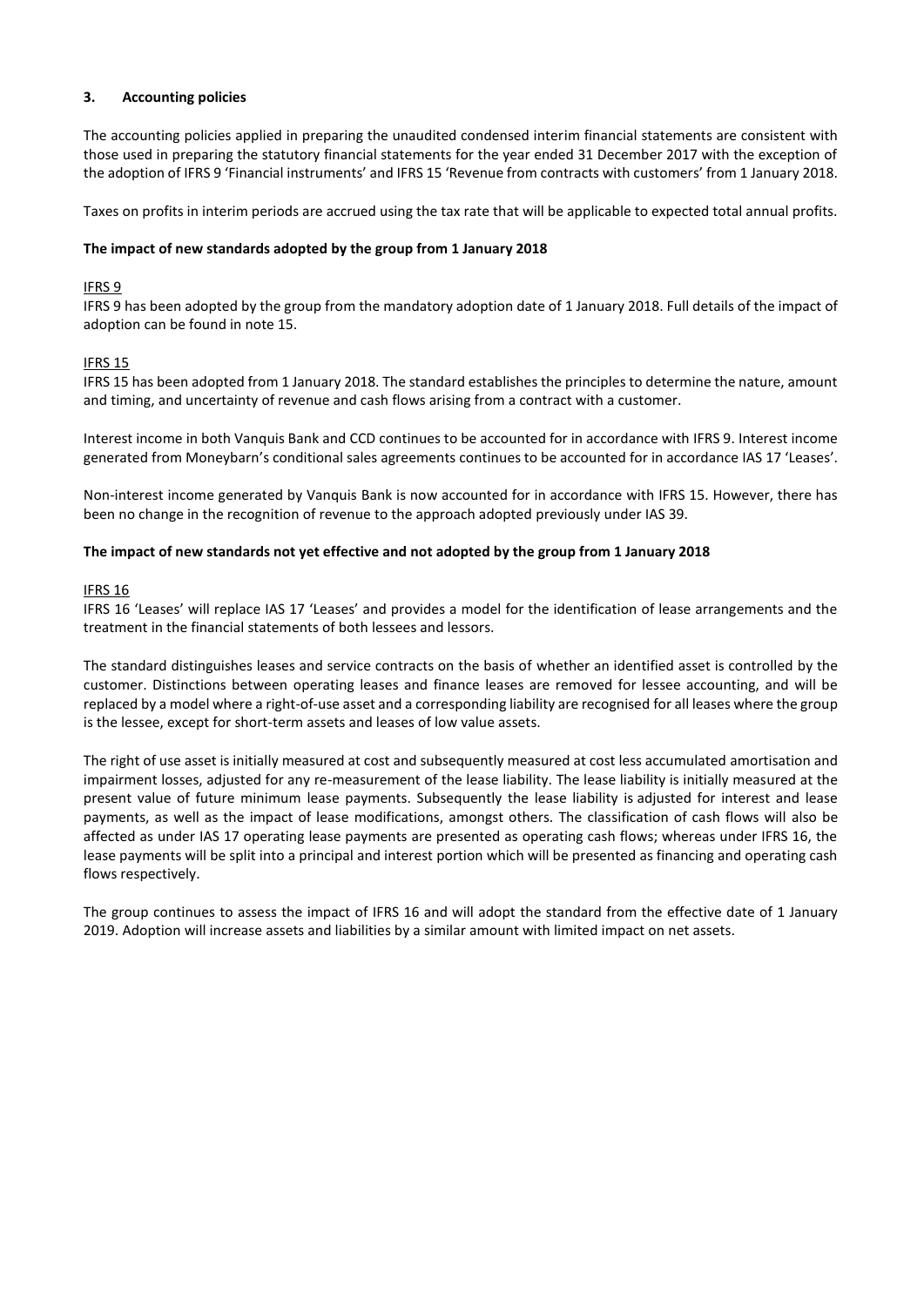## 3. Accounting policies

The accounting policies applied in preparing the unaudited condensed interim financial statements are consistent with those used in preparing the statutory financial statements for the year ended 31 December 2017 with the exception of the adoption of IFRS 9 'Financial instruments' and IFRS 15 'Revenue from contracts with customers' from 1 January 2018.

Taxes on profits in interim periods are accrued using the tax rate that will be applicable to expected total annual profits.

**The impact of new standards adopted by the group from 1 January 2018**

IFRS 9

IFRS 9 has been adopted by the group from the mandatory adoption date of 1 January 2018. Full details of the impact of adoption can be found in note 15.

IFRS 15

IFRS 15 has been adopted from 1 January 2018. The standard establishes the principles to determine the nature, amount and timing, and uncertainty of revenue and cash flows arising from a contract with a customer.

Interest income in both Vanquis Bank and CCD continues to be accounted for in accordance with IFRS 9. Interest income generated from Moneybarn's conditional sales agreements continues to be accounted for in accordance IAS 17 'Leases'.

Non-interest income generated by Vanquis Bank is now accounted for in accordance with IFRS 15. However, there has been no change in the recognition of revenue to the approach adopted previously under IAS 39.

**The impact of new standards not yet effective and not adopted by the group from 1 January 2018**

IFRS 16

IFRS 16 'Leases' will replace IAS 17 'Leases' and provides a model for the identification of lease arrangements and the treatment in the financial statements of both lessees and lessors.

The standard distinguishes leases and service contracts on the basis of whether an identified asset is controlled by the customer. Distinctions between operating leases and finance leases are removed for lessee accounting, and will be replaced by a model where a right-of-use asset and a corresponding liability are recognised for all leases where the group is the lessee, except for short-term assets and leases of low value assets.

The right of use asset is initially measured at cost and subsequently measured at cost less accumulated amortisation and impairment losses, adjusted for any re-measurement of the lease liability. The lease liability is initially measured at the present value of future minimum lease payments. Subsequently the lease liability is adjusted for interest and lease payments, as well as the impact of lease modifications, amongst others. The classification of cash flows will also be affected as under IAS 17 operating lease payments are presented as operating cash flows; whereas under IFRS 16, the lease payments will be split into a principal and interest portion which will be presented as financing and operating cash flows respectively.

The group continues to assess the impact of IFRS 16 and will adopt the standard from the effective date of 1 January 2019. Adoption will increase assets and liabilities by a similar amount with limited impact on net assets.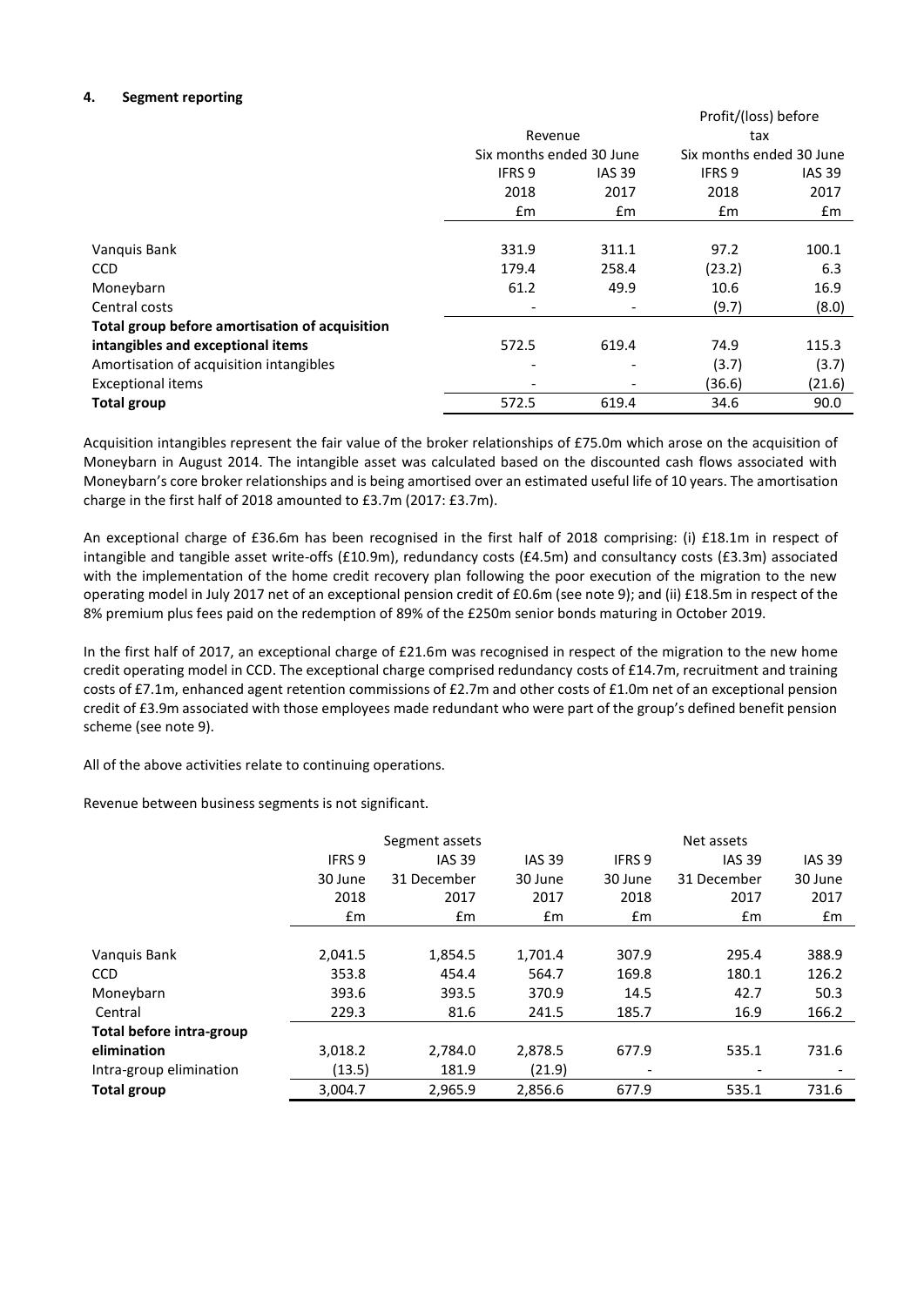## 4. Segment reporting

| | Revenue | | Profit/(loss) before tax | |
|---|---|---|---|---|
| | Six months ended 30 June | | Six months ended 30 June | |
| | IFRS 9 | IAS 39 | IFRS 9 | IAS 39 |
| | 2018 | 2017 | 2018 | 2017 |
| | £m | £m | £m | £m |
| Vanquis Bank | 331.9 | 311.1 | 97.2 | 100.1 |
| CCD | 179.4 | 258.4 | (23.2) | 6.3 |
| Moneybarn | 61.2 | 49.9 | 10.6 | 16.9 |
| Central costs | - | - | (9.7) | (8.0) |
| **Total group before amortisation of acquisition intangibles and exceptional items** | 572.5 | 619.4 | 74.9 | 115.3 |
| Amortisation of acquisition intangibles | - | - | (3.7) | (3.7) |
| Exceptional items | - | - | (36.6) | (21.6) |
| **Total group** | 572.5 | 619.4 | 34.6 | 90.0 |

Acquisition intangibles represent the fair value of the broker relationships of £75.0m which arose on the acquisition of Moneybarn in August 2014. The intangible asset was calculated based on the discounted cash flows associated with Moneybarn's core broker relationships and is being amortised over an estimated useful life of 10 years. The amortisation charge in the first half of 2018 amounted to £3.7m (2017: £3.7m).

An exceptional charge of £36.6m has been recognised in the first half of 2018 comprising: (i) £18.1m in respect of intangible and tangible asset write-offs (£10.9m), redundancy costs (£4.5m) and consultancy costs (£3.3m) associated with the implementation of the home credit recovery plan following the poor execution of the migration to the new operating model in July 2017 net of an exceptional pension credit of £0.6m (see note 9); and (ii) £18.5m in respect of the 8% premium plus fees paid on the redemption of 89% of the £250m senior bonds maturing in October 2019.

In the first half of 2017, an exceptional charge of £21.6m was recognised in respect of the migration to the new home credit operating model in CCD. The exceptional charge comprised redundancy costs of £14.7m, recruitment and training costs of £7.1m, enhanced agent retention commissions of £2.7m and other costs of £1.0m net of an exceptional pension credit of £3.9m associated with those employees made redundant who were part of the group's defined benefit pension scheme (see note 9).

All of the above activities relate to continuing operations.

Revenue between business segments is not significant.

| | Segment assets | | | Net assets | | |
|---|---|---|---|---|---|---|
| | IFRS 9 | IAS 39 | IAS 39 | IFRS 9 | IAS 39 | IAS 39 |
| | 30 June | 31 December | 30 June | 30 June | 31 December | 30 June |
| | 2018 | 2017 | 2017 | 2018 | 2017 | 2017 |
| | £m | £m | £m | £m | £m | £m |
| Vanquis Bank | 2,041.5 | 1,854.5 | 1,701.4 | 307.9 | 295.4 | 388.9 |
| CCD | 353.8 | 454.4 | 564.7 | 169.8 | 180.1 | 126.2 |
| Moneybarn | 393.6 | 393.5 | 370.9 | 14.5 | 42.7 | 50.3 |
| Central | 229.3 | 81.6 | 241.5 | 185.7 | 16.9 | 166.2 |
| **Total before intra-group elimination** | 3,018.2 | 2,784.0 | 2,878.5 | 677.9 | 535.1 | 731.6 |
| Intra-group elimination | (13.5) | 181.9 | (21.9) | - | - | - |
| **Total group** | 3,004.7 | 2,965.9 | 2,856.6 | 677.9 | 535.1 | 731.6 |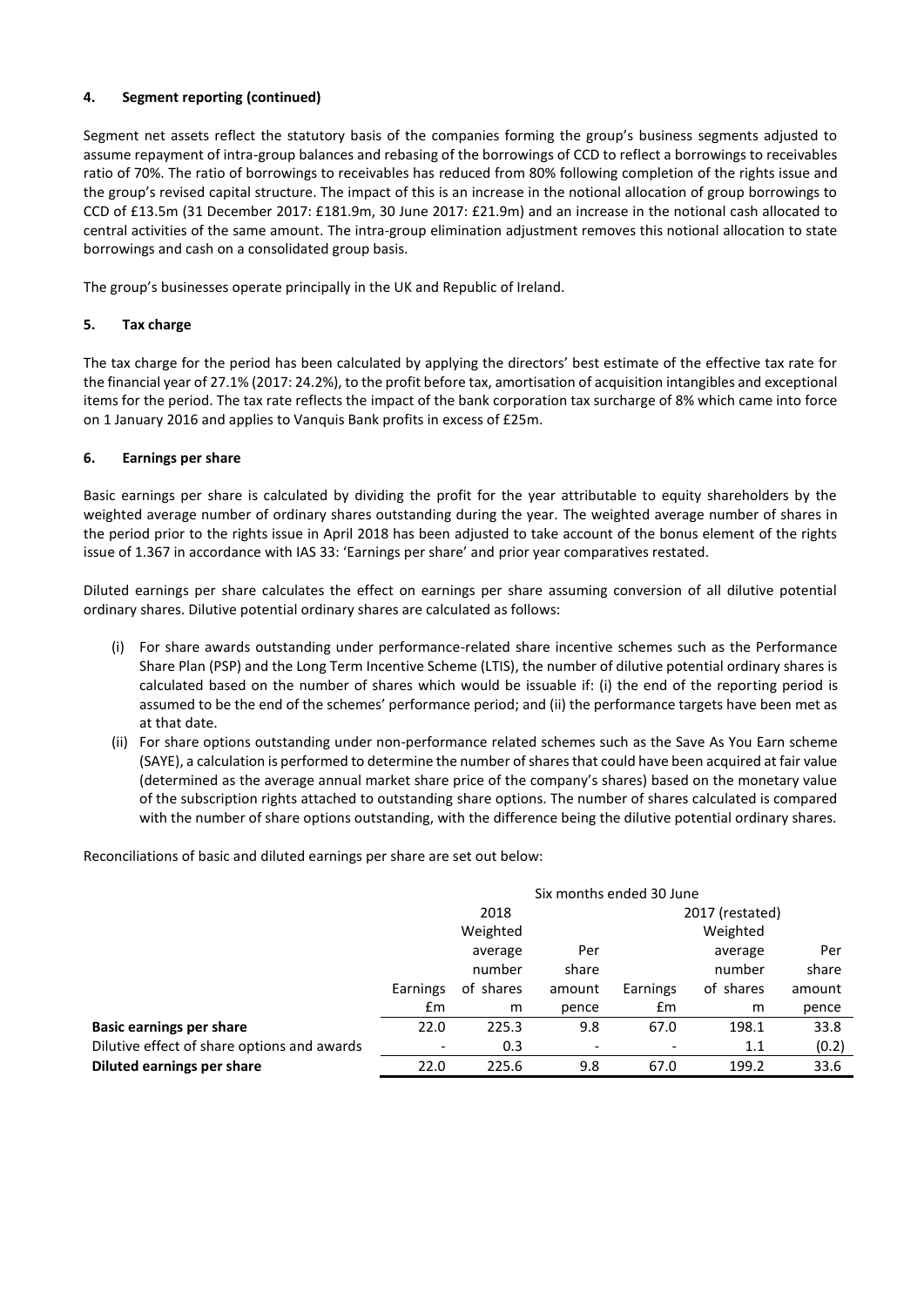### 4. Segment reporting (continued)

Segment net assets reflect the statutory basis of the companies forming the group's business segments adjusted to assume repayment of intra-group balances and rebasing of the borrowings of CCD to reflect a borrowings to receivables ratio of 70%. The ratio of borrowings to receivables has reduced from 80% following completion of the rights issue and the group's revised capital structure. The impact of this is an increase in the notional allocation of group borrowings to CCD of £13.5m (31 December 2017: £181.9m, 30 June 2017: £21.9m) and an increase in the notional cash allocated to central activities of the same amount. The intra-group elimination adjustment removes this notional allocation to state borrowings and cash on a consolidated group basis.

The group's businesses operate principally in the UK and Republic of Ireland.

### 5. Tax charge

The tax charge for the period has been calculated by applying the directors' best estimate of the effective tax rate for the financial year of 27.1% (2017: 24.2%), to the profit before tax, amortisation of acquisition intangibles and exceptional items for the period. The tax rate reflects the impact of the bank corporation tax surcharge of 8% which came into force on 1 January 2016 and applies to Vanquis Bank profits in excess of £25m.

### 6. Earnings per share

Basic earnings per share is calculated by dividing the profit for the year attributable to equity shareholders by the weighted average number of ordinary shares outstanding during the year. The weighted average number of shares in the period prior to the rights issue in April 2018 has been adjusted to take account of the bonus element of the rights issue of 1.367 in accordance with IAS 33: 'Earnings per share' and prior year comparatives restated.

Diluted earnings per share calculates the effect on earnings per share assuming conversion of all dilutive potential ordinary shares. Dilutive potential ordinary shares are calculated as follows:

(i) For share awards outstanding under performance-related share incentive schemes such as the Performance Share Plan (PSP) and the Long Term Incentive Scheme (LTIS), the number of dilutive potential ordinary shares is calculated based on the number of shares which would be issuable if: (i) the end of the reporting period is assumed to be the end of the schemes' performance period; and (ii) the performance targets have been met as at that date.

(ii) For share options outstanding under non-performance related schemes such as the Save As You Earn scheme (SAYE), a calculation is performed to determine the number of shares that could have been acquired at fair value (determined as the average annual market share price of the company's shares) based on the monetary value of the subscription rights attached to outstanding share options. The number of shares calculated is compared with the number of share options outstanding, with the difference being the dilutive potential ordinary shares.

Reconciliations of basic and diluted earnings per share are set out below:

| | Six months ended 30 June | | | | | |
|---|---|---|---|---|---|---|
| | 2018 | | | 2017 (restated) | | |
| | Earnings £m | Weighted average number of shares m | Per share amount pence | Earnings £m | Weighted average number of shares m | Per share amount pence |
| **Basic earnings per share** | 22.0 | 225.3 | 9.8 | 67.0 | 198.1 | 33.8 |
| Dilutive effect of share options and awards | - | 0.3 | - | - | 1.1 | (0.2) |
| **Diluted earnings per share** | 22.0 | 225.6 | 9.8 | 67.0 | 199.2 | 33.6 |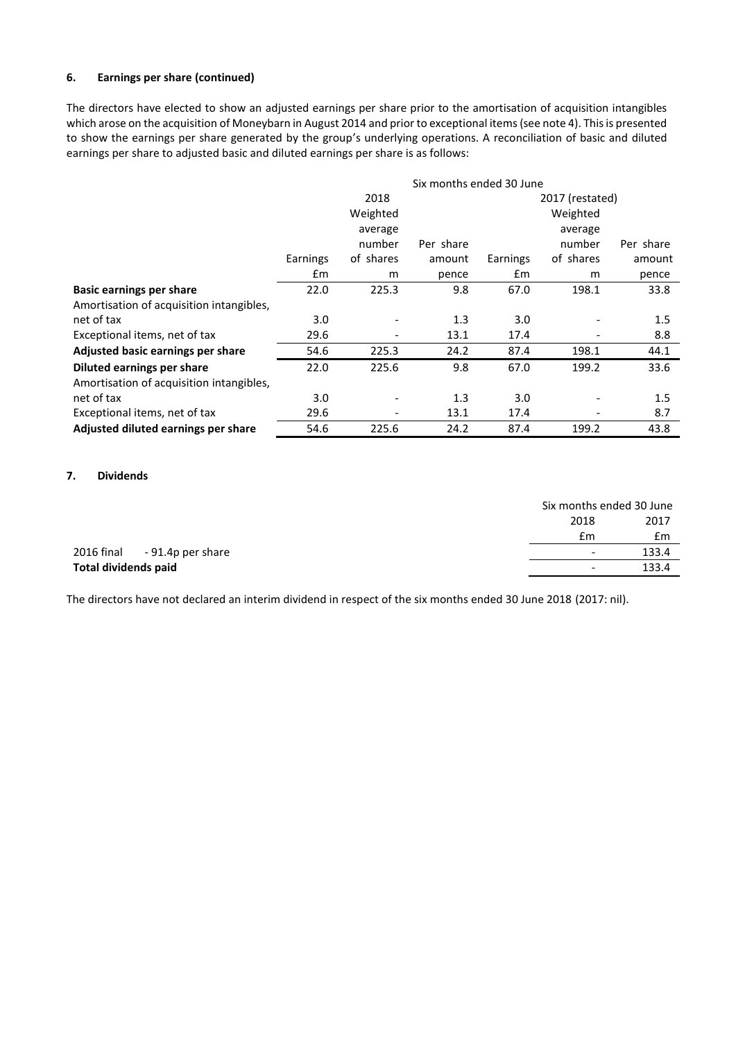### 6. Earnings per share (continued)

The directors have elected to show an adjusted earnings per share prior to the amortisation of acquisition intangibles which arose on the acquisition of Moneybarn in August 2014 and prior to exceptional items (see note 4). This is presented to show the earnings per share generated by the group's underlying operations. A reconciliation of basic and diluted earnings per share to adjusted basic and diluted earnings per share is as follows:

| | Six months ended 30 June | | | | | |
|---|---|---|---|---|---|---|
| | 2018 | | | 2017 (restated) | | |
| | Earnings | Weighted average number of shares | Per share amount | Earnings | Weighted average number of shares | Per share amount |
| | £m | m | pence | £m | m | pence |
| **Basic earnings per share** | 22.0 | 225.3 | 9.8 | 67.0 | 198.1 | 33.8 |
| Amortisation of acquisition intangibles, net of tax | 3.0 | - | 1.3 | 3.0 | - | 1.5 |
| Exceptional items, net of tax | 29.6 | - | 13.1 | 17.4 | - | 8.8 |
| **Adjusted basic earnings per share** | 54.6 | 225.3 | 24.2 | 87.4 | 198.1 | 44.1 |
| **Diluted earnings per share** | 22.0 | 225.6 | 9.8 | 67.0 | 199.2 | 33.6 |
| Amortisation of acquisition intangibles, net of tax | 3.0 | - | 1.3 | 3.0 | - | 1.5 |
| Exceptional items, net of tax | 29.6 | - | 13.1 | 17.4 | - | 8.7 |
| **Adjusted diluted earnings per share** | 54.6 | 225.6 | 24.2 | 87.4 | 199.2 | 43.8 |

### 7. Dividends

| | Six months ended 30 June | |
|---|---|---|
| | 2018 | 2017 |
| | £m | £m |
| 2016 final - 91.4p per share | - | 133.4 |
| **Total dividends paid** | - | 133.4 |

The directors have not declared an interim dividend in respect of the six months ended 30 June 2018 (2017: nil).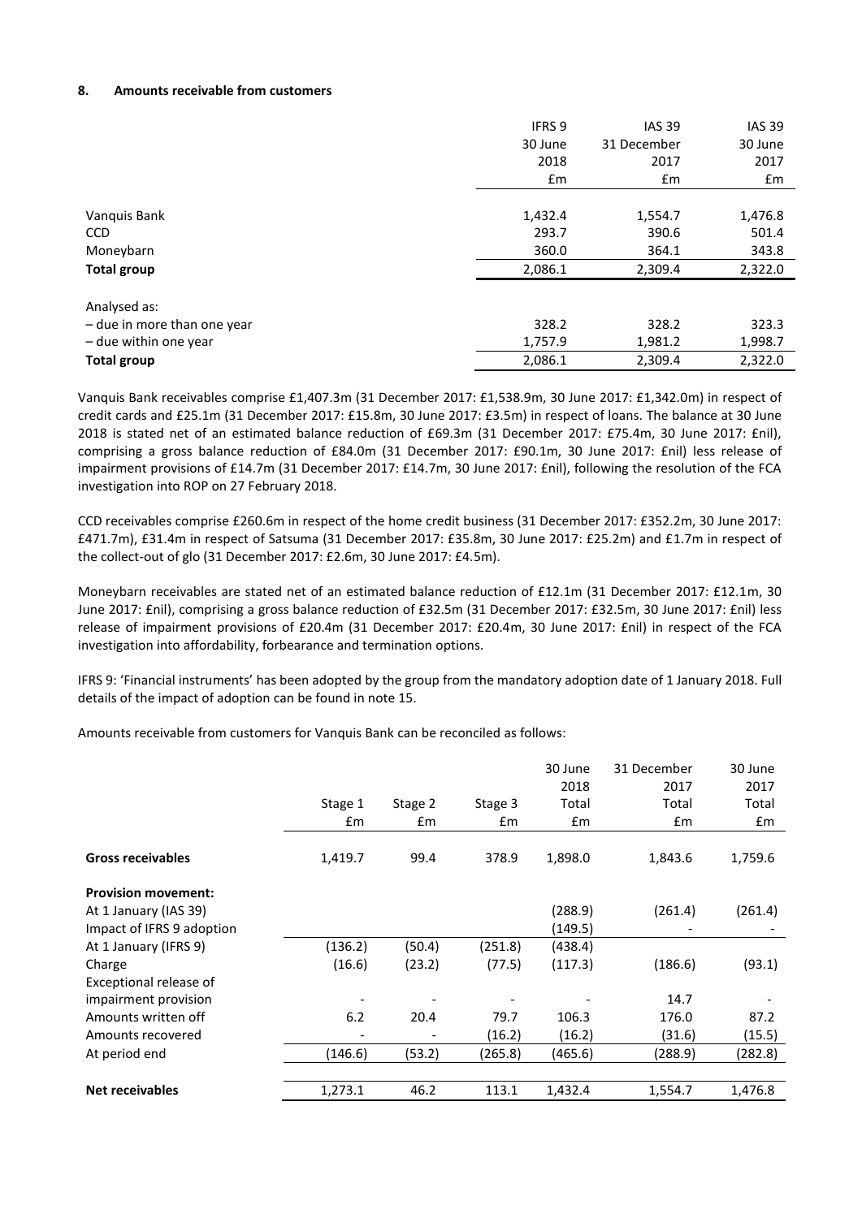## 8. Amounts receivable from customers

| | IFRS 9 | IAS 39 | IAS 39 |
|---|---|---|---|
| | 30 June | 31 December | 30 June |
| | 2018 | 2017 | 2017 |
| | £m | £m | £m |
| Vanquis Bank | 1,432.4 | 1,554.7 | 1,476.8 |
| CCD | 293.7 | 390.6 | 501.4 |
| Moneybarn | 360.0 | 364.1 | 343.8 |
| **Total group** | 2,086.1 | 2,309.4 | 2,322.0 |
| Analysed as: | | | |
| – due in more than one year | 328.2 | 328.2 | 323.3 |
| – due within one year | 1,757.9 | 1,981.2 | 1,998.7 |
| **Total group** | 2,086.1 | 2,309.4 | 2,322.0 |

Vanquis Bank receivables comprise £1,407.3m (31 December 2017: £1,538.9m, 30 June 2017: £1,342.0m) in respect of credit cards and £25.1m (31 December 2017: £15.8m, 30 June 2017: £3.5m) in respect of loans. The balance at 30 June 2018 is stated net of an estimated balance reduction of £69.3m (31 December 2017: £75.4m, 30 June 2017: £nil), comprising a gross balance reduction of £84.0m (31 December 2017: £90.1m, 30 June 2017: £nil) less release of impairment provisions of £14.7m (31 December 2017: £14.7m, 30 June 2017: £nil), following the resolution of the FCA investigation into ROP on 27 February 2018.

CCD receivables comprise £260.6m in respect of the home credit business (31 December 2017: £352.2m, 30 June 2017: £471.7m), £31.4m in respect of Satsuma (31 December 2017: £35.8m, 30 June 2017: £25.2m) and £1.7m in respect of the collect-out of glo (31 December 2017: £2.6m, 30 June 2017: £4.5m).

Moneybarn receivables are stated net of an estimated balance reduction of £12.1m (31 December 2017: £12.1m, 30 June 2017: £nil), comprising a gross balance reduction of £32.5m (31 December 2017: £32.5m, 30 June 2017: £nil) less release of impairment provisions of £20.4m (31 December 2017: £20.4m, 30 June 2017: £nil) in respect of the FCA investigation into affordability, forbearance and termination options.

IFRS 9: 'Financial instruments' has been adopted by the group from the mandatory adoption date of 1 January 2018. Full details of the impact of adoption can be found in note 15.

Amounts receivable from customers for Vanquis Bank can be reconciled as follows:

| | Stage 1 | Stage 2 | Stage 3 | 30 June 2018 Total | 31 December 2017 Total | 30 June 2017 Total |
|---|---|---|---|---|---|---|
| | £m | £m | £m | £m | £m | £m |
| **Gross receivables** | 1,419.7 | 99.4 | 378.9 | 1,898.0 | 1,843.6 | 1,759.6 |
| **Provision movement:** | | | | | | |
| At 1 January (IAS 39) | | | | (288.9) | (261.4) | (261.4) |
| Impact of IFRS 9 adoption | | | | (149.5) | - | - |
| At 1 January (IFRS 9) | (136.2) | (50.4) | (251.8) | (438.4) | | |
| Charge | (16.6) | (23.2) | (77.5) | (117.3) | (186.6) | (93.1) |
| Exceptional release of impairment provision | - | - | - | - | 14.7 | - |
| Amounts written off | 6.2 | 20.4 | 79.7 | 106.3 | 176.0 | 87.2 |
| Amounts recovered | - | - | (16.2) | (16.2) | (31.6) | (15.5) |
| At period end | (146.6) | (53.2) | (265.8) | (465.6) | (288.9) | (282.8) |
| **Net receivables** | 1,273.1 | 46.2 | 113.1 | 1,432.4 | 1,554.7 | 1,476.8 |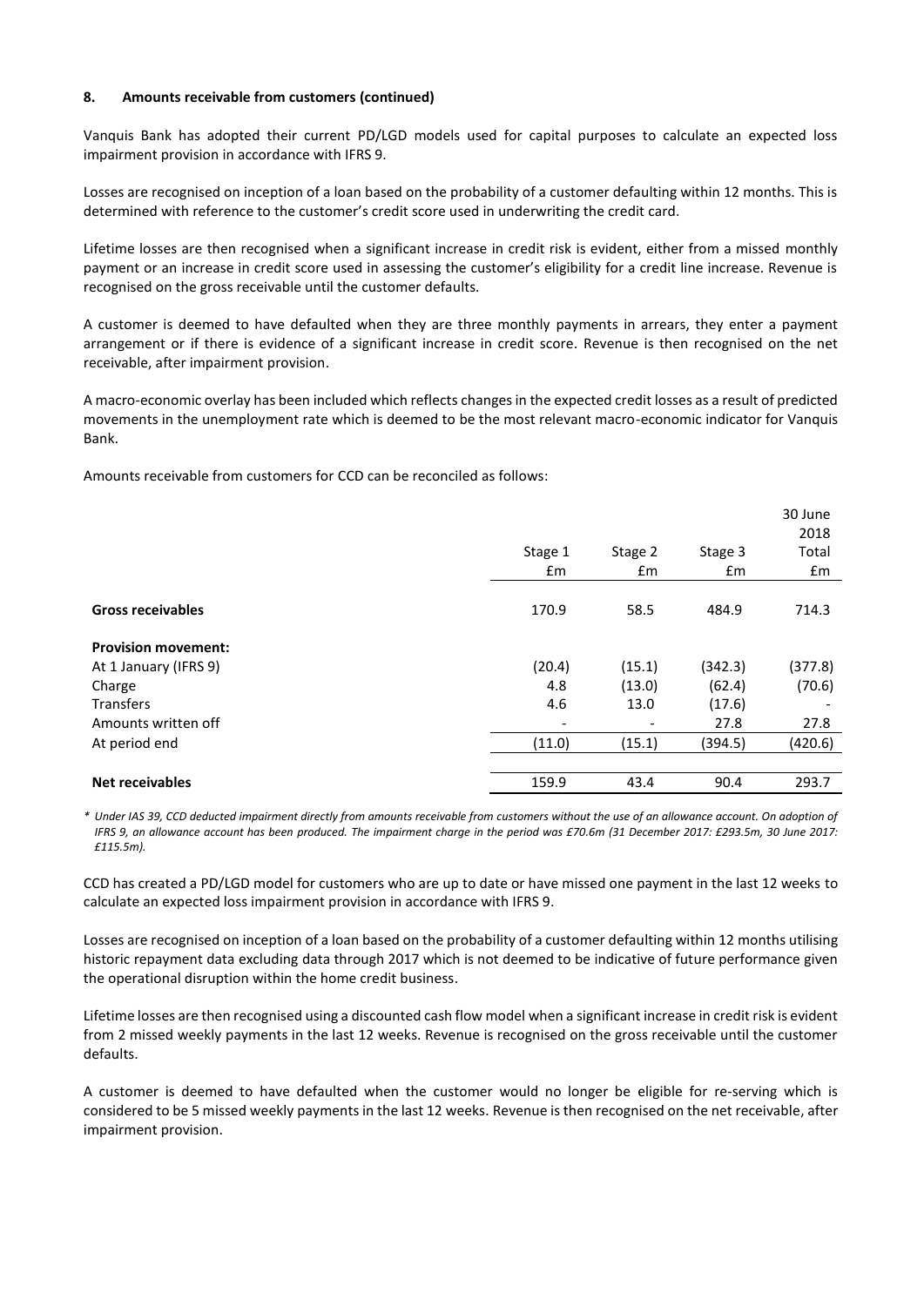**8. Amounts receivable from customers (continued)**

Vanquis Bank has adopted their current PD/LGD models used for capital purposes to calculate an expected loss impairment provision in accordance with IFRS 9.

Losses are recognised on inception of a loan based on the probability of a customer defaulting within 12 months. This is determined with reference to the customer's credit score used in underwriting the credit card.

Lifetime losses are then recognised when a significant increase in credit risk is evident, either from a missed monthly payment or an increase in credit score used in assessing the customer's eligibility for a credit line increase. Revenue is recognised on the gross receivable until the customer defaults.

A customer is deemed to have defaulted when they are three monthly payments in arrears, they enter a payment arrangement or if there is evidence of a significant increase in credit score. Revenue is then recognised on the net receivable, after impairment provision.

A macro-economic overlay has been included which reflects changes in the expected credit losses as a result of predicted movements in the unemployment rate which is deemed to be the most relevant macro-economic indicator for Vanquis Bank.

Amounts receivable from customers for CCD can be reconciled as follows:

| | Stage 1 £m | Stage 2 £m | Stage 3 £m | 30 June 2018 Total £m |
|---|---|---|---|---|
| **Gross receivables** | 170.9 | 58.5 | 484.9 | 714.3 |
| **Provision movement:** | | | | |
| At 1 January (IFRS 9) | (20.4) | (15.1) | (342.3) | (377.8) |
| Charge | 4.8 | (13.0) | (62.4) | (70.6) |
| Transfers | 4.6 | 13.0 | (17.6) | - |
| Amounts written off | - | - | 27.8 | 27.8 |
| At period end | (11.0) | (15.1) | (394.5) | (420.6) |
| **Net receivables** | 159.9 | 43.4 | 90.4 | 293.7 |

*\* Under IAS 39, CCD deducted impairment directly from amounts receivable from customers without the use of an allowance account. On adoption of IFRS 9, an allowance account has been produced. The impairment charge in the period was £70.6m (31 December 2017: £293.5m, 30 June 2017: £115.5m).*

CCD has created a PD/LGD model for customers who are up to date or have missed one payment in the last 12 weeks to calculate an expected loss impairment provision in accordance with IFRS 9.

Losses are recognised on inception of a loan based on the probability of a customer defaulting within 12 months utilising historic repayment data excluding data through 2017 which is not deemed to be indicative of future performance given the operational disruption within the home credit business.

Lifetime losses are then recognised using a discounted cash flow model when a significant increase in credit risk is evident from 2 missed weekly payments in the last 12 weeks. Revenue is recognised on the gross receivable until the customer defaults.

A customer is deemed to have defaulted when the customer would no longer be eligible for re-serving which is considered to be 5 missed weekly payments in the last 12 weeks. Revenue is then recognised on the net receivable, after impairment provision.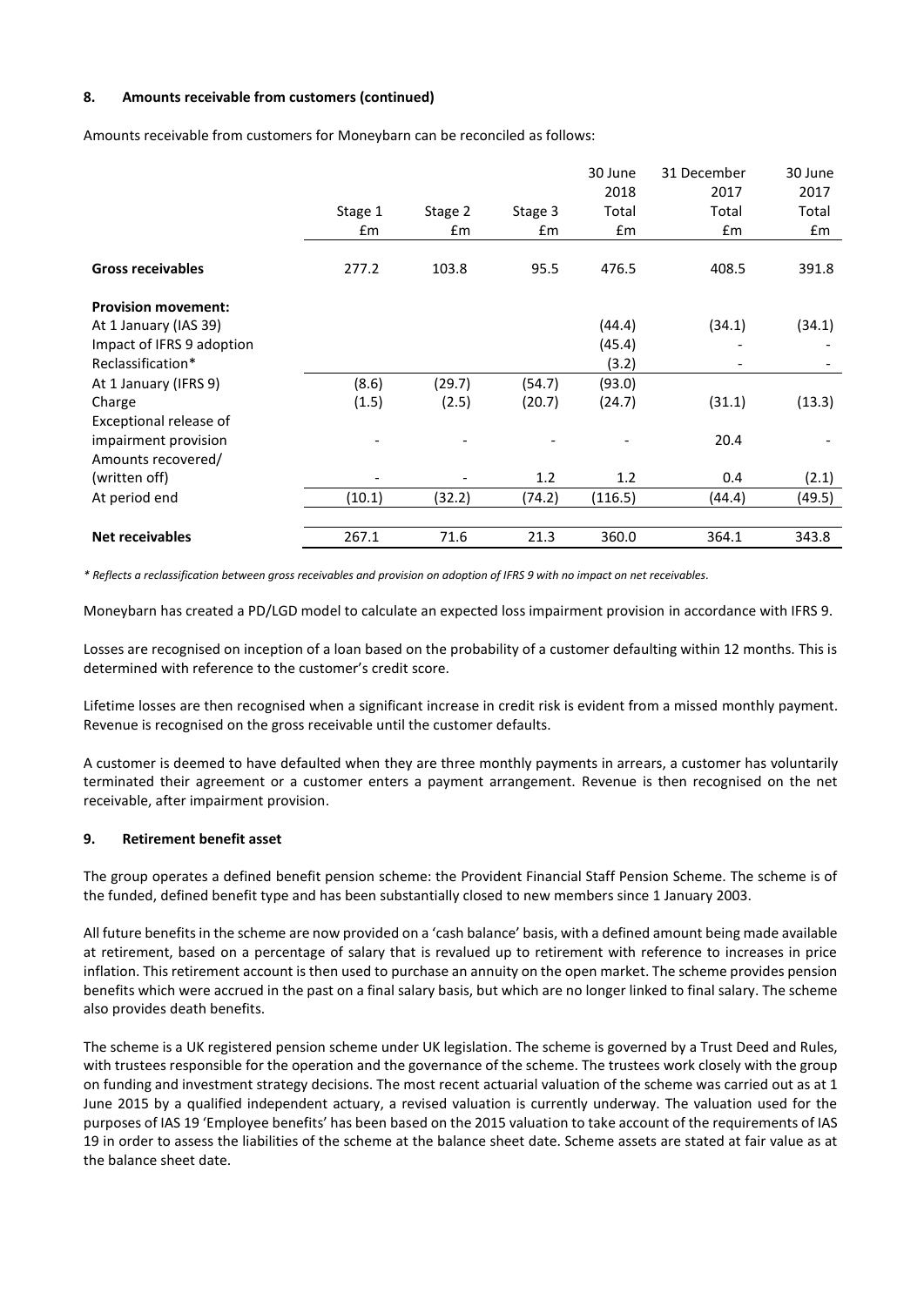#### 8. Amounts receivable from customers (continued)

Amounts receivable from customers for Moneybarn can be reconciled as follows:

| | Stage 1 | Stage 2 | Stage 3 | 30 June 2018 Total | 31 December 2017 Total | 30 June 2017 Total |
|---|---|---|---|---|---|---|
| | £m | £m | £m | £m | £m | £m |
| **Gross receivables** | 277.2 | 103.8 | 95.5 | 476.5 | 408.5 | 391.8 |
| **Provision movement:** | | | | | | |
| At 1 January (IAS 39) | | | | (44.4) | (34.1) | (34.1) |
| Impact of IFRS 9 adoption | | | | (45.4) | - | - |
| Reclassification* | | | | (3.2) | - | - |
| At 1 January (IFRS 9) | (8.6) | (29.7) | (54.7) | (93.0) | | |
| Charge | (1.5) | (2.5) | (20.7) | (24.7) | (31.1) | (13.3) |
| Exceptional release of impairment provision | - | - | - | - | 20.4 | - |
| Amounts recovered/ (written off) | - | - | 1.2 | 1.2 | 0.4 | (2.1) |
| At period end | (10.1) | (32.2) | (74.2) | (116.5) | (44.4) | (49.5) |
| **Net receivables** | 267.1 | 71.6 | 21.3 | 360.0 | 364.1 | 343.8 |

*\* Reflects a reclassification between gross receivables and provision on adoption of IFRS 9 with no impact on net receivables.*

Moneybarn has created a PD/LGD model to calculate an expected loss impairment provision in accordance with IFRS 9.

Losses are recognised on inception of a loan based on the probability of a customer defaulting within 12 months. This is determined with reference to the customer's credit score.

Lifetime losses are then recognised when a significant increase in credit risk is evident from a missed monthly payment. Revenue is recognised on the gross receivable until the customer defaults.

A customer is deemed to have defaulted when they are three monthly payments in arrears, a customer has voluntarily terminated their agreement or a customer enters a payment arrangement. Revenue is then recognised on the net receivable, after impairment provision.

#### 9. Retirement benefit asset

The group operates a defined benefit pension scheme: the Provident Financial Staff Pension Scheme. The scheme is of the funded, defined benefit type and has been substantially closed to new members since 1 January 2003.

All future benefits in the scheme are now provided on a 'cash balance' basis, with a defined amount being made available at retirement, based on a percentage of salary that is revalued up to retirement with reference to increases in price inflation. This retirement account is then used to purchase an annuity on the open market. The scheme provides pension benefits which were accrued in the past on a final salary basis, but which are no longer linked to final salary. The scheme also provides death benefits.

The scheme is a UK registered pension scheme under UK legislation. The scheme is governed by a Trust Deed and Rules, with trustees responsible for the operation and the governance of the scheme. The trustees work closely with the group on funding and investment strategy decisions. The most recent actuarial valuation of the scheme was carried out as at 1 June 2015 by a qualified independent actuary, a revised valuation is currently underway. The valuation used for the purposes of IAS 19 'Employee benefits' has been based on the 2015 valuation to take account of the requirements of IAS 19 in order to assess the liabilities of the scheme at the balance sheet date. Scheme assets are stated at fair value as at the balance sheet date.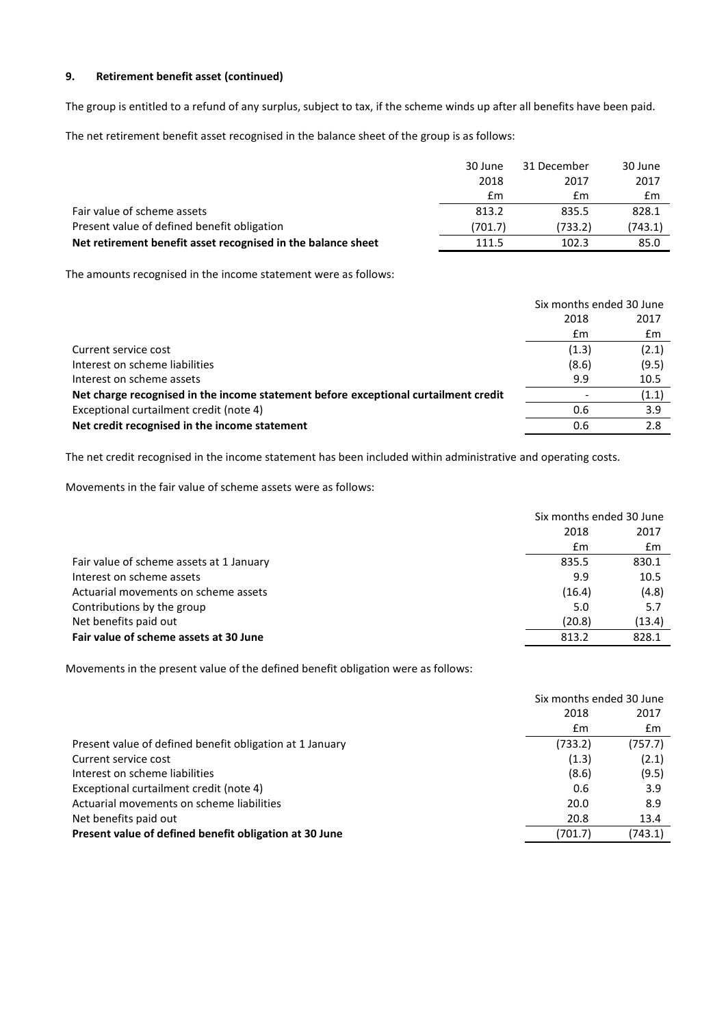## 9. Retirement benefit asset (continued)

The group is entitled to a refund of any surplus, subject to tax, if the scheme winds up after all benefits have been paid.

The net retirement benefit asset recognised in the balance sheet of the group is as follows:

| | 30 June 2018 £m | 31 December 2017 £m | 30 June 2017 £m |
|---|---|---|---|
| Fair value of scheme assets | 813.2 | 835.5 | 828.1 |
| Present value of defined benefit obligation | (701.7) | (733.2) | (743.1) |
| **Net retirement benefit asset recognised in the balance sheet** | 111.5 | 102.3 | 85.0 |

The amounts recognised in the income statement were as follows:

| | Six months ended 30 June | |
|---|---|---|
| | 2018 £m | 2017 £m |
| Current service cost | (1.3) | (2.1) |
| Interest on scheme liabilities | (8.6) | (9.5) |
| Interest on scheme assets | 9.9 | 10.5 |
| **Net charge recognised in the income statement before exceptional curtailment credit** | - | (1.1) |
| Exceptional curtailment credit (note 4) | 0.6 | 3.9 |
| **Net credit recognised in the income statement** | 0.6 | 2.8 |

The net credit recognised in the income statement has been included within administrative and operating costs.

Movements in the fair value of scheme assets were as follows:

| | Six months ended 30 June | |
|---|---|---|
| | 2018 £m | 2017 £m |
| Fair value of scheme assets at 1 January | 835.5 | 830.1 |
| Interest on scheme assets | 9.9 | 10.5 |
| Actuarial movements on scheme assets | (16.4) | (4.8) |
| Contributions by the group | 5.0 | 5.7 |
| Net benefits paid out | (20.8) | (13.4) |
| **Fair value of scheme assets at 30 June** | 813.2 | 828.1 |

Movements in the present value of the defined benefit obligation were as follows:

| | Six months ended 30 June | |
|---|---|---|
| | 2018 £m | 2017 £m |
| Present value of defined benefit obligation at 1 January | (733.2) | (757.7) |
| Current service cost | (1.3) | (2.1) |
| Interest on scheme liabilities | (8.6) | (9.5) |
| Exceptional curtailment credit (note 4) | 0.6 | 3.9 |
| Actuarial movements on scheme liabilities | 20.0 | 8.9 |
| Net benefits paid out | 20.8 | 13.4 |
| **Present value of defined benefit obligation at 30 June** | (701.7) | (743.1) |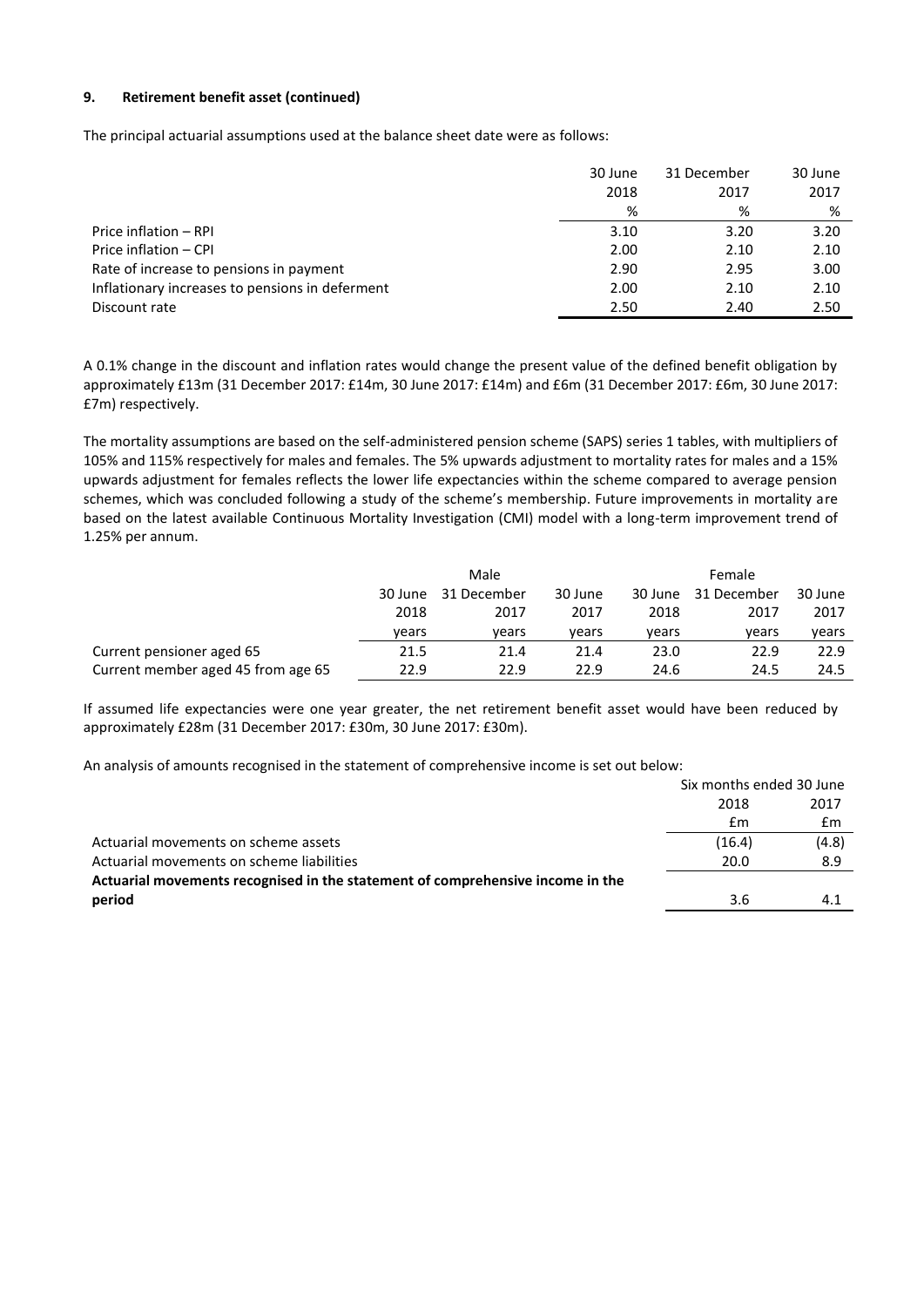**9. Retirement benefit asset (continued)**

The principal actuarial assumptions used at the balance sheet date were as follows:

| | 30 June 2018 | 31 December 2017 | 30 June 2017 |
|---|---|---|---|
| | % | % | % |
| Price inflation – RPI | 3.10 | 3.20 | 3.20 |
| Price inflation – CPI | 2.00 | 2.10 | 2.10 |
| Rate of increase to pensions in payment | 2.90 | 2.95 | 3.00 |
| Inflationary increases to pensions in deferment | 2.00 | 2.10 | 2.10 |
| Discount rate | 2.50 | 2.40 | 2.50 |

A 0.1% change in the discount and inflation rates would change the present value of the defined benefit obligation by approximately £13m (31 December 2017: £14m, 30 June 2017: £14m) and £6m (31 December 2017: £6m, 30 June 2017: £7m) respectively.

The mortality assumptions are based on the self-administered pension scheme (SAPS) series 1 tables, with multipliers of 105% and 115% respectively for males and females. The 5% upwards adjustment to mortality rates for males and a 15% upwards adjustment for females reflects the lower life expectancies within the scheme compared to average pension schemes, which was concluded following a study of the scheme's membership. Future improvements in mortality are based on the latest available Continuous Mortality Investigation (CMI) model with a long-term improvement trend of 1.25% per annum.

| | Male | | | Female | | |
|---|---|---|---|---|---|---|
| | 30 June 2018 | 31 December 2017 | 30 June 2017 | 30 June 2018 | 31 December 2017 | 30 June 2017 |
| | years | years | years | years | years | years |
| Current pensioner aged 65 | 21.5 | 21.4 | 21.4 | 23.0 | 22.9 | 22.9 |
| Current member aged 45 from age 65 | 22.9 | 22.9 | 22.9 | 24.6 | 24.5 | 24.5 |

If assumed life expectancies were one year greater, the net retirement benefit asset would have been reduced by approximately £28m (31 December 2017: £30m, 30 June 2017: £30m).

An analysis of amounts recognised in the statement of comprehensive income is set out below:

| | Six months ended 30 June | |
|---|---|---|
| | 2018 | 2017 |
| | £m | £m |
| Actuarial movements on scheme assets | (16.4) | (4.8) |
| Actuarial movements on scheme liabilities | 20.0 | 8.9 |
| **Actuarial movements recognised in the statement of comprehensive income in the period** | 3.6 | 4.1 |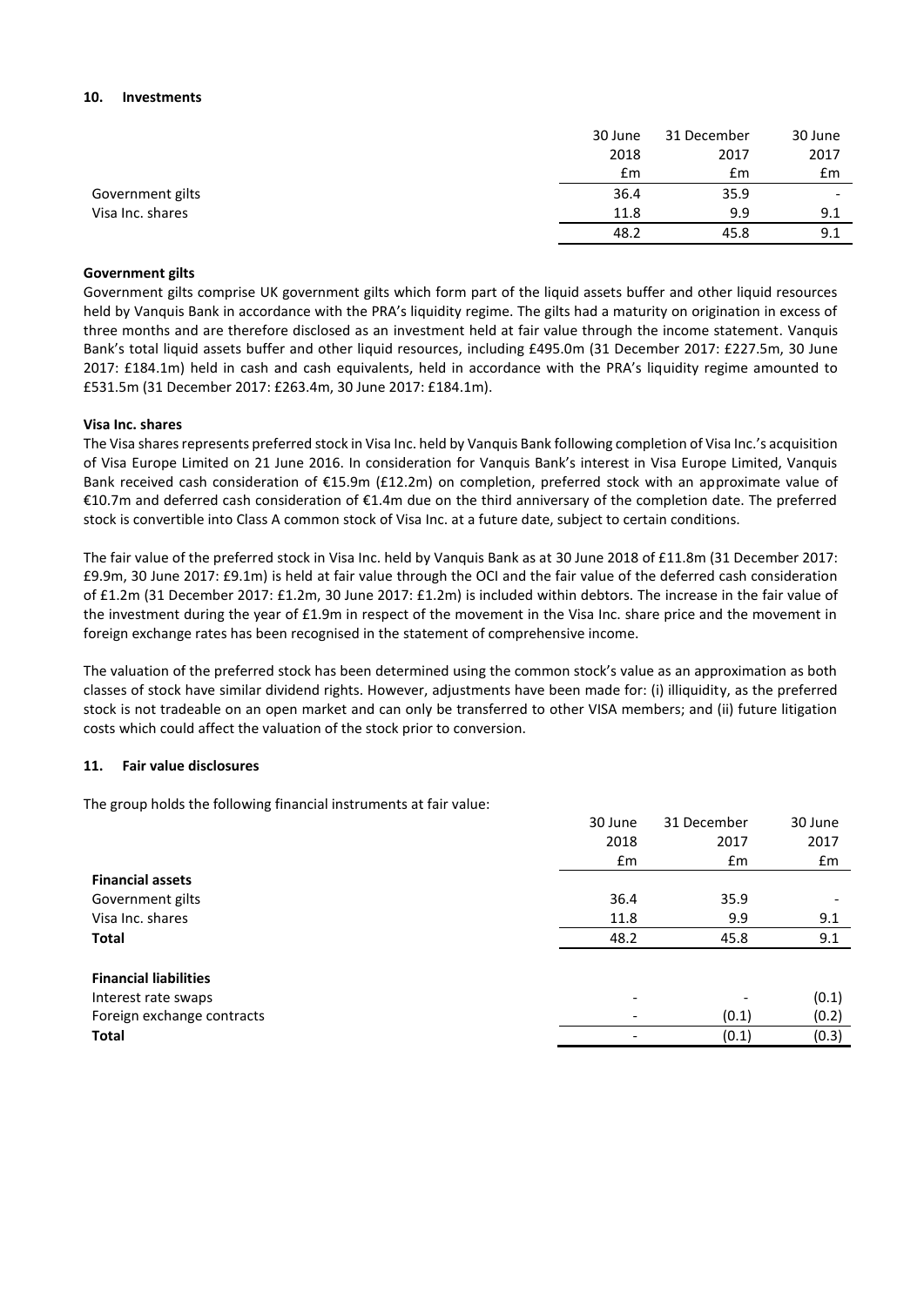## 10. Investments

| | 30 June 2018 £m | 31 December 2017 £m | 30 June 2017 £m |
|---|---|---|---|
| Government gilts | 36.4 | 35.9 | - |
| Visa Inc. shares | 11.8 | 9.9 | 9.1 |
| | 48.2 | 45.8 | 9.1 |

**Government gilts**

Government gilts comprise UK government gilts which form part of the liquid assets buffer and other liquid resources held by Vanquis Bank in accordance with the PRA's liquidity regime. The gilts had a maturity on origination in excess of three months and are therefore disclosed as an investment held at fair value through the income statement. Vanquis Bank's total liquid assets buffer and other liquid resources, including £495.0m (31 December 2017: £227.5m, 30 June 2017: £184.1m) held in cash and cash equivalents, held in accordance with the PRA's liquidity regime amounted to £531.5m (31 December 2017: £263.4m, 30 June 2017: £184.1m).

**Visa Inc. shares**

The Visa shares represents preferred stock in Visa Inc. held by Vanquis Bank following completion of Visa Inc.'s acquisition of Visa Europe Limited on 21 June 2016. In consideration for Vanquis Bank's interest in Visa Europe Limited, Vanquis Bank received cash consideration of €15.9m (£12.2m) on completion, preferred stock with an approximate value of €10.7m and deferred cash consideration of €1.4m due on the third anniversary of the completion date. The preferred stock is convertible into Class A common stock of Visa Inc. at a future date, subject to certain conditions.

The fair value of the preferred stock in Visa Inc. held by Vanquis Bank as at 30 June 2018 of £11.8m (31 December 2017: £9.9m, 30 June 2017: £9.1m) is held at fair value through the OCI and the fair value of the deferred cash consideration of £1.2m (31 December 2017: £1.2m, 30 June 2017: £1.2m) is included within debtors. The increase in the fair value of the investment during the year of £1.9m in respect of the movement in the Visa Inc. share price and the movement in foreign exchange rates has been recognised in the statement of comprehensive income.

The valuation of the preferred stock has been determined using the common stock's value as an approximation as both classes of stock have similar dividend rights. However, adjustments have been made for: (i) illiquidity, as the preferred stock is not tradeable on an open market and can only be transferred to other VISA members; and (ii) future litigation costs which could affect the valuation of the stock prior to conversion.

## 11. Fair value disclosures

The group holds the following financial instruments at fair value:

| | 30 June 2018 £m | 31 December 2017 £m | 30 June 2017 £m |
|---|---|---|---|
| **Financial assets** | | | |
| Government gilts | 36.4 | 35.9 | - |
| Visa Inc. shares | 11.8 | 9.9 | 9.1 |
| **Total** | 48.2 | 45.8 | 9.1 |
| | | | |
| **Financial liabilities** | | | |
| Interest rate swaps | - | - | (0.1) |
| Foreign exchange contracts | - | (0.1) | (0.2) |
| **Total** | - | (0.1) | (0.3) |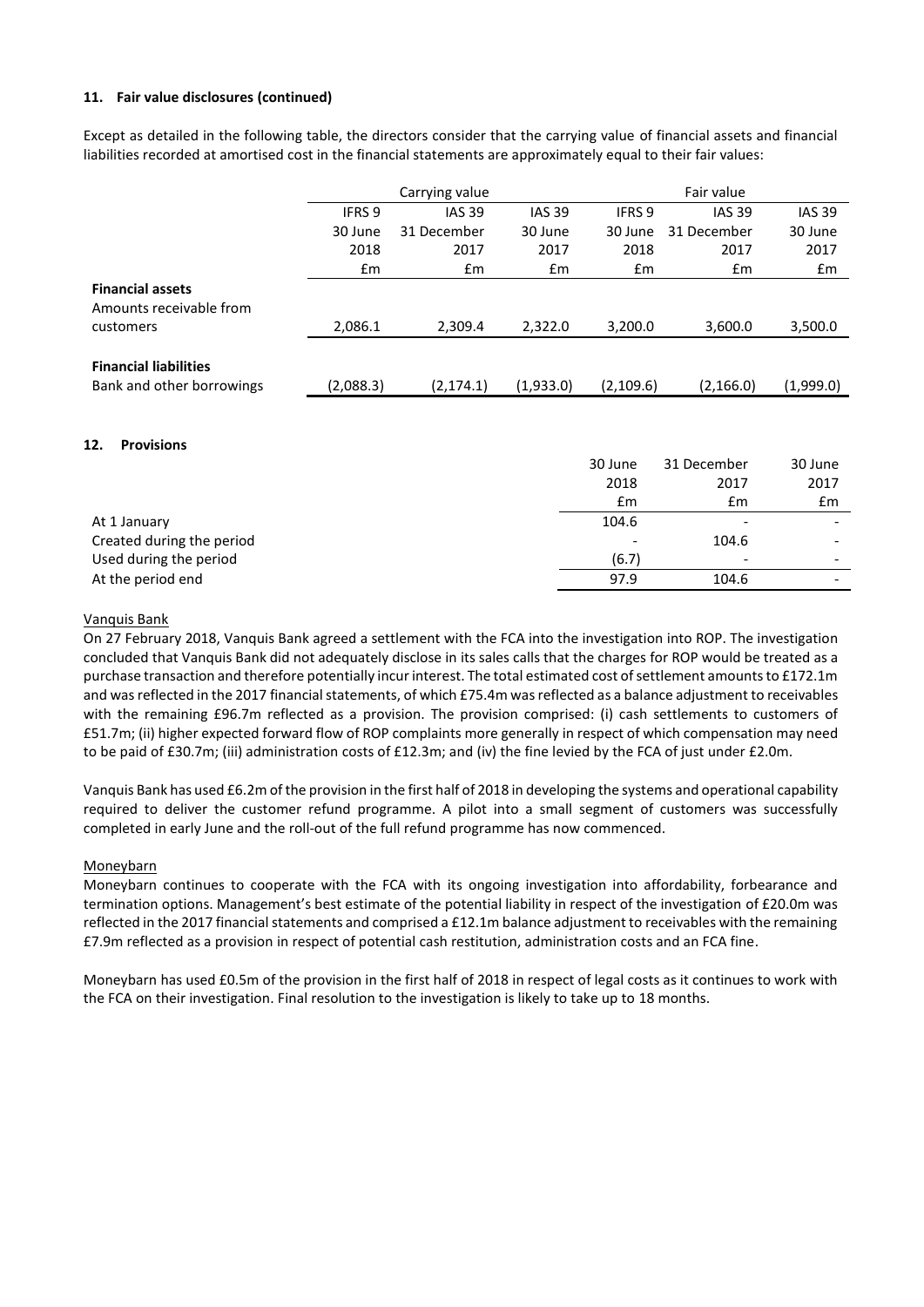### 11. Fair value disclosures (continued)

Except as detailed in the following table, the directors consider that the carrying value of financial assets and financial liabilities recorded at amortised cost in the financial statements are approximately equal to their fair values:

| | Carrying value | | | Fair value | | |
|---|---|---|---|---|---|---|
| | IFRS 9 | IAS 39 | IAS 39 | IFRS 9 | IAS 39 | IAS 39 |
| | 30 June 2018 | 31 December 2017 | 30 June 2017 | 30 June 2018 | 31 December 2017 | 30 June 2017 |
| | £m | £m | £m | £m | £m | £m |
| **Financial assets** | | | | | | |
| Amounts receivable from customers | 2,086.1 | 2,309.4 | 2,322.0 | 3,200.0 | 3,600.0 | 3,500.0 |
| **Financial liabilities** | | | | | | |
| Bank and other borrowings | (2,088.3) | (2,174.1) | (1,933.0) | (2,109.6) | (2,166.0) | (1,999.0) |

### 12. Provisions

| | 30 June 2018 | 31 December 2017 | 30 June 2017 |
|---|---|---|---|
| | £m | £m | £m |
| At 1 January | 104.6 | - | - |
| Created during the period | - | 104.6 | - |
| Used during the period | (6.7) | - | - |
| At the period end | 97.9 | 104.6 | - |

Vanquis Bank

On 27 February 2018, Vanquis Bank agreed a settlement with the FCA into the investigation into ROP. The investigation concluded that Vanquis Bank did not adequately disclose in its sales calls that the charges for ROP would be treated as a purchase transaction and therefore potentially incur interest. The total estimated cost of settlement amounts to £172.1m and was reflected in the 2017 financial statements, of which £75.4m was reflected as a balance adjustment to receivables with the remaining £96.7m reflected as a provision. The provision comprised: (i) cash settlements to customers of £51.7m; (ii) higher expected forward flow of ROP complaints more generally in respect of which compensation may need to be paid of £30.7m; (iii) administration costs of £12.3m; and (iv) the fine levied by the FCA of just under £2.0m.

Vanquis Bank has used £6.2m of the provision in the first half of 2018 in developing the systems and operational capability required to deliver the customer refund programme. A pilot into a small segment of customers was successfully completed in early June and the roll-out of the full refund programme has now commenced.

Moneybarn

Moneybarn continues to cooperate with the FCA with its ongoing investigation into affordability, forbearance and termination options. Management's best estimate of the potential liability in respect of the investigation of £20.0m was reflected in the 2017 financial statements and comprised a £12.1m balance adjustment to receivables with the remaining £7.9m reflected as a provision in respect of potential cash restitution, administration costs and an FCA fine.

Moneybarn has used £0.5m of the provision in the first half of 2018 in respect of legal costs as it continues to work with the FCA on their investigation. Final resolution to the investigation is likely to take up to 18 months.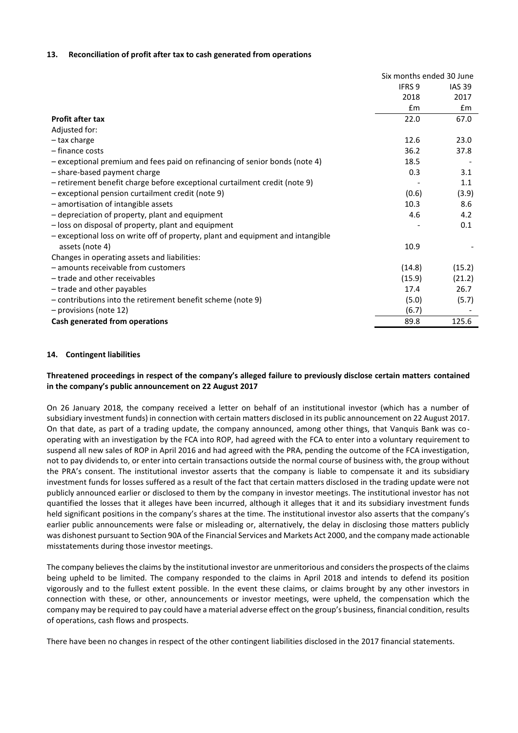## 13. Reconciliation of profit after tax to cash generated from operations

| | Six months ended 30 June | |
|---|---|---|
| | IFRS 9 | IAS 39 |
| | 2018 | 2017 |
| | £m | £m |
| **Profit after tax** | 22.0 | 67.0 |
| Adjusted for: | | |
| – tax charge | 12.6 | 23.0 |
| – finance costs | 36.2 | 37.8 |
| – exceptional premium and fees paid on refinancing of senior bonds (note 4) | 18.5 | - |
| – share-based payment charge | 0.3 | 3.1 |
| – retirement benefit charge before exceptional curtailment credit (note 9) | - | 1.1 |
| – exceptional pension curtailment credit (note 9) | (0.6) | (3.9) |
| – amortisation of intangible assets | 10.3 | 8.6 |
| – depreciation of property, plant and equipment | 4.6 | 4.2 |
| – loss on disposal of property, plant and equipment | - | 0.1 |
| – exceptional loss on write off of property, plant and equipment and intangible assets (note 4) | 10.9 | - |
| Changes in operating assets and liabilities: | | |
| – amounts receivable from customers | (14.8) | (15.2) |
| – trade and other receivables | (15.9) | (21.2) |
| – trade and other payables | 17.4 | 26.7 |
| – contributions into the retirement benefit scheme (note 9) | (5.0) | (5.7) |
| – provisions (note 12) | (6.7) | - |
| **Cash generated from operations** | 89.8 | 125.6 |

## 14. Contingent liabilities

**Threatened proceedings in respect of the company's alleged failure to previously disclose certain matters contained in the company's public announcement on 22 August 2017**

On 26 January 2018, the company received a letter on behalf of an institutional investor (which has a number of subsidiary investment funds) in connection with certain matters disclosed in its public announcement on 22 August 2017. On that date, as part of a trading update, the company announced, among other things, that Vanquis Bank was co-operating with an investigation by the FCA into ROP, had agreed with the FCA to enter into a voluntary requirement to suspend all new sales of ROP in April 2016 and had agreed with the PRA, pending the outcome of the FCA investigation, not to pay dividends to, or enter into certain transactions outside the normal course of business with, the group without the PRA's consent. The institutional investor asserts that the company is liable to compensate it and its subsidiary investment funds for losses suffered as a result of the fact that certain matters disclosed in the trading update were not publicly announced earlier or disclosed to them by the company in investor meetings. The institutional investor has not quantified the losses that it alleges have been incurred, although it alleges that it and its subsidiary investment funds held significant positions in the company's shares at the time. The institutional investor also asserts that the company's earlier public announcements were false or misleading or, alternatively, the delay in disclosing those matters publicly was dishonest pursuant to Section 90A of the Financial Services and Markets Act 2000, and the company made actionable misstatements during those investor meetings.

The company believes the claims by the institutional investor are unmeritorious and considers the prospects of the claims being upheld to be limited. The company responded to the claims in April 2018 and intends to defend its position vigorously and to the fullest extent possible. In the event these claims, or claims brought by any other investors in connection with these, or other, announcements or investor meetings, were upheld, the compensation which the company may be required to pay could have a material adverse effect on the group's business, financial condition, results of operations, cash flows and prospects.

There have been no changes in respect of the other contingent liabilities disclosed in the 2017 financial statements.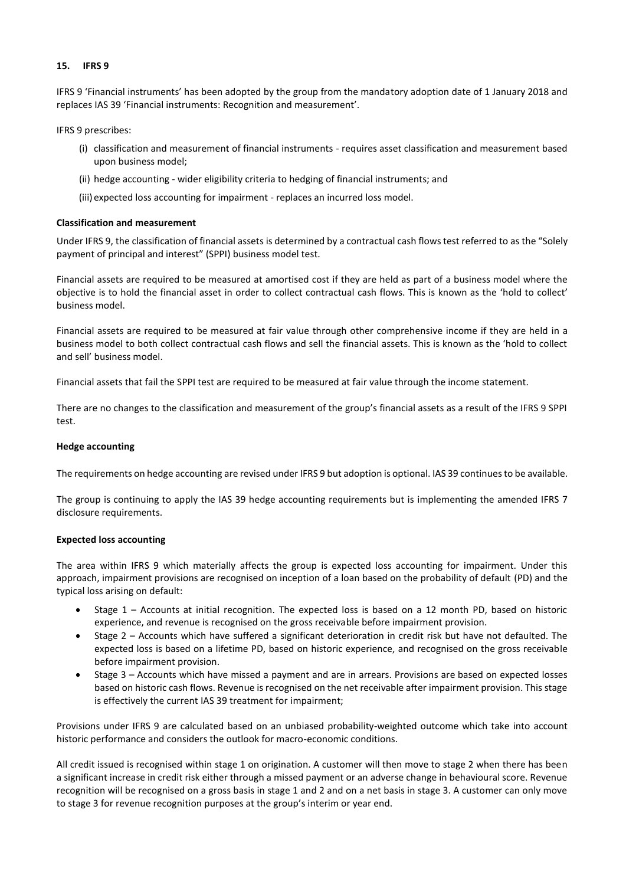## 15. IFRS 9

IFRS 9 'Financial instruments' has been adopted by the group from the mandatory adoption date of 1 January 2018 and replaces IAS 39 'Financial instruments: Recognition and measurement'.

IFRS 9 prescribes:

(i) classification and measurement of financial instruments - requires asset classification and measurement based upon business model;

(ii) hedge accounting - wider eligibility criteria to hedging of financial instruments; and

(iii) expected loss accounting for impairment - replaces an incurred loss model.

### Classification and measurement

Under IFRS 9, the classification of financial assets is determined by a contractual cash flows test referred to as the "Solely payment of principal and interest" (SPPI) business model test.

Financial assets are required to be measured at amortised cost if they are held as part of a business model where the objective is to hold the financial asset in order to collect contractual cash flows. This is known as the 'hold to collect' business model.

Financial assets are required to be measured at fair value through other comprehensive income if they are held in a business model to both collect contractual cash flows and sell the financial assets. This is known as the 'hold to collect and sell' business model.

Financial assets that fail the SPPI test are required to be measured at fair value through the income statement.

There are no changes to the classification and measurement of the group's financial assets as a result of the IFRS 9 SPPI test.

### Hedge accounting

The requirements on hedge accounting are revised under IFRS 9 but adoption is optional. IAS 39 continues to be available.

The group is continuing to apply the IAS 39 hedge accounting requirements but is implementing the amended IFRS 7 disclosure requirements.

### Expected loss accounting

The area within IFRS 9 which materially affects the group is expected loss accounting for impairment. Under this approach, impairment provisions are recognised on inception of a loan based on the probability of default (PD) and the typical loss arising on default:

- Stage 1 – Accounts at initial recognition. The expected loss is based on a 12 month PD, based on historic experience, and revenue is recognised on the gross receivable before impairment provision.
- Stage 2 – Accounts which have suffered a significant deterioration in credit risk but have not defaulted. The expected loss is based on a lifetime PD, based on historic experience, and recognised on the gross receivable before impairment provision.
- Stage 3 – Accounts which have missed a payment and are in arrears. Provisions are based on expected losses based on historic cash flows. Revenue is recognised on the net receivable after impairment provision. This stage is effectively the current IAS 39 treatment for impairment;

Provisions under IFRS 9 are calculated based on an unbiased probability-weighted outcome which take into account historic performance and considers the outlook for macro-economic conditions.

All credit issued is recognised within stage 1 on origination. A customer will then move to stage 2 when there has been a significant increase in credit risk either through a missed payment or an adverse change in behavioural score. Revenue recognition will be recognised on a gross basis in stage 1 and 2 and on a net basis in stage 3. A customer can only move to stage 3 for revenue recognition purposes at the group's interim or year end.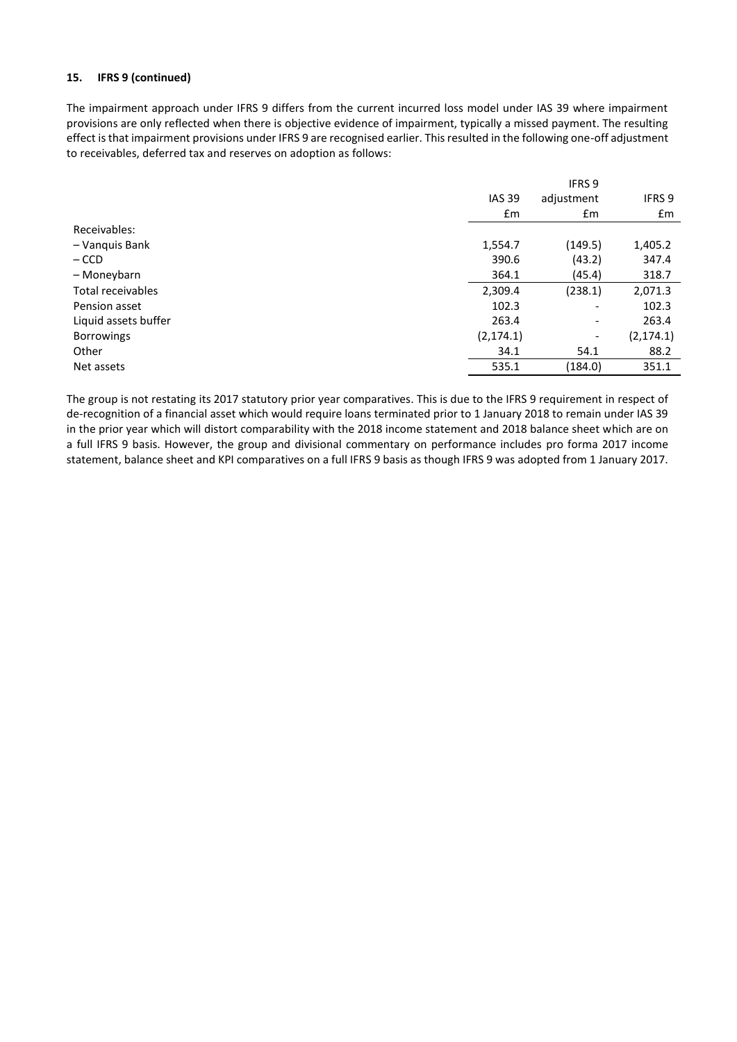### 15. IFRS 9 (continued)

The impairment approach under IFRS 9 differs from the current incurred loss model under IAS 39 where impairment provisions are only reflected when there is objective evidence of impairment, typically a missed payment. The resulting effect is that impairment provisions under IFRS 9 are recognised earlier. This resulted in the following one-off adjustment to receivables, deferred tax and reserves on adoption as follows:

| | IAS 39 | IFRS 9 adjustment | IFRS 9 |
|---|---|---|---|
| | £m | £m | £m |
| Receivables: | | | |
| – Vanquis Bank | 1,554.7 | (149.5) | 1,405.2 |
| – CCD | 390.6 | (43.2) | 347.4 |
| – Moneybarn | 364.1 | (45.4) | 318.7 |
| Total receivables | 2,309.4 | (238.1) | 2,071.3 |
| Pension asset | 102.3 | - | 102.3 |
| Liquid assets buffer | 263.4 | - | 263.4 |
| Borrowings | (2,174.1) | - | (2,174.1) |
| Other | 34.1 | 54.1 | 88.2 |
| Net assets | 535.1 | (184.0) | 351.1 |

The group is not restating its 2017 statutory prior year comparatives. This is due to the IFRS 9 requirement in respect of de-recognition of a financial asset which would require loans terminated prior to 1 January 2018 to remain under IAS 39 in the prior year which will distort comparability with the 2018 income statement and 2018 balance sheet which are on a full IFRS 9 basis. However, the group and divisional commentary on performance includes pro forma 2017 income statement, balance sheet and KPI comparatives on a full IFRS 9 basis as though IFRS 9 was adopted from 1 January 2017.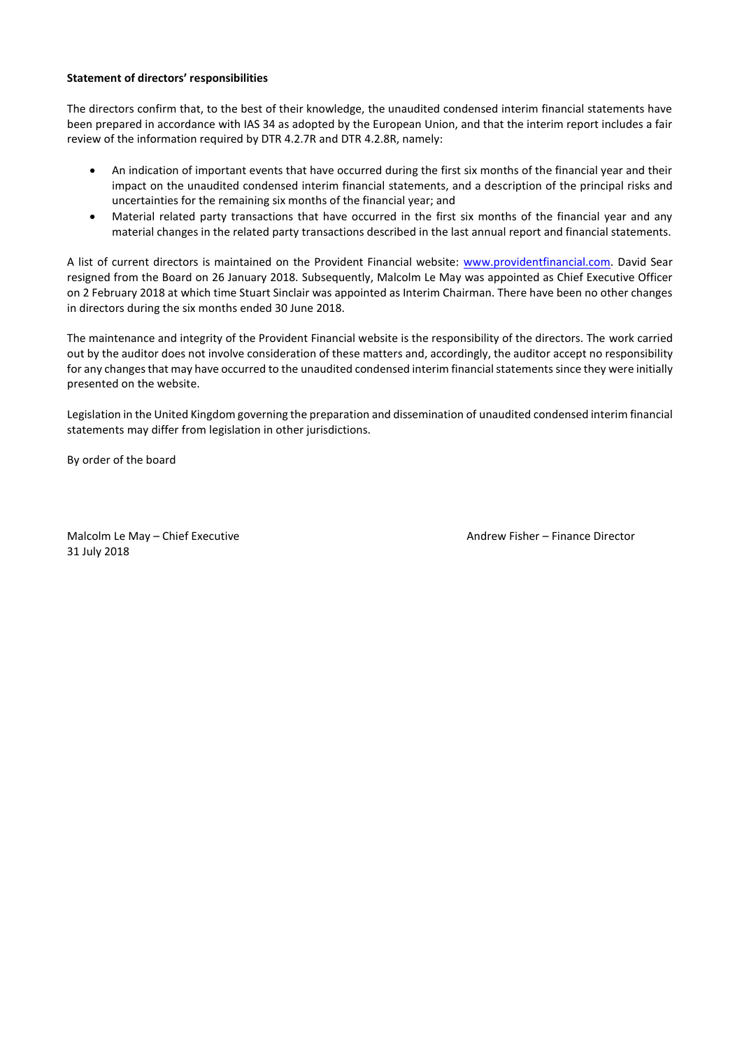**Statement of directors' responsibilities**

The directors confirm that, to the best of their knowledge, the unaudited condensed interim financial statements have been prepared in accordance with IAS 34 as adopted by the European Union, and that the interim report includes a fair review of the information required by DTR 4.2.7R and DTR 4.2.8R, namely:

- An indication of important events that have occurred during the first six months of the financial year and their impact on the unaudited condensed interim financial statements, and a description of the principal risks and uncertainties for the remaining six months of the financial year; and
- Material related party transactions that have occurred in the first six months of the financial year and any material changes in the related party transactions described in the last annual report and financial statements.

A list of current directors is maintained on the Provident Financial website: [www.providentfinancial.com](www.providentfinancial.com). David Sear resigned from the Board on 26 January 2018. Subsequently, Malcolm Le May was appointed as Chief Executive Officer on 2 February 2018 at which time Stuart Sinclair was appointed as Interim Chairman. There have been no other changes in directors during the six months ended 30 June 2018.

The maintenance and integrity of the Provident Financial website is the responsibility of the directors. The work carried out by the auditor does not involve consideration of these matters and, accordingly, the auditor accept no responsibility for any changes that may have occurred to the unaudited condensed interim financial statements since they were initially presented on the website.

Legislation in the United Kingdom governing the preparation and dissemination of unaudited condensed interim financial statements may differ from legislation in other jurisdictions.

By order of the board

Malcolm Le May – Chief Executive
31 July 2018

Andrew Fisher – Finance Director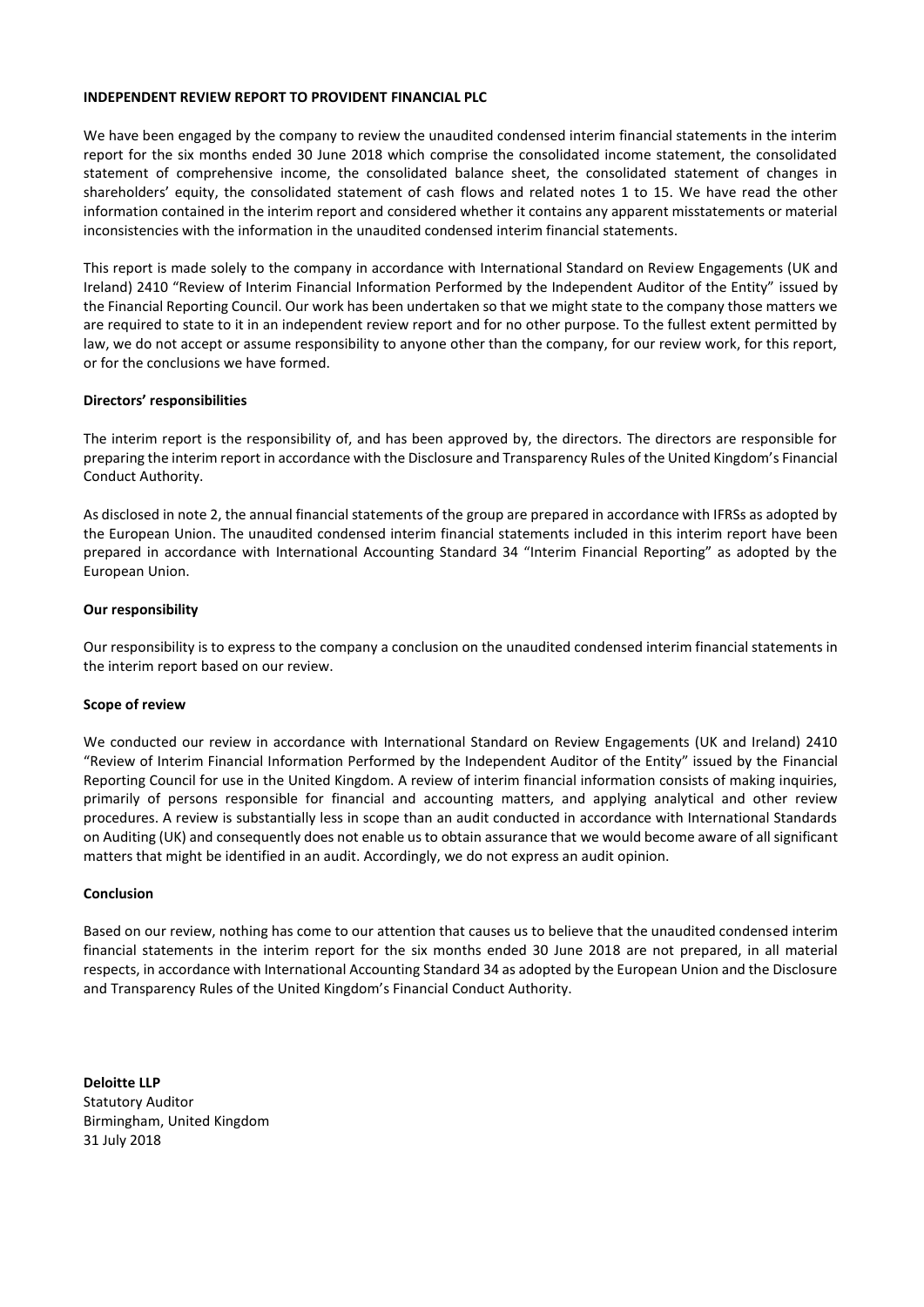## INDEPENDENT REVIEW REPORT TO PROVIDENT FINANCIAL PLC

We have been engaged by the company to review the unaudited condensed interim financial statements in the interim report for the six months ended 30 June 2018 which comprise the consolidated income statement, the consolidated statement of comprehensive income, the consolidated balance sheet, the consolidated statement of changes in shareholders' equity, the consolidated statement of cash flows and related notes 1 to 15. We have read the other information contained in the interim report and considered whether it contains any apparent misstatements or material inconsistencies with the information in the unaudited condensed interim financial statements.

This report is made solely to the company in accordance with International Standard on Review Engagements (UK and Ireland) 2410 "Review of Interim Financial Information Performed by the Independent Auditor of the Entity" issued by the Financial Reporting Council. Our work has been undertaken so that we might state to the company those matters we are required to state to it in an independent review report and for no other purpose. To the fullest extent permitted by law, we do not accept or assume responsibility to anyone other than the company, for our review work, for this report, or for the conclusions we have formed.

### Directors' responsibilities

The interim report is the responsibility of, and has been approved by, the directors. The directors are responsible for preparing the interim report in accordance with the Disclosure and Transparency Rules of the United Kingdom's Financial Conduct Authority.

As disclosed in note 2, the annual financial statements of the group are prepared in accordance with IFRSs as adopted by the European Union. The unaudited condensed interim financial statements included in this interim report have been prepared in accordance with International Accounting Standard 34 "Interim Financial Reporting" as adopted by the European Union.

### Our responsibility

Our responsibility is to express to the company a conclusion on the unaudited condensed interim financial statements in the interim report based on our review.

### Scope of review

We conducted our review in accordance with International Standard on Review Engagements (UK and Ireland) 2410 "Review of Interim Financial Information Performed by the Independent Auditor of the Entity" issued by the Financial Reporting Council for use in the United Kingdom. A review of interim financial information consists of making inquiries, primarily of persons responsible for financial and accounting matters, and applying analytical and other review procedures. A review is substantially less in scope than an audit conducted in accordance with International Standards on Auditing (UK) and consequently does not enable us to obtain assurance that we would become aware of all significant matters that might be identified in an audit. Accordingly, we do not express an audit opinion.

### Conclusion

Based on our review, nothing has come to our attention that causes us to believe that the unaudited condensed interim financial statements in the interim report for the six months ended 30 June 2018 are not prepared, in all material respects, in accordance with International Accounting Standard 34 as adopted by the European Union and the Disclosure and Transparency Rules of the United Kingdom's Financial Conduct Authority.

**Deloitte LLP**
Statutory Auditor
Birmingham, United Kingdom
31 July 2018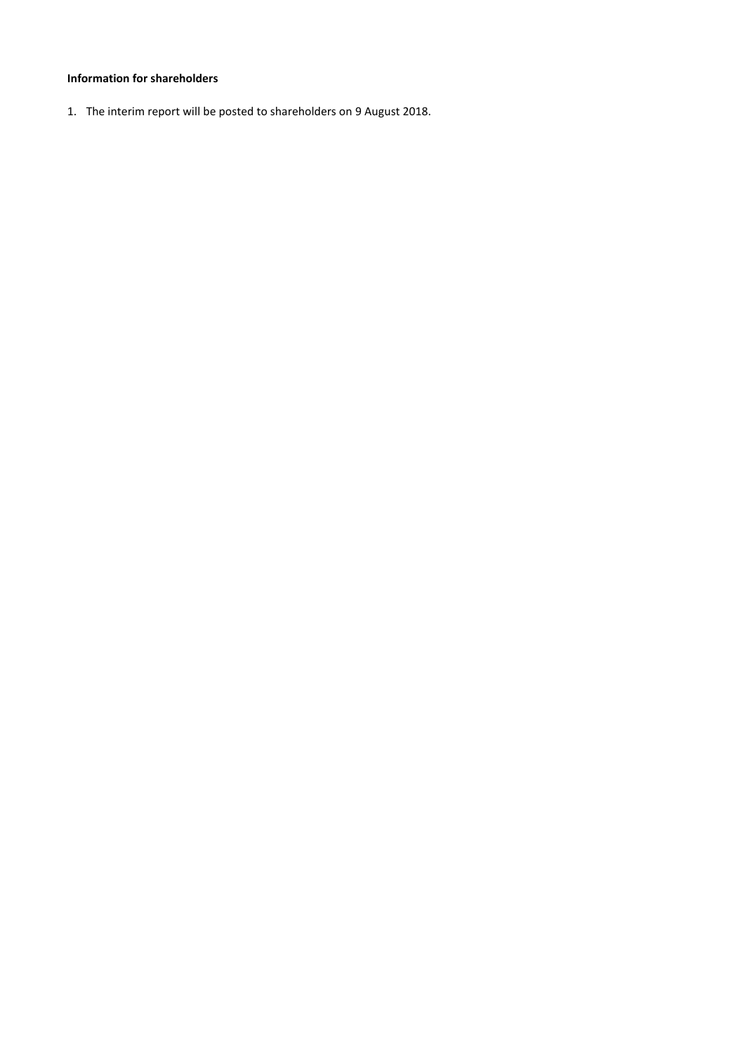**Information for shareholders**

1. The interim report will be posted to shareholders on 9 August 2018.